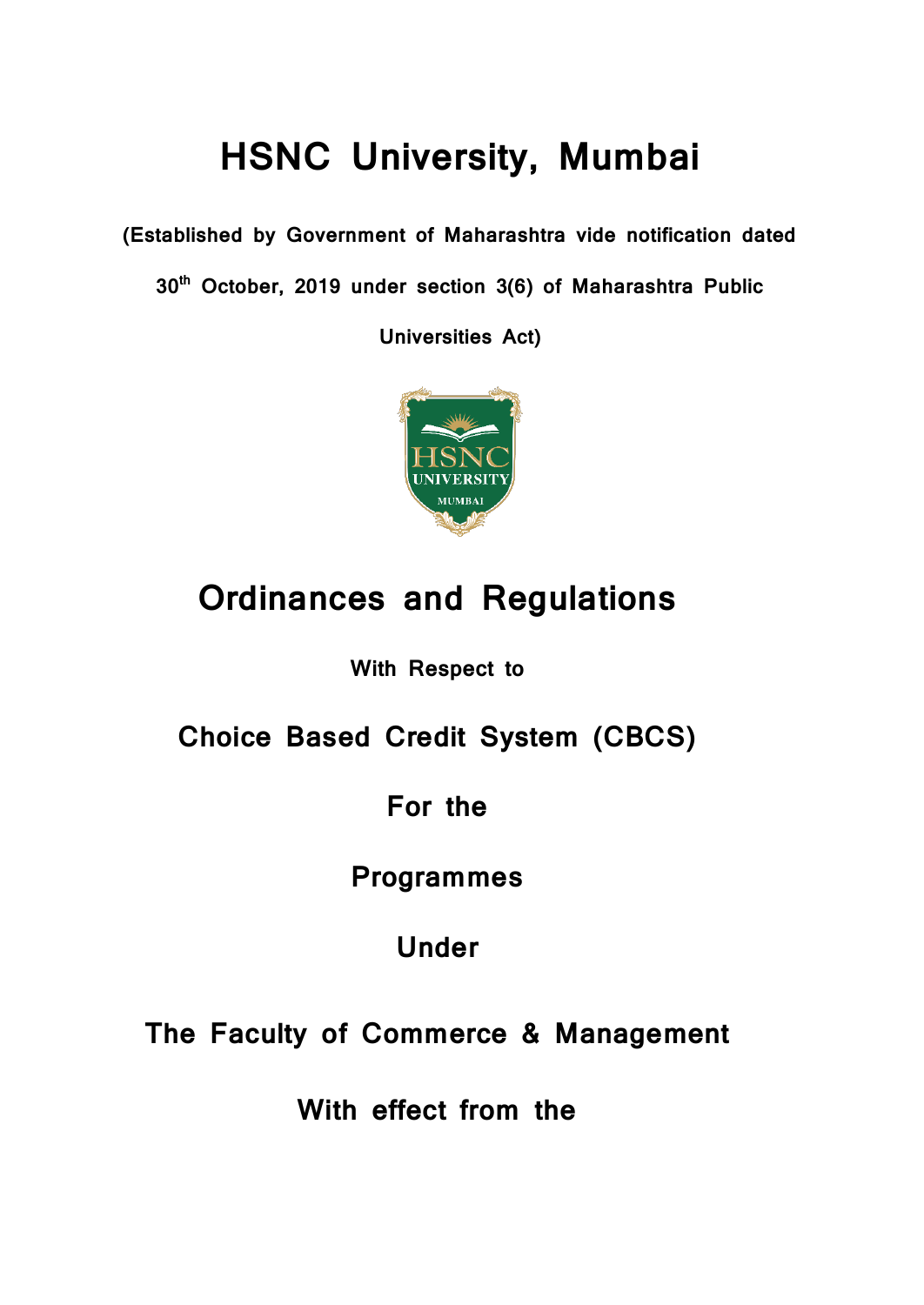# HSNC University, Mumbai

**(Established by Government of Maharashtra vide notification dated 30th October, 2019 under section 3(6) of Maharashtra Public Universities Act)**

## Ordinances and Regulations

**With Respect to**

## Choice Based Credit System (CBCS)

## For the

## Programmes

## Under

## The Faculty of Commerce & Management

## With effect from the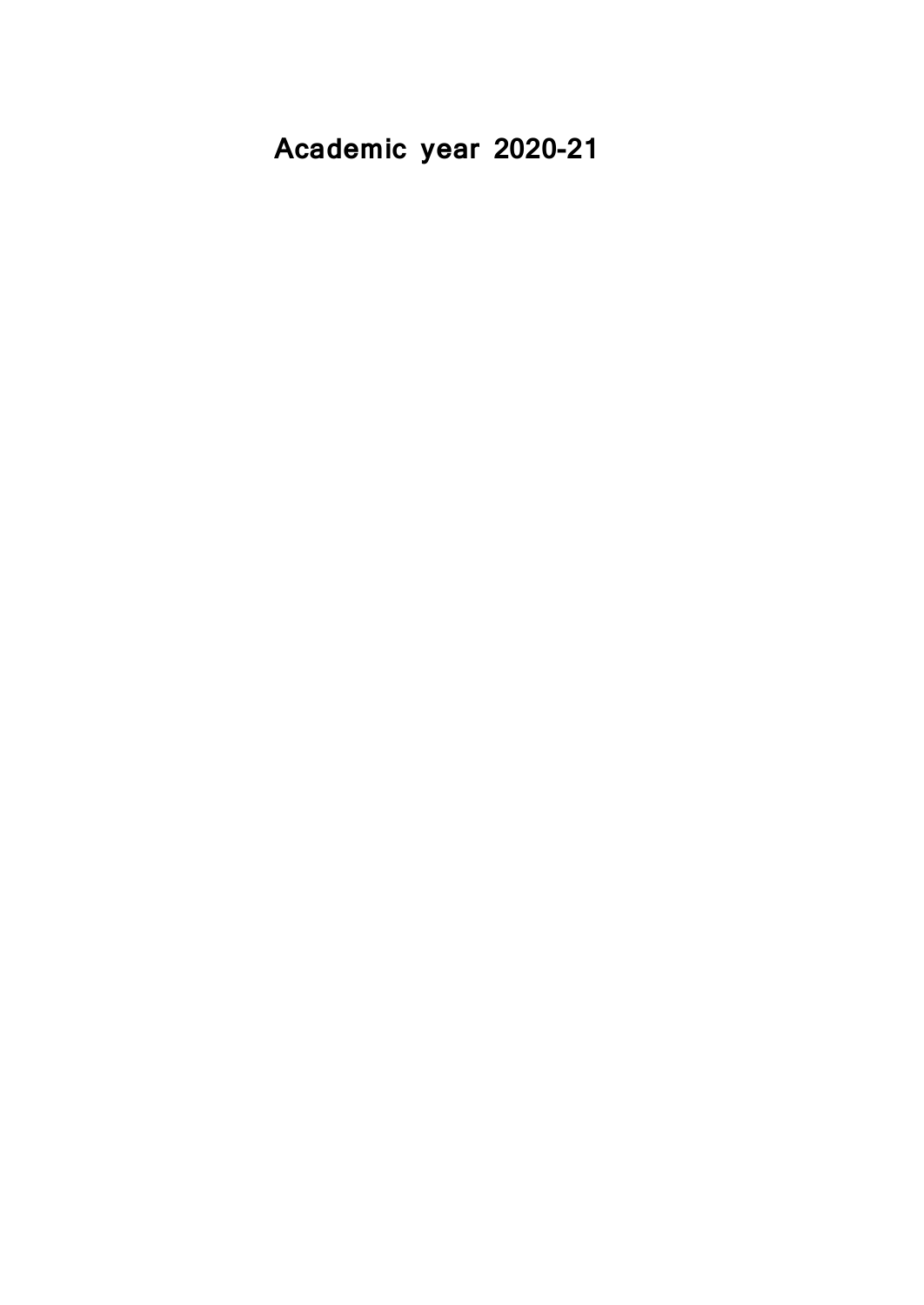# Academic year 2020-21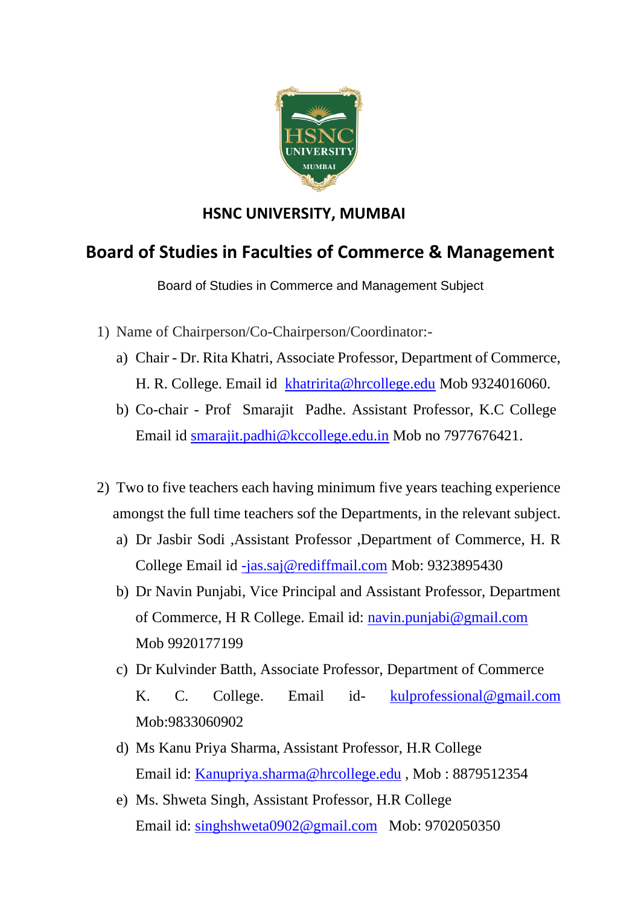# HSNC UNIVERSITY, MUMBAI

## Board of Studies in Faculties of Commerce & Management

Board of Studies in Commerce and Management Subject

1) Name of Chairperson/Co-Chairperson/Coordinator:-
   a) Chair - Dr. Rita Khatri, Associate Professor, Department of Commerce, H. R. College. Email id khatririta@hrcollege.edu Mob 9324016060.
   b) Co-chair - Prof Smarajit Padhe. Assistant Professor, K.C College Email id smarajit.padhi@kccollege.edu.in Mob no 7977676421.

2) Two to five teachers each having minimum five years teaching experience amongst the full time teachers sof the Departments, in the relevant subject.
   a) Dr Jasbir Sodi ,Assistant Professor ,Department of Commerce, H. R College Email id -jas.saj@rediffmail.com Mob: 9323895430
   b) Dr Navin Punjabi, Vice Principal and Assistant Professor, Department of Commerce, H R College. Email id: navin.punjabi@gmail.com Mob 9920177199
   c) Dr Kulvinder Batth, Associate Professor, Department of Commerce K. C. College. Email id- kulprofessional@gmail.com Mob:9833060902
   d) Ms Kanu Priya Sharma, Assistant Professor, H.R College Email id: Kanupriya.sharma@hrcollege.edu , Mob : 8879512354
   e) Ms. Shweta Singh, Assistant Professor, H.R College Email id: singhshweta0902@gmail.com Mob: 9702050350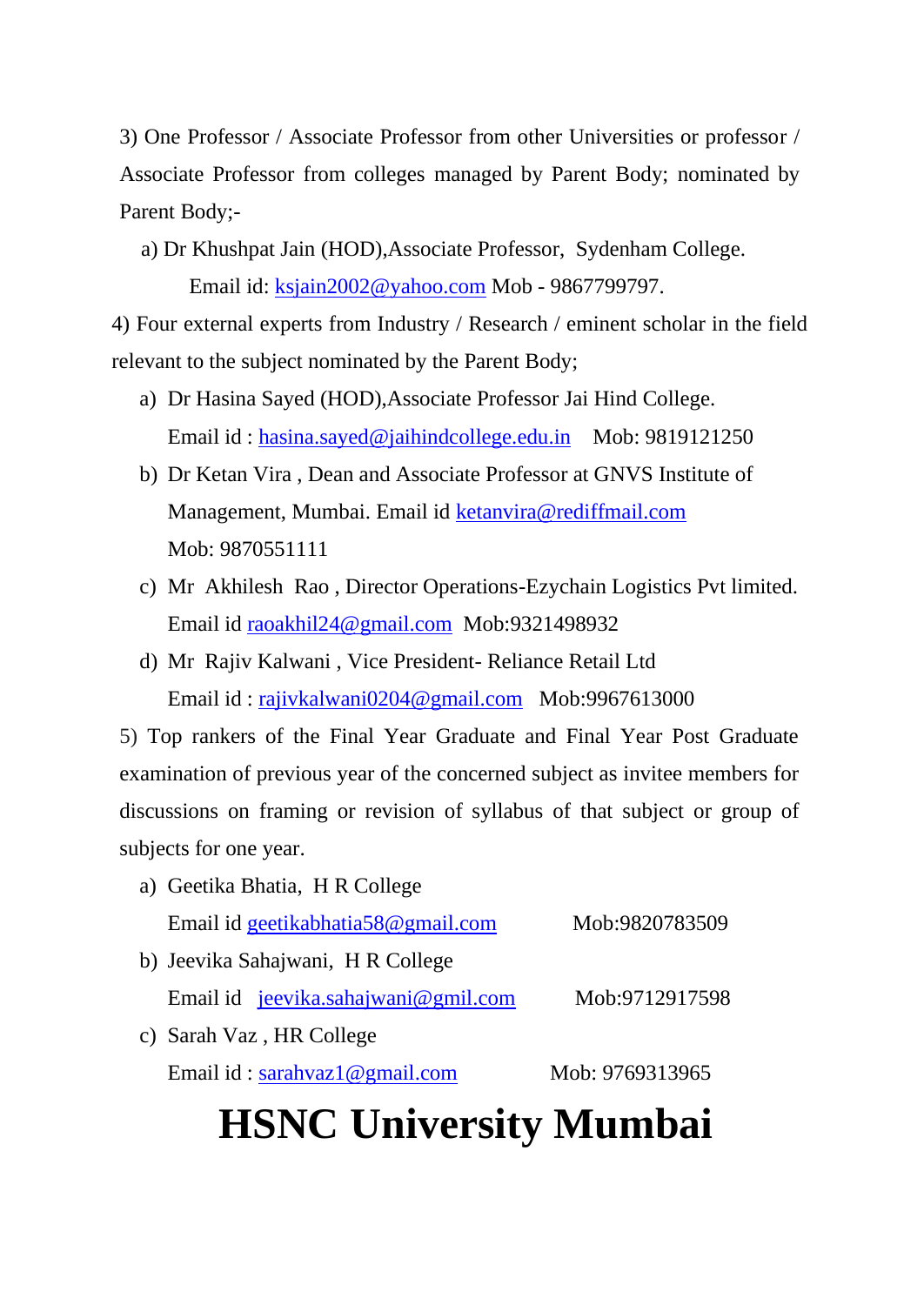3) One Professor / Associate Professor from other Universities or professor / Associate Professor from colleges managed by Parent Body; nominated by Parent Body;-

a) Dr Khushpat Jain (HOD),Associate Professor, Sydenham College.
Email id: ksjain2002@yahoo.com Mob - 9867799797.

4) Four external experts from Industry / Research / eminent scholar in the field relevant to the subject nominated by the Parent Body;

a) Dr Hasina Sayed (HOD),Associate Professor Jai Hind College.
Email id : hasina.sayed@jaihindcollege.edu.in Mob: 9819121250

b) Dr Ketan Vira , Dean and Associate Professor at GNVS Institute of Management, Mumbai. Email id ketanvira@rediffmail.com
Mob: 9870551111

c) Mr Akhilesh Rao , Director Operations-Ezychain Logistics Pvt limited.
Email id raoakhil24@gmail.com Mob:9321498932

d) Mr Rajiv Kalwani , Vice President- Reliance Retail Ltd
Email id : rajivkalwani0204@gmail.com Mob:9967613000

5) Top rankers of the Final Year Graduate and Final Year Post Graduate examination of previous year of the concerned subject as invitee members for discussions on framing or revision of syllabus of that subject or group of subjects for one year.

a) Geetika Bhatia, H R College
Email id geetikabhatia58@gmail.com Mob:9820783509

b) Jeevika Sahajwani, H R College
Email id jeevika.sahajwani@gmil.com Mob:9712917598

c) Sarah Vaz , HR College
Email id : sarahvaz1@gmail.com Mob: 9769313965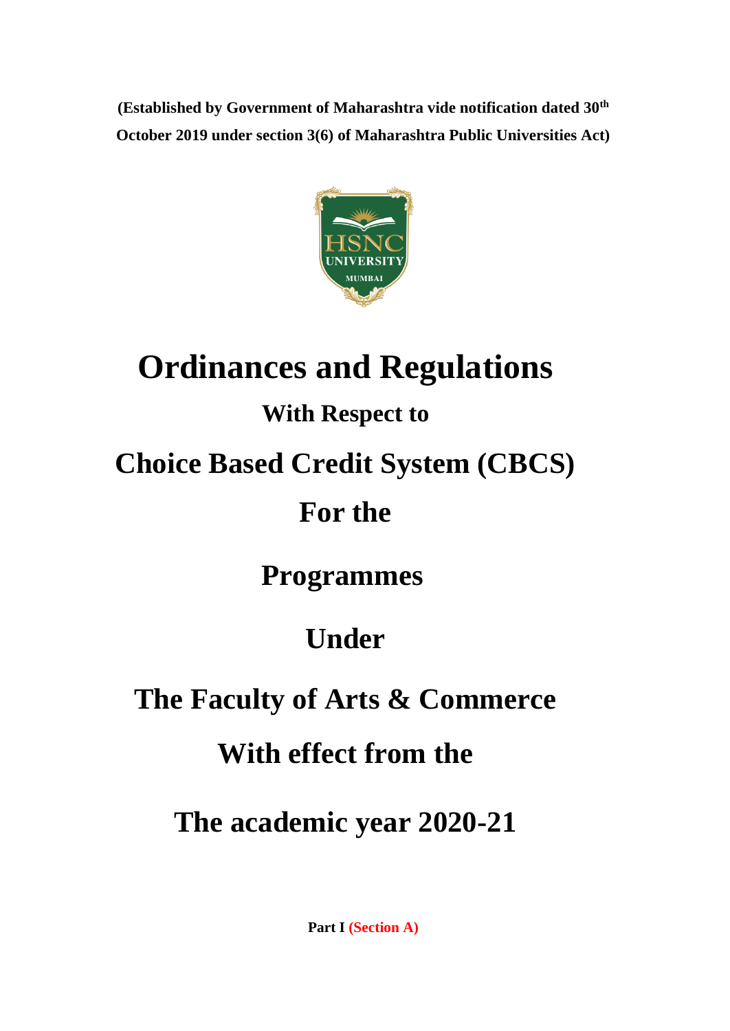**(Established by Government of Maharashtra vide notification dated 30th October 2019 under section 3(6) of Maharashtra Public Universities Act)**

# Ordinances and Regulations

## With Respect to

# Choice Based Credit System (CBCS)

# For the

# Programmes

# Under

# The Faculty of Arts & Commerce

# With effect from the

# The academic year 2020-21

**Part I (Section A)**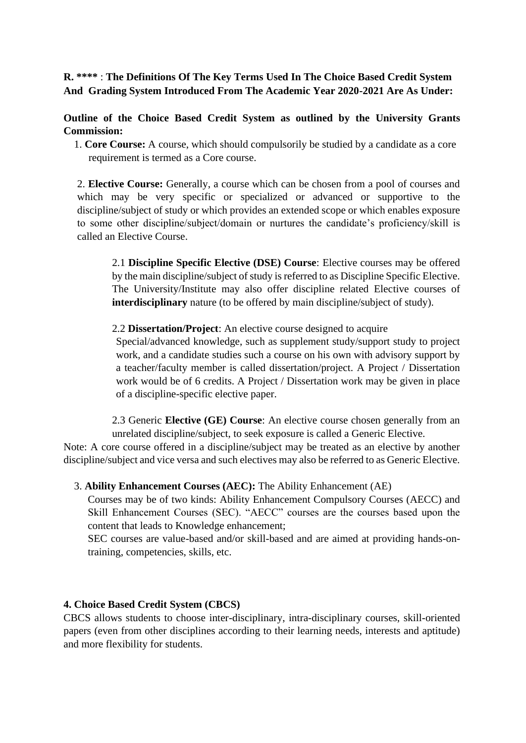**R. \*\*\*\*** : **The Definitions Of The Key Terms Used In The Choice Based Credit System And Grading System Introduced From The Academic Year 2020-2021 Are As Under:**

**Outline of the Choice Based Credit System as outlined by the University Grants Commission:**

1. **Core Course:** A course, which should compulsorily be studied by a candidate as a core requirement is termed as a Core course.

2. **Elective Course:** Generally, a course which can be chosen from a pool of courses and which may be very specific or specialized or advanced or supportive to the discipline/subject of study or which provides an extended scope or which enables exposure to some other discipline/subject/domain or nurtures the candidate's proficiency/skill is called an Elective Course.

   2.1 **Discipline Specific Elective (DSE) Course**: Elective courses may be offered by the main discipline/subject of study is referred to as Discipline Specific Elective. The University/Institute may also offer discipline related Elective courses of **interdisciplinary** nature (to be offered by main discipline/subject of study).

   2.2 **Dissertation/Project**: An elective course designed to acquire Special/advanced knowledge, such as supplement study/support study to project work, and a candidate studies such a course on his own with advisory support by a teacher/faculty member is called dissertation/project. A Project / Dissertation work would be of 6 credits. A Project / Dissertation work may be given in place of a discipline-specific elective paper.

   2.3 Generic **Elective (GE) Course**: An elective course chosen generally from an unrelated discipline/subject, to seek exposure is called a Generic Elective.

Note: A core course offered in a discipline/subject may be treated as an elective by another discipline/subject and vice versa and such electives may also be referred to as Generic Elective.

3. **Ability Enhancement Courses (AEC):** The Ability Enhancement (AE) Courses may be of two kinds: Ability Enhancement Compulsory Courses (AECC) and Skill Enhancement Courses (SEC). "AECC" courses are the courses based upon the content that leads to Knowledge enhancement;

   SEC courses are value-based and/or skill-based and are aimed at providing hands-on-training, competencies, skills, etc.

**4. Choice Based Credit System (CBCS)**

CBCS allows students to choose inter-disciplinary, intra-disciplinary courses, skill-oriented papers (even from other disciplines according to their learning needs, interests and aptitude) and more flexibility for students.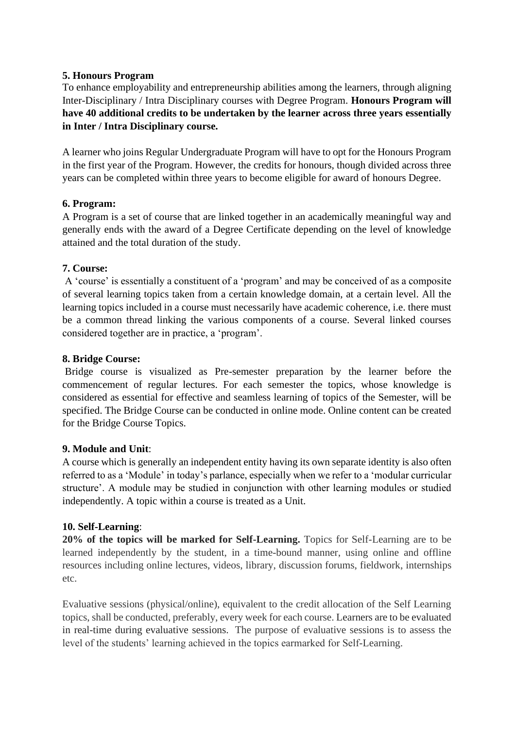**5. Honours Program**

To enhance employability and entrepreneurship abilities among the learners, through aligning Inter-Disciplinary / Intra Disciplinary courses with Degree Program. **Honours Program will have 40 additional credits to be undertaken by the learner across three years essentially in Inter / Intra Disciplinary course.**

A learner who joins Regular Undergraduate Program will have to opt for the Honours Program in the first year of the Program. However, the credits for honours, though divided across three years can be completed within three years to become eligible for award of honours Degree.

**6. Program:**

A Program is a set of course that are linked together in an academically meaningful way and generally ends with the award of a Degree Certificate depending on the level of knowledge attained and the total duration of the study.

**7. Course:**

A 'course' is essentially a constituent of a 'program' and may be conceived of as a composite of several learning topics taken from a certain knowledge domain, at a certain level. All the learning topics included in a course must necessarily have academic coherence, i.e. there must be a common thread linking the various components of a course. Several linked courses considered together are in practice, a 'program'.

**8. Bridge Course:**

Bridge course is visualized as Pre-semester preparation by the learner before the commencement of regular lectures. For each semester the topics, whose knowledge is considered as essential for effective and seamless learning of topics of the Semester, will be specified. The Bridge Course can be conducted in online mode. Online content can be created for the Bridge Course Topics.

**9. Module and Unit**:

A course which is generally an independent entity having its own separate identity is also often referred to as a 'Module' in today's parlance, especially when we refer to a 'modular curricular structure'. A module may be studied in conjunction with other learning modules or studied independently. A topic within a course is treated as a Unit.

**10. Self-Learning**:

**20% of the topics will be marked for Self-Learning.** Topics for Self-Learning are to be learned independently by the student, in a time-bound manner, using online and offline resources including online lectures, videos, library, discussion forums, fieldwork, internships etc.

Evaluative sessions (physical/online), equivalent to the credit allocation of the Self Learning topics, shall be conducted, preferably, every week for each course. Learners are to be evaluated in real-time during evaluative sessions. The purpose of evaluative sessions is to assess the level of the students' learning achieved in the topics earmarked for Self-Learning.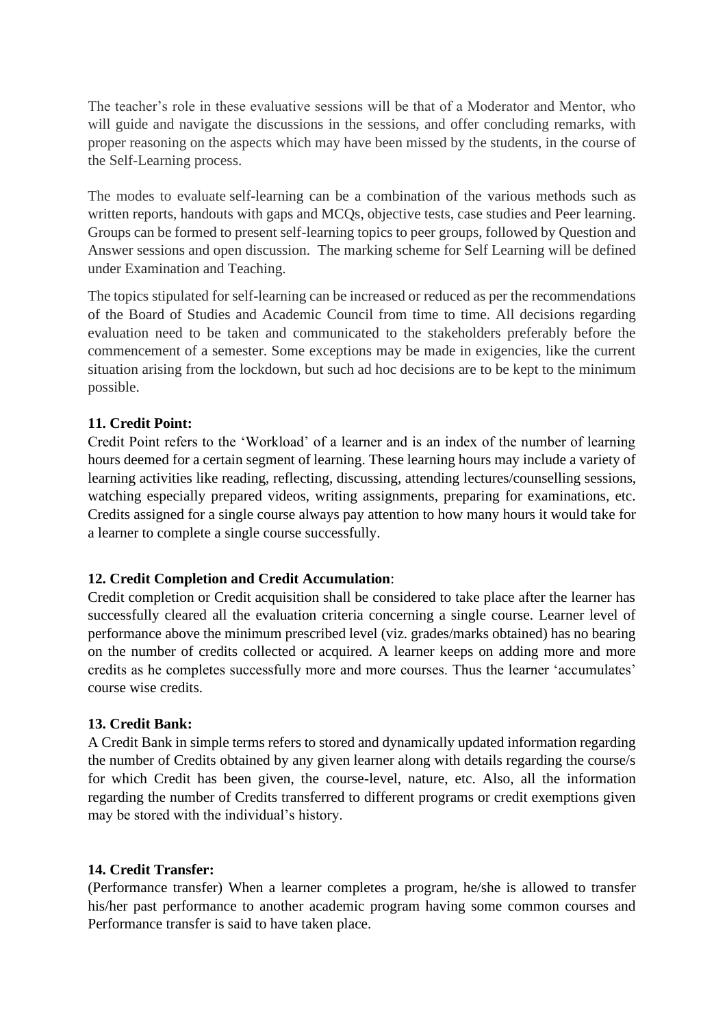The teacher's role in these evaluative sessions will be that of a Moderator and Mentor, who will guide and navigate the discussions in the sessions, and offer concluding remarks, with proper reasoning on the aspects which may have been missed by the students, in the course of the Self-Learning process.

The modes to evaluate self-learning can be a combination of the various methods such as written reports, handouts with gaps and MCQs, objective tests, case studies and Peer learning. Groups can be formed to present self-learning topics to peer groups, followed by Question and Answer sessions and open discussion. The marking scheme for Self Learning will be defined under Examination and Teaching.

The topics stipulated for self-learning can be increased or reduced as per the recommendations of the Board of Studies and Academic Council from time to time. All decisions regarding evaluation need to be taken and communicated to the stakeholders preferably before the commencement of a semester. Some exceptions may be made in exigencies, like the current situation arising from the lockdown, but such ad hoc decisions are to be kept to the minimum possible.

**11. Credit Point:**

Credit Point refers to the 'Workload' of a learner and is an index of the number of learning hours deemed for a certain segment of learning. These learning hours may include a variety of learning activities like reading, reflecting, discussing, attending lectures/counselling sessions, watching especially prepared videos, writing assignments, preparing for examinations, etc. Credits assigned for a single course always pay attention to how many hours it would take for a learner to complete a single course successfully.

**12. Credit Completion and Credit Accumulation**:

Credit completion or Credit acquisition shall be considered to take place after the learner has successfully cleared all the evaluation criteria concerning a single course. Learner level of performance above the minimum prescribed level (viz. grades/marks obtained) has no bearing on the number of credits collected or acquired. A learner keeps on adding more and more credits as he completes successfully more and more courses. Thus the learner 'accumulates' course wise credits.

**13. Credit Bank:**

A Credit Bank in simple terms refers to stored and dynamically updated information regarding the number of Credits obtained by any given learner along with details regarding the course/s for which Credit has been given, the course-level, nature, etc. Also, all the information regarding the number of Credits transferred to different programs or credit exemptions given may be stored with the individual's history.

**14. Credit Transfer:**

(Performance transfer) When a learner completes a program, he/she is allowed to transfer his/her past performance to another academic program having some common courses and Performance transfer is said to have taken place.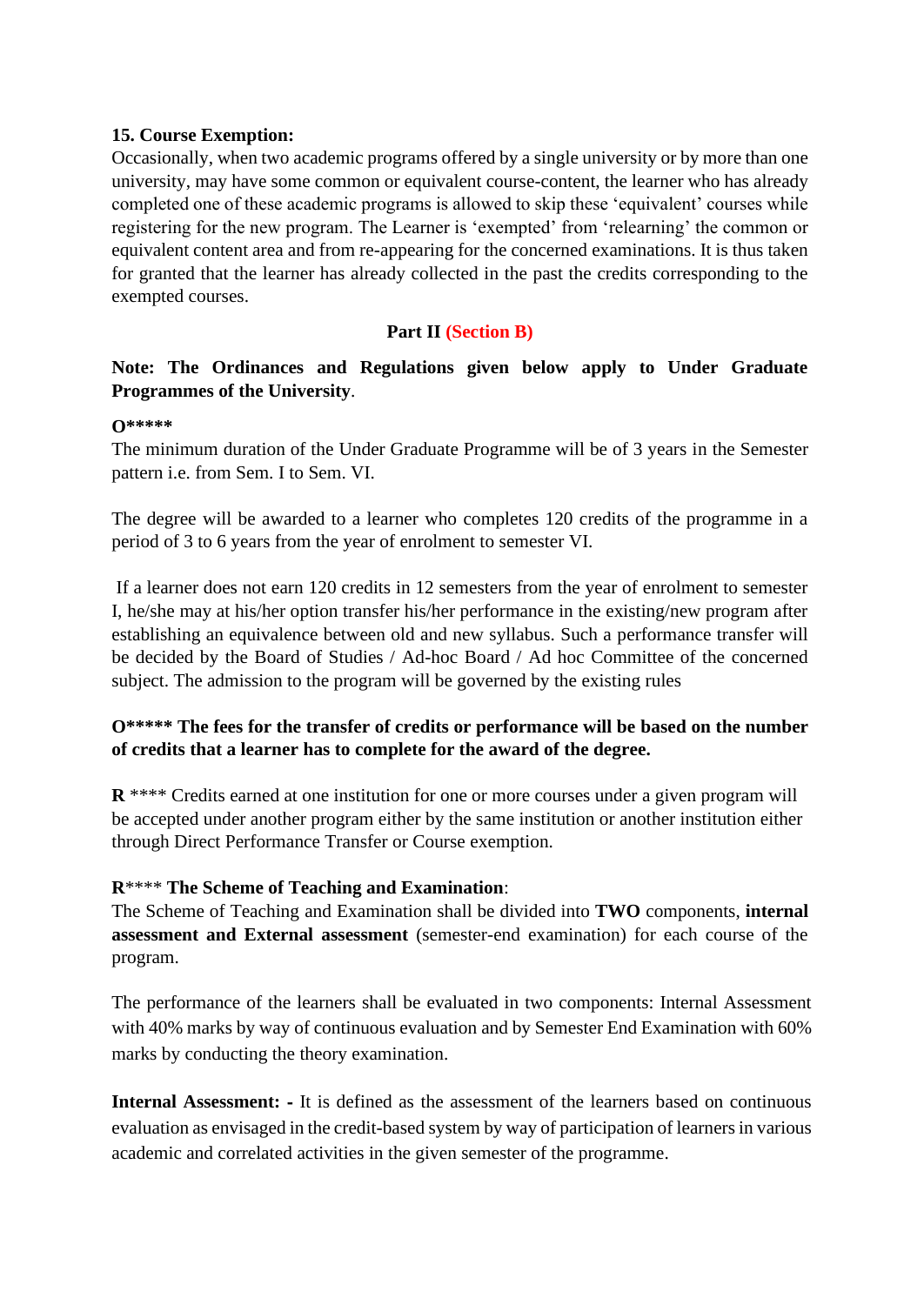**15. Course Exemption:**

Occasionally, when two academic programs offered by a single university or by more than one university, may have some common or equivalent course-content, the learner who has already completed one of these academic programs is allowed to skip these 'equivalent' courses while registering for the new program. The Learner is 'exempted' from 'relearning' the common or equivalent content area and from re-appearing for the concerned examinations. It is thus taken for granted that the learner has already collected in the past the credits corresponding to the exempted courses.

**Part II (Section B)**

**Note: The Ordinances and Regulations given below apply to Under Graduate Programmes of the University**.

**O*****

The minimum duration of the Under Graduate Programme will be of 3 years in the Semester pattern i.e. from Sem. I to Sem. VI.

The degree will be awarded to a learner who completes 120 credits of the programme in a period of 3 to 6 years from the year of enrolment to semester VI.

If a learner does not earn 120 credits in 12 semesters from the year of enrolment to semester I, he/she may at his/her option transfer his/her performance in the existing/new program after establishing an equivalence between old and new syllabus. Such a performance transfer will be decided by the Board of Studies / Ad-hoc Board / Ad hoc Committee of the concerned subject. The admission to the program will be governed by the existing rules

**O***** The fees for the transfer of credits or performance will be based on the number of credits that a learner has to complete for the award of the degree.**

**R** **** Credits earned at one institution for one or more courses under a given program will be accepted under another program either by the same institution or another institution either through Direct Performance Transfer or Course exemption.

**R**\**** **The Scheme of Teaching and Examination**:

The Scheme of Teaching and Examination shall be divided into **TWO** components, **internal assessment and External assessment** (semester-end examination) for each course of the program.

The performance of the learners shall be evaluated in two components: Internal Assessment with 40% marks by way of continuous evaluation and by Semester End Examination with 60% marks by conducting the theory examination.

**Internal Assessment: -** It is defined as the assessment of the learners based on continuous evaluation as envisaged in the credit-based system by way of participation of learners in various academic and correlated activities in the given semester of the programme.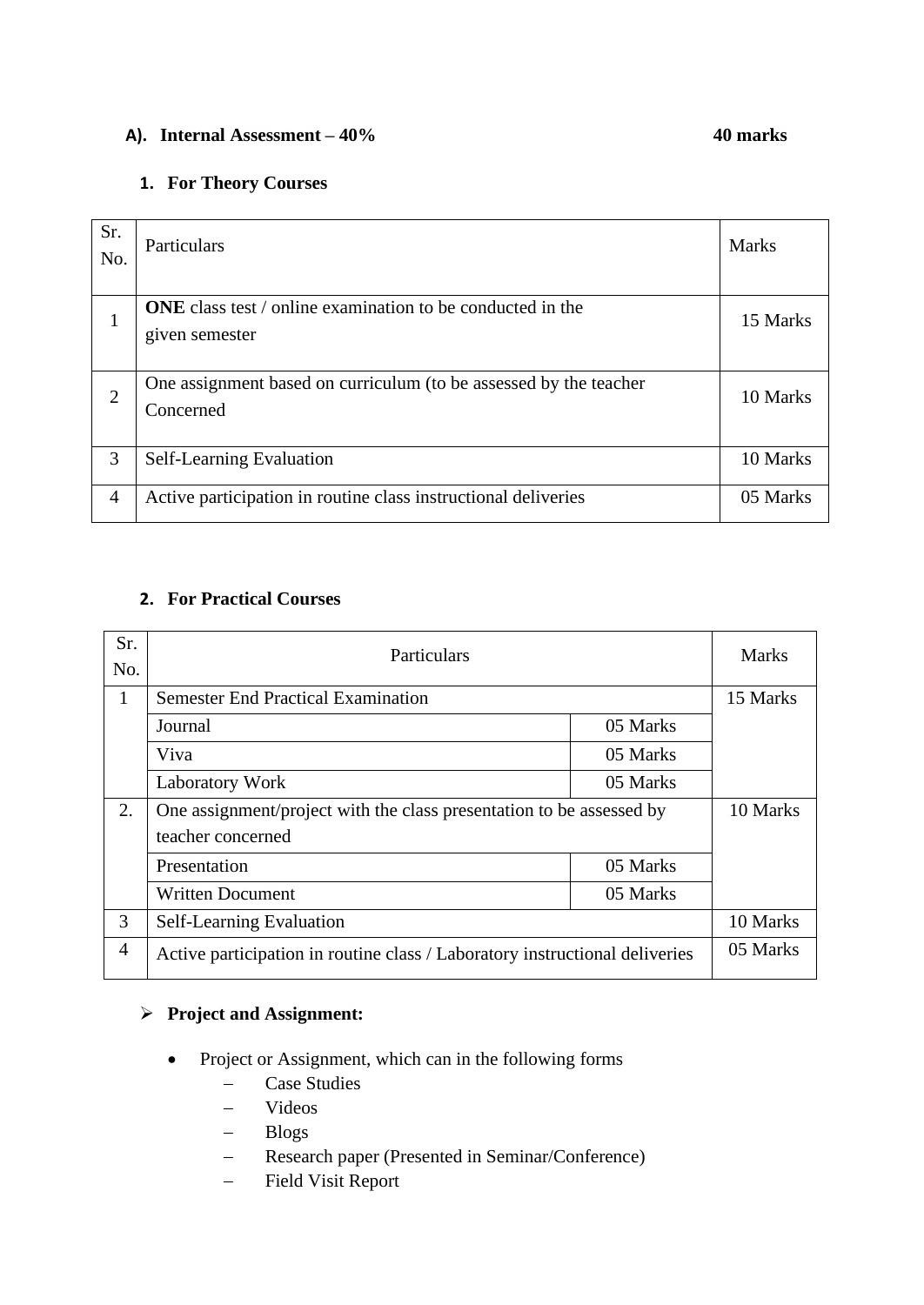### A). Internal Assessment – 40% 40 marks

#### 1. For Theory Courses

| Sr. No. | Particulars | Marks |
|---|---|---|
| 1 | **ONE** class test / online examination to be conducted in the given semester | 15 Marks |
| 2 | One assignment based on curriculum (to be assessed by the teacher Concerned | 10 Marks |
| 3 | Self-Learning Evaluation | 10 Marks |
| 4 | Active participation in routine class instructional deliveries | 05 Marks |

#### 2. For Practical Courses

| Sr. No. | Particulars | | Marks |
|---|---|---|---|
| 1 | Semester End Practical Examination | | 15 Marks |
| | Journal | 05 Marks | |
| | Viva | 05 Marks | |
| | Laboratory Work | 05 Marks | |
| 2. | One assignment/project with the class presentation to be assessed by teacher concerned | | 10 Marks |
| | Presentation | 05 Marks | |
| | Written Document | 05 Marks | |
| 3 | Self-Learning Evaluation | | 10 Marks |
| 4 | Active participation in routine class / Laboratory instructional deliveries | | 05 Marks |

- **Project and Assignment:**
  - Project or Assignment, which can in the following forms
    - Case Studies
    - Videos
    - Blogs
    - Research paper (Presented in Seminar/Conference)
    - Field Visit Report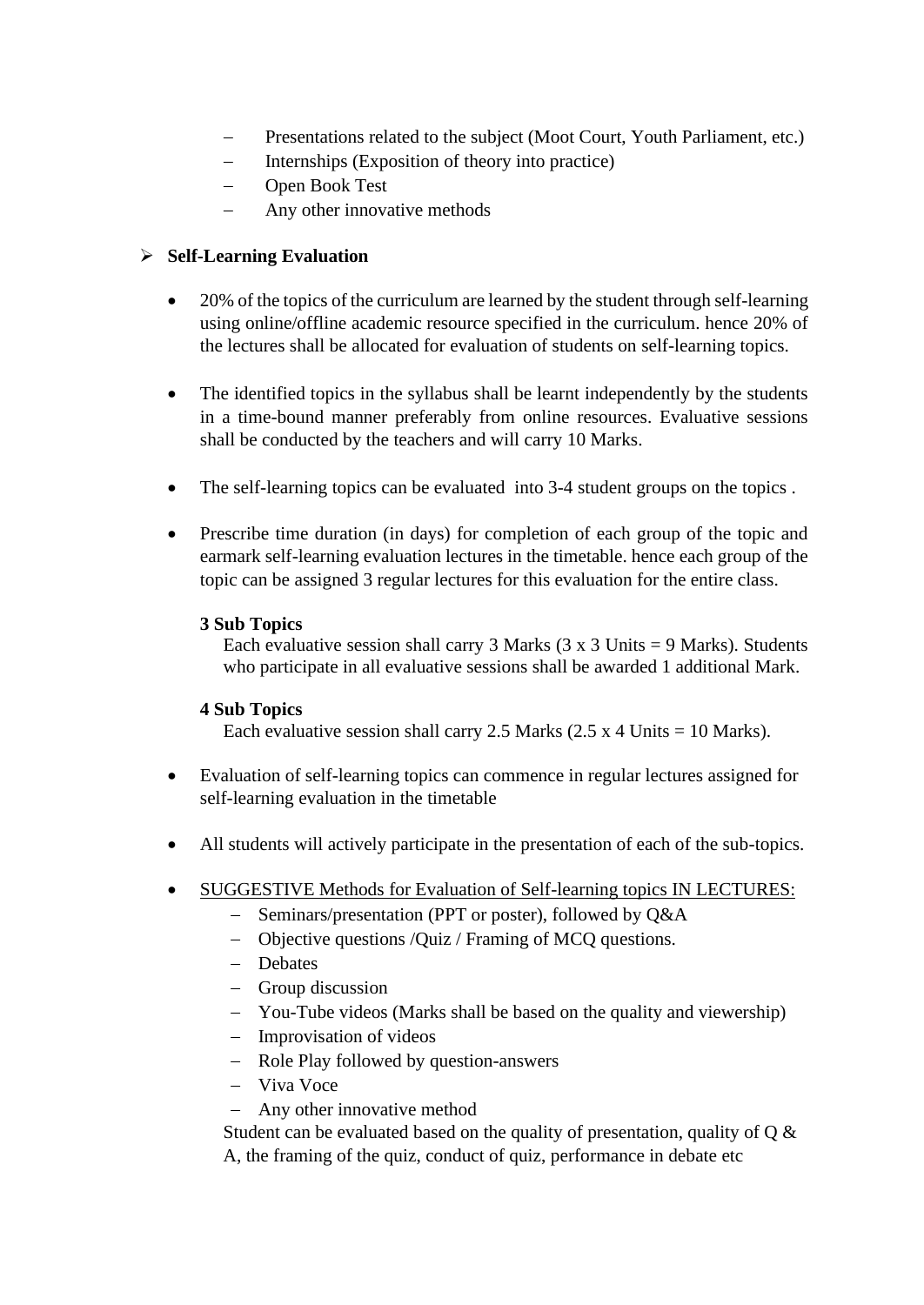- Presentations related to the subject (Moot Court, Youth Parliament, etc.)
- Internships (Exposition of theory into practice)
- Open Book Test
- Any other innovative methods

- **Self-Learning Evaluation**

  - 20% of the topics of the curriculum are learned by the student through self-learning using online/offline academic resource specified in the curriculum. hence 20% of the lectures shall be allocated for evaluation of students on self-learning topics.

  - The identified topics in the syllabus shall be learnt independently by the students in a time-bound manner preferably from online resources. Evaluative sessions shall be conducted by the teachers and will carry 10 Marks.

  - The self-learning topics can be evaluated into 3-4 student groups on the topics .

  - Prescribe time duration (in days) for completion of each group of the topic and earmark self-learning evaluation lectures in the timetable. hence each group of the topic can be assigned 3 regular lectures for this evaluation for the entire class.

    **3 Sub Topics**
    Each evaluative session shall carry 3 Marks (3 x 3 Units = 9 Marks). Students who participate in all evaluative sessions shall be awarded 1 additional Mark.

    **4 Sub Topics**
    Each evaluative session shall carry 2.5 Marks (2.5 x 4 Units = 10 Marks).

  - Evaluation of self-learning topics can commence in regular lectures assigned for self-learning evaluation in the timetable

  - All students will actively participate in the presentation of each of the sub-topics.

  - <u>SUGGESTIVE Methods for Evaluation of Self-learning topics IN LECTURES:</u>
    - Seminars/presentation (PPT or poster), followed by Q&A
    - Objective questions /Quiz / Framing of MCQ questions.
    - Debates
    - Group discussion
    - You-Tube videos (Marks shall be based on the quality and viewership)
    - Improvisation of videos
    - Role Play followed by question-answers
    - Viva Voce
    - Any other innovative method

    Student can be evaluated based on the quality of presentation, quality of Q & A, the framing of the quiz, conduct of quiz, performance in debate etc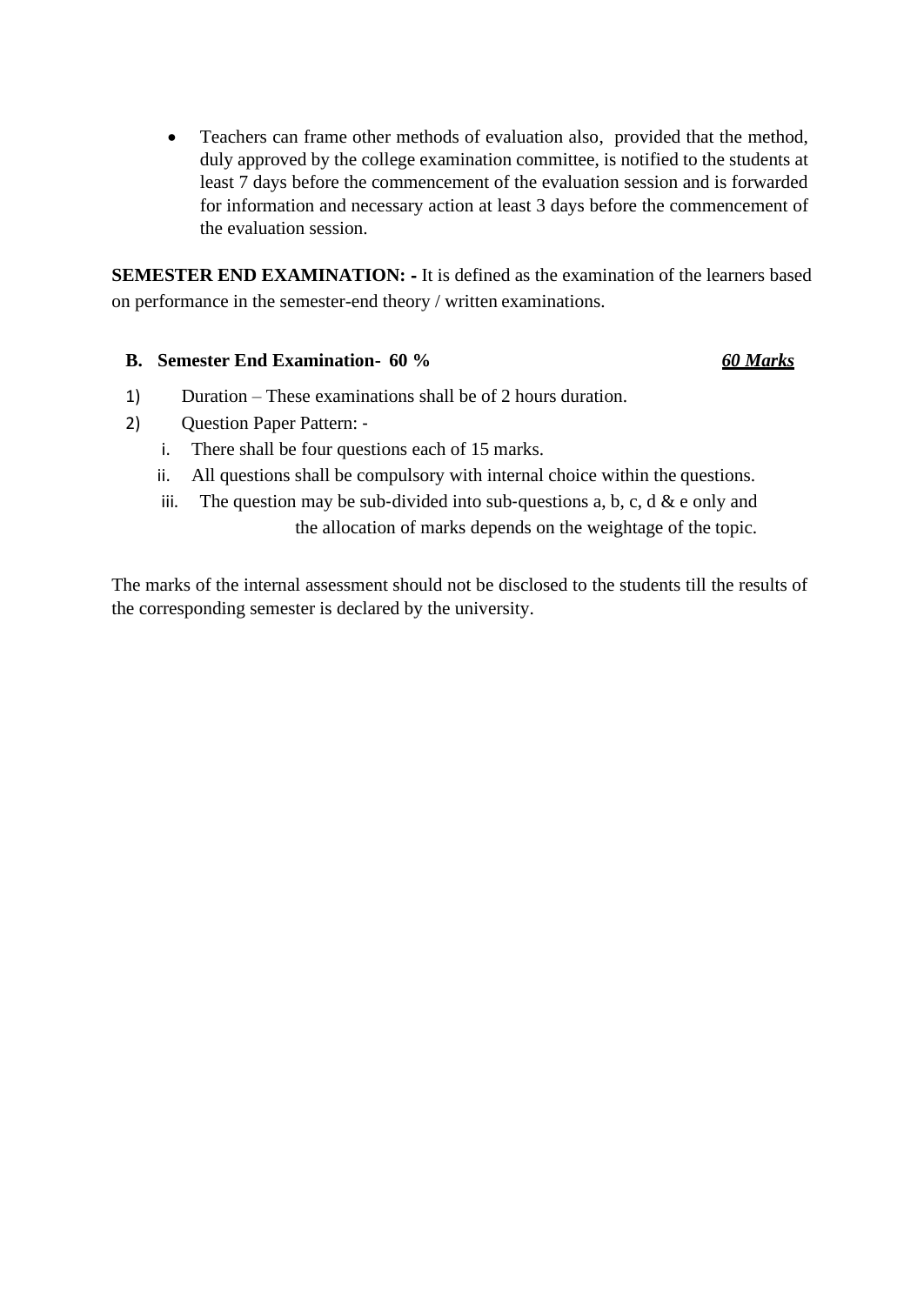- Teachers can frame other methods of evaluation also, provided that the method, duly approved by the college examination committee, is notified to the students at least 7 days before the commencement of the evaluation session and is forwarded for information and necessary action at least 3 days before the commencement of the evaluation session.

**SEMESTER END EXAMINATION: -** It is defined as the examination of the learners based on performance in the semester-end theory / written examinations.

**B. Semester End Examination- 60 %** ***60 Marks***

1) Duration – These examinations shall be of 2 hours duration.
2) Question Paper Pattern: -
   i. There shall be four questions each of 15 marks.
   ii. All questions shall be compulsory with internal choice within the questions.
   iii. The question may be sub-divided into sub-questions a, b, c, d & e only and the allocation of marks depends on the weightage of the topic.

The marks of the internal assessment should not be disclosed to the students till the results of the corresponding semester is declared by the university.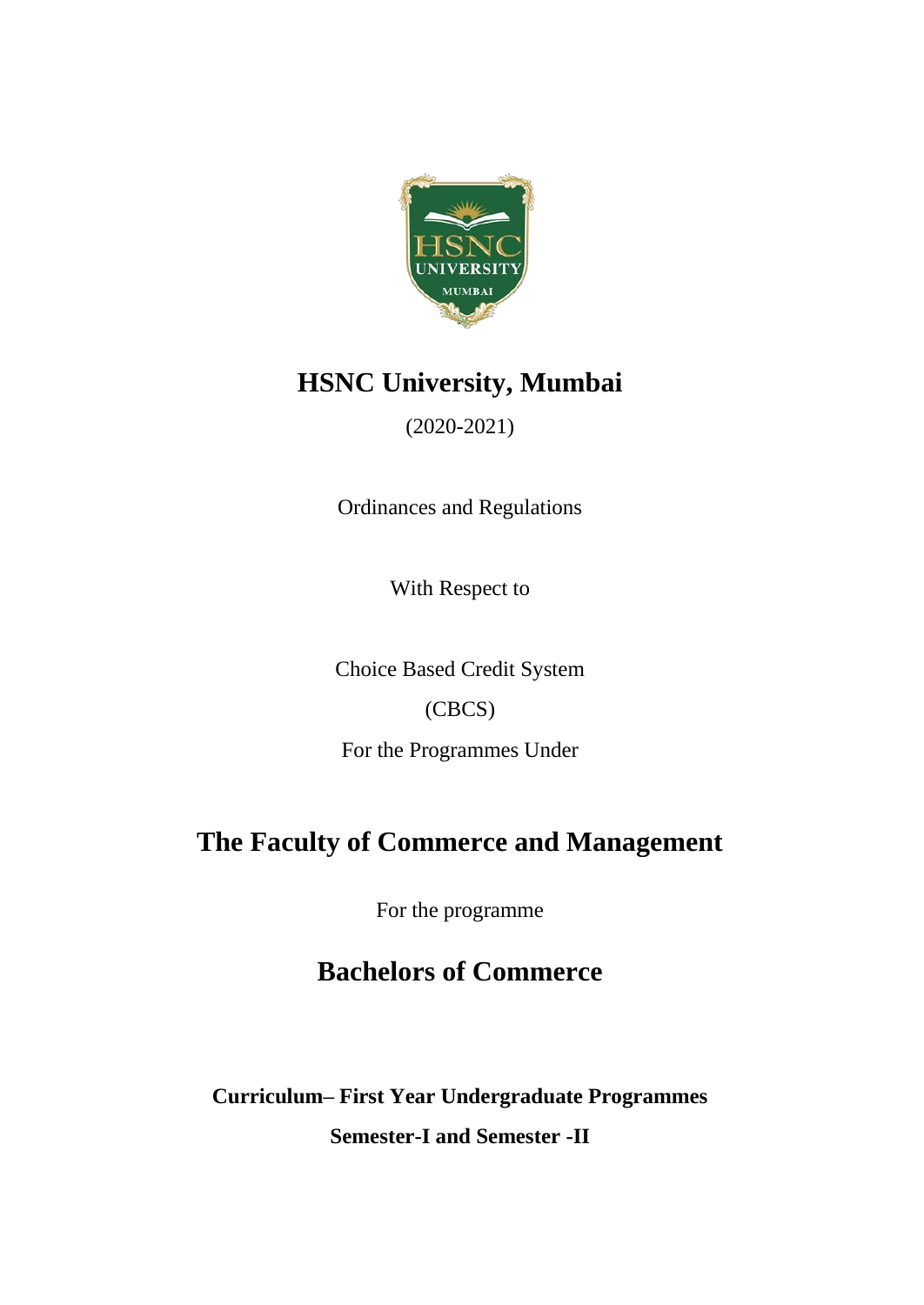# HSNC University, Mumbai

(2020-2021)

Ordinances and Regulations

With Respect to

Choice Based Credit System

(CBCS)

For the Programmes Under

## The Faculty of Commerce and Management

For the programme

## Bachelors of Commerce

**Curriculum– First Year Undergraduate Programmes**

**Semester-I and Semester -II**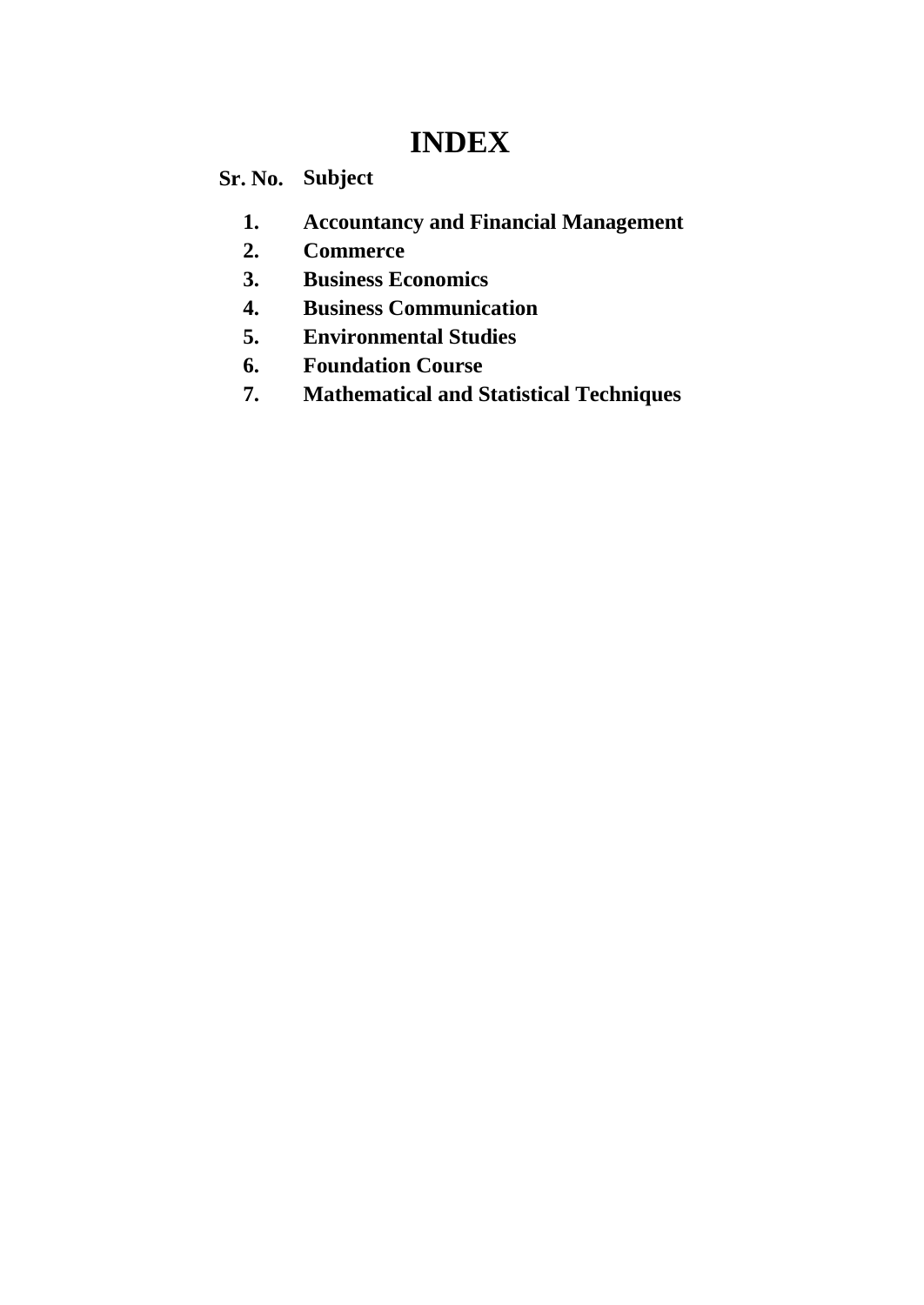# INDEX

| Sr. No. | Subject |
|---|---|
| 1. | Accountancy and Financial Management |
| 2. | Commerce |
| 3. | Business Economics |
| 4. | Business Communication |
| 5. | Environmental Studies |
| 6. | Foundation Course |
| 7. | Mathematical and Statistical Techniques |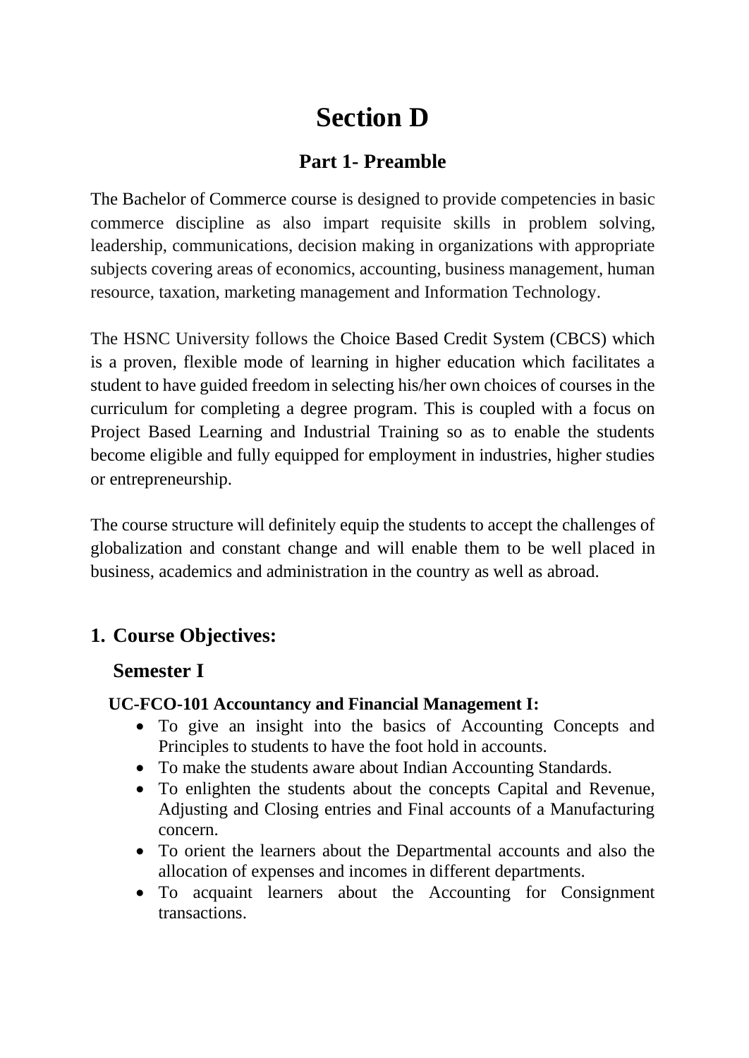# Section D

## Part 1- Preamble

The Bachelor of Commerce course is designed to provide competencies in basic commerce discipline as also impart requisite skills in problem solving, leadership, communications, decision making in organizations with appropriate subjects covering areas of economics, accounting, business management, human resource, taxation, marketing management and Information Technology.

The HSNC University follows the Choice Based Credit System (CBCS) which is a proven, flexible mode of learning in higher education which facilitates a student to have guided freedom in selecting his/her own choices of courses in the curriculum for completing a degree program. This is coupled with a focus on Project Based Learning and Industrial Training so as to enable the students become eligible and fully equipped for employment in industries, higher studies or entrepreneurship.

The course structure will definitely equip the students to accept the challenges of globalization and constant change and will enable them to be well placed in business, academics and administration in the country as well as abroad.

### 1. Course Objectives:

### Semester I

**UC-FCO-101 Accountancy and Financial Management I:**

- To give an insight into the basics of Accounting Concepts and Principles to students to have the foot hold in accounts.
- To make the students aware about Indian Accounting Standards.
- To enlighten the students about the concepts Capital and Revenue, Adjusting and Closing entries and Final accounts of a Manufacturing concern.
- To orient the learners about the Departmental accounts and also the allocation of expenses and incomes in different departments.
- To acquaint learners about the Accounting for Consignment transactions.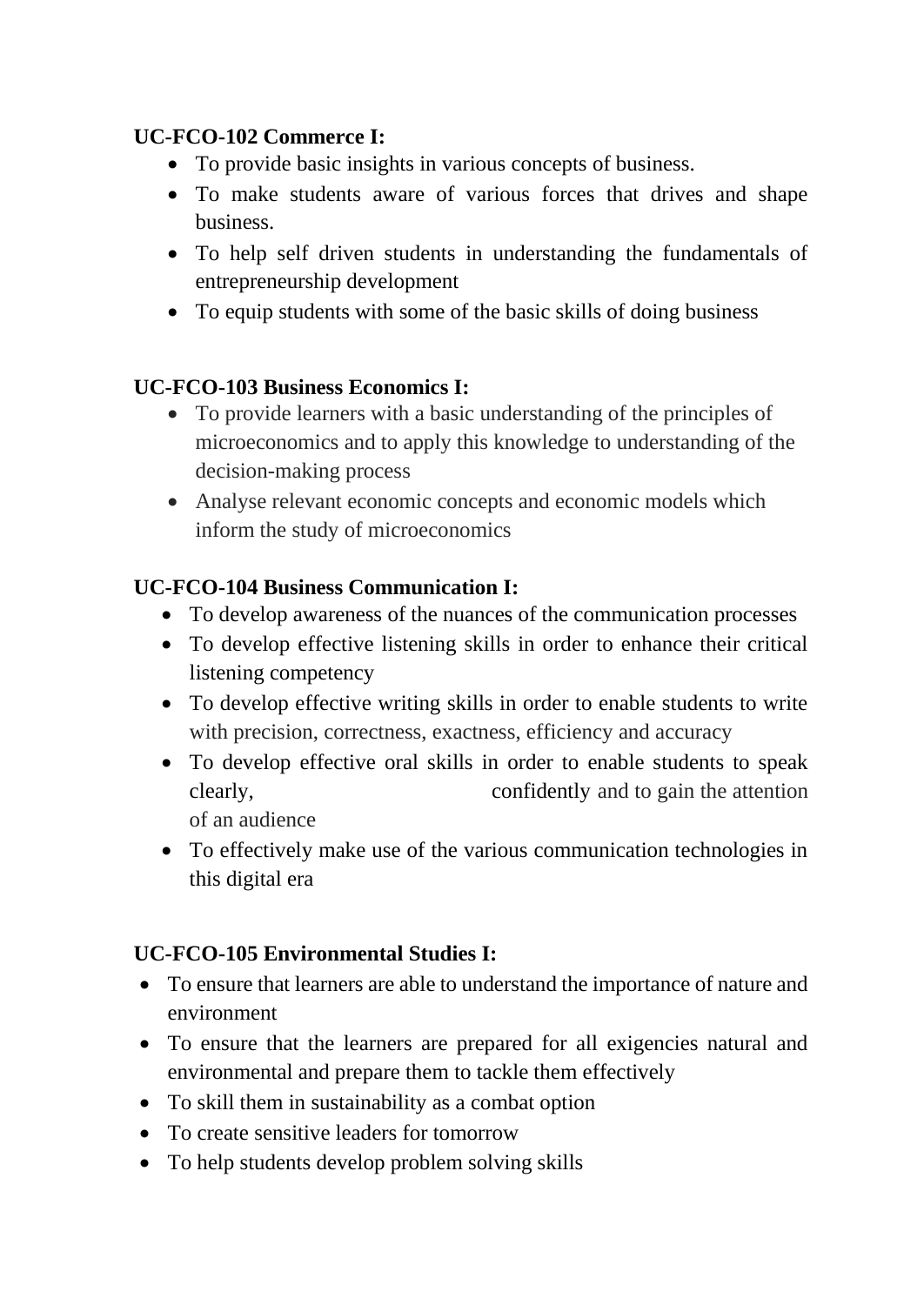**UC-FCO-102 Commerce I:**

- To provide basic insights in various concepts of business.
- To make students aware of various forces that drives and shape business.
- To help self driven students in understanding the fundamentals of entrepreneurship development
- To equip students with some of the basic skills of doing business

**UC-FCO-103 Business Economics I:**

- To provide learners with a basic understanding of the principles of microeconomics and to apply this knowledge to understanding of the decision-making process
- Analyse relevant economic concepts and economic models which inform the study of microeconomics

**UC-FCO-104 Business Communication I:**

- To develop awareness of the nuances of the communication processes
- To develop effective listening skills in order to enhance their critical listening competency
- To develop effective writing skills in order to enable students to write with precision, correctness, exactness, efficiency and accuracy
- To develop effective oral skills in order to enable students to speak clearly, confidently and to gain the attention of an audience
- To effectively make use of the various communication technologies in this digital era

**UC-FCO-105 Environmental Studies I:**

- To ensure that learners are able to understand the importance of nature and environment
- To ensure that the learners are prepared for all exigencies natural and environmental and prepare them to tackle them effectively
- To skill them in sustainability as a combat option
- To create sensitive leaders for tomorrow
- To help students develop problem solving skills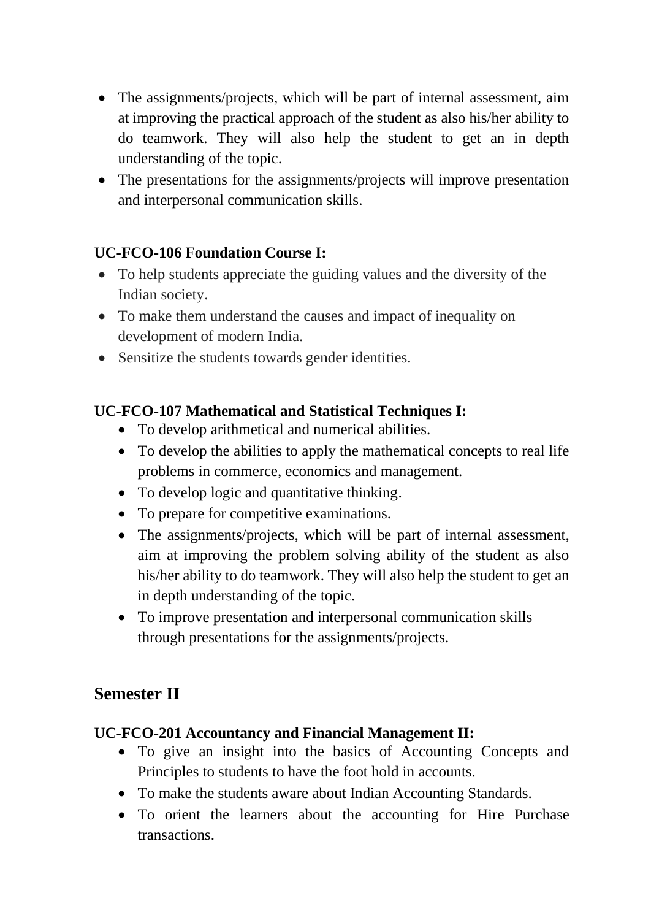- The assignments/projects, which will be part of internal assessment, aim at improving the practical approach of the student as also his/her ability to do teamwork. They will also help the student to get an in depth understanding of the topic.
- The presentations for the assignments/projects will improve presentation and interpersonal communication skills.

**UC-FCO-106 Foundation Course I:**

- To help students appreciate the guiding values and the diversity of the Indian society.
- To make them understand the causes and impact of inequality on development of modern India.
- Sensitize the students towards gender identities.

**UC-FCO-107 Mathematical and Statistical Techniques I:**

- To develop arithmetical and numerical abilities.
- To develop the abilities to apply the mathematical concepts to real life problems in commerce, economics and management.
- To develop logic and quantitative thinking.
- To prepare for competitive examinations.
- The assignments/projects, which will be part of internal assessment, aim at improving the problem solving ability of the student as also his/her ability to do teamwork. They will also help the student to get an in depth understanding of the topic.
- To improve presentation and interpersonal communication skills through presentations for the assignments/projects.

## Semester II

**UC-FCO-201 Accountancy and Financial Management II:**

- To give an insight into the basics of Accounting Concepts and Principles to students to have the foot hold in accounts.
- To make the students aware about Indian Accounting Standards.
- To orient the learners about the accounting for Hire Purchase transactions.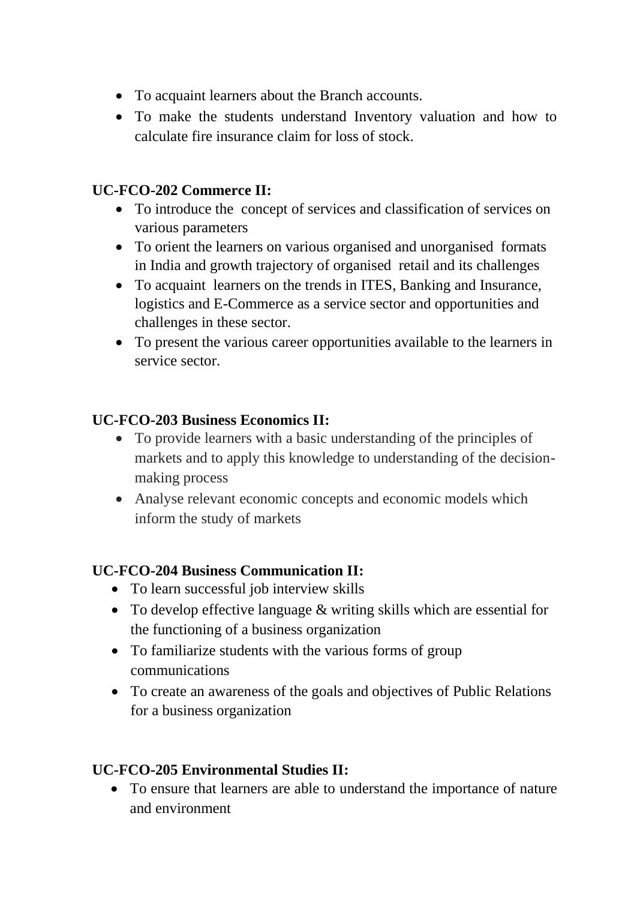- To acquaint learners about the Branch accounts.
- To make the students understand Inventory valuation and how to calculate fire insurance claim for loss of stock.

**UC-FCO-202 Commerce II:**

- To introduce the concept of services and classification of services on various parameters
- To orient the learners on various organised and unorganised formats in India and growth trajectory of organised retail and its challenges
- To acquaint learners on the trends in ITES, Banking and Insurance, logistics and E-Commerce as a service sector and opportunities and challenges in these sector.
- To present the various career opportunities available to the learners in service sector.

**UC-FCO-203 Business Economics II:**

- To provide learners with a basic understanding of the principles of markets and to apply this knowledge to understanding of the decision-making process
- Analyse relevant economic concepts and economic models which inform the study of markets

**UC-FCO-204 Business Communication II:**

- To learn successful job interview skills
- To develop effective language & writing skills which are essential for the functioning of a business organization
- To familiarize students with the various forms of group communications
- To create an awareness of the goals and objectives of Public Relations for a business organization

**UC-FCO-205 Environmental Studies II:**

- To ensure that learners are able to understand the importance of nature and environment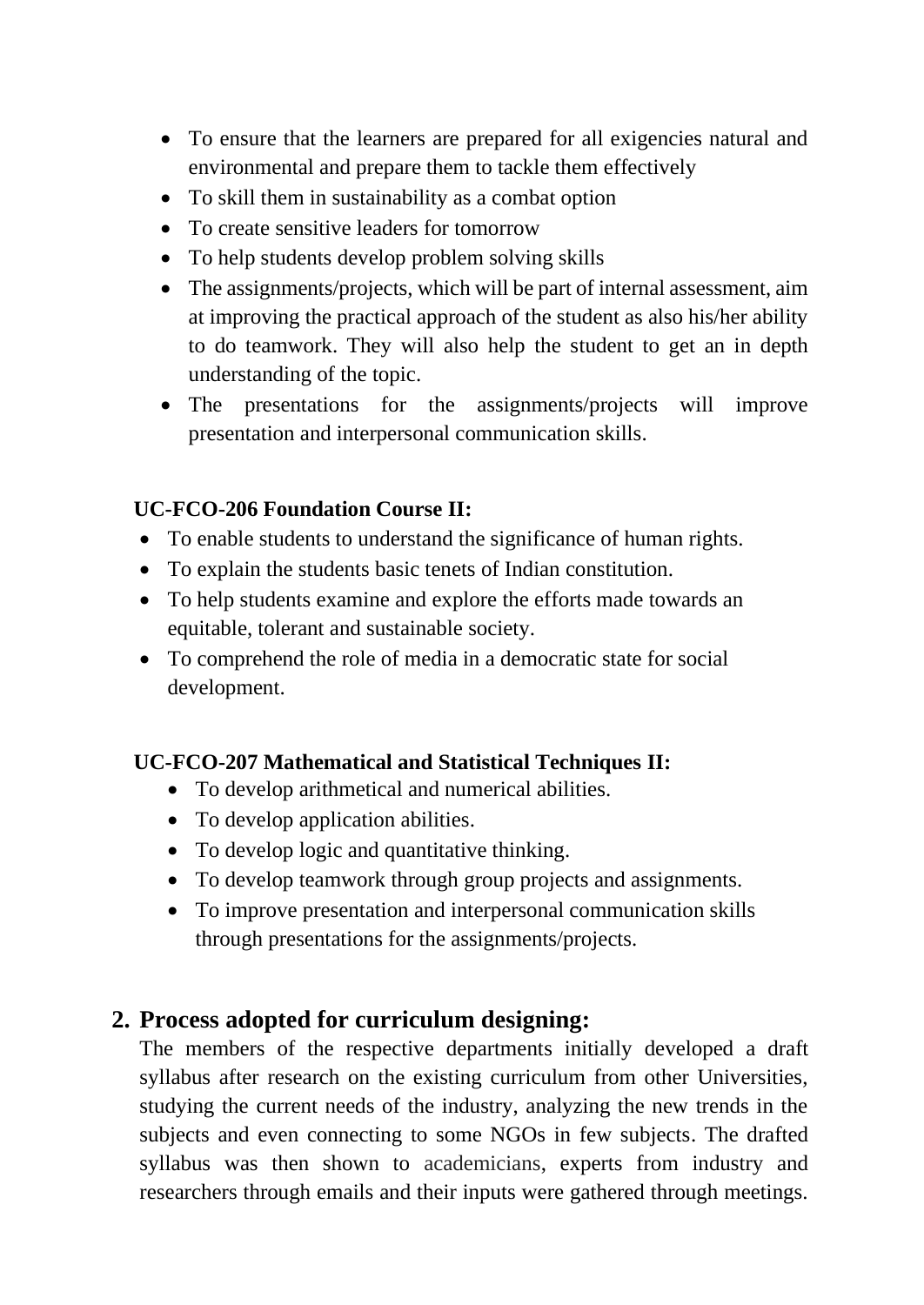- To ensure that the learners are prepared for all exigencies natural and environmental and prepare them to tackle them effectively
- To skill them in sustainability as a combat option
- To create sensitive leaders for tomorrow
- To help students develop problem solving skills
- The assignments/projects, which will be part of internal assessment, aim at improving the practical approach of the student as also his/her ability to do teamwork. They will also help the student to get an in depth understanding of the topic.
- The presentations for the assignments/projects will improve presentation and interpersonal communication skills.

**UC-FCO-206 Foundation Course II:**

- To enable students to understand the significance of human rights.
- To explain the students basic tenets of Indian constitution.
- To help students examine and explore the efforts made towards an equitable, tolerant and sustainable society.
- To comprehend the role of media in a democratic state for social development.

**UC-FCO-207 Mathematical and Statistical Techniques II:**

- To develop arithmetical and numerical abilities.
- To develop application abilities.
- To develop logic and quantitative thinking.
- To develop teamwork through group projects and assignments.
- To improve presentation and interpersonal communication skills through presentations for the assignments/projects.

## 2. Process adopted for curriculum designing:

The members of the respective departments initially developed a draft syllabus after research on the existing curriculum from other Universities, studying the current needs of the industry, analyzing the new trends in the subjects and even connecting to some NGOs in few subjects. The drafted syllabus was then shown to academicians, experts from industry and researchers through emails and their inputs were gathered through meetings.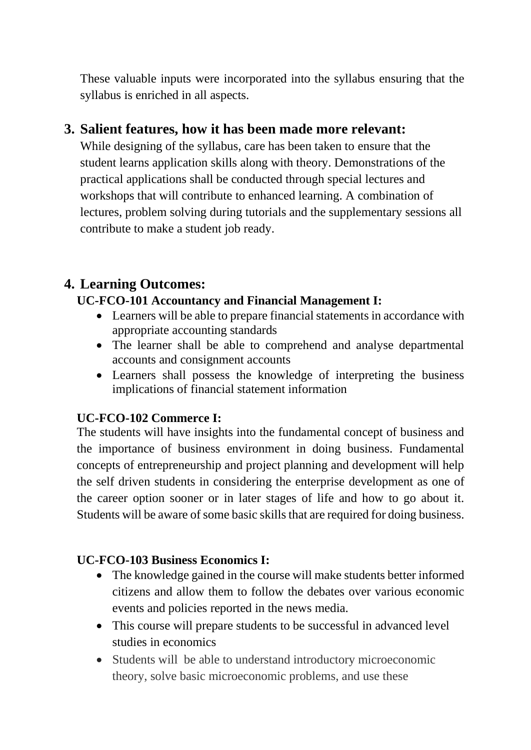These valuable inputs were incorporated into the syllabus ensuring that the syllabus is enriched in all aspects.

## 3. Salient features, how it has been made more relevant:

While designing of the syllabus, care has been taken to ensure that the student learns application skills along with theory. Demonstrations of the practical applications shall be conducted through special lectures and workshops that will contribute to enhanced learning. A combination of lectures, problem solving during tutorials and the supplementary sessions all contribute to make a student job ready.

## 4. Learning Outcomes:

**UC-FCO-101 Accountancy and Financial Management I:**

- Learners will be able to prepare financial statements in accordance with appropriate accounting standards
- The learner shall be able to comprehend and analyse departmental accounts and consignment accounts
- Learners shall possess the knowledge of interpreting the business implications of financial statement information

**UC-FCO-102 Commerce I:**

The students will have insights into the fundamental concept of business and the importance of business environment in doing business. Fundamental concepts of entrepreneurship and project planning and development will help the self driven students in considering the enterprise development as one of the career option sooner or in later stages of life and how to go about it. Students will be aware of some basic skills that are required for doing business.

**UC-FCO-103 Business Economics I:**

- The knowledge gained in the course will make students better informed citizens and allow them to follow the debates over various economic events and policies reported in the news media.
- This course will prepare students to be successful in advanced level studies in economics
- Students will be able to understand introductory microeconomic theory, solve basic microeconomic problems, and use these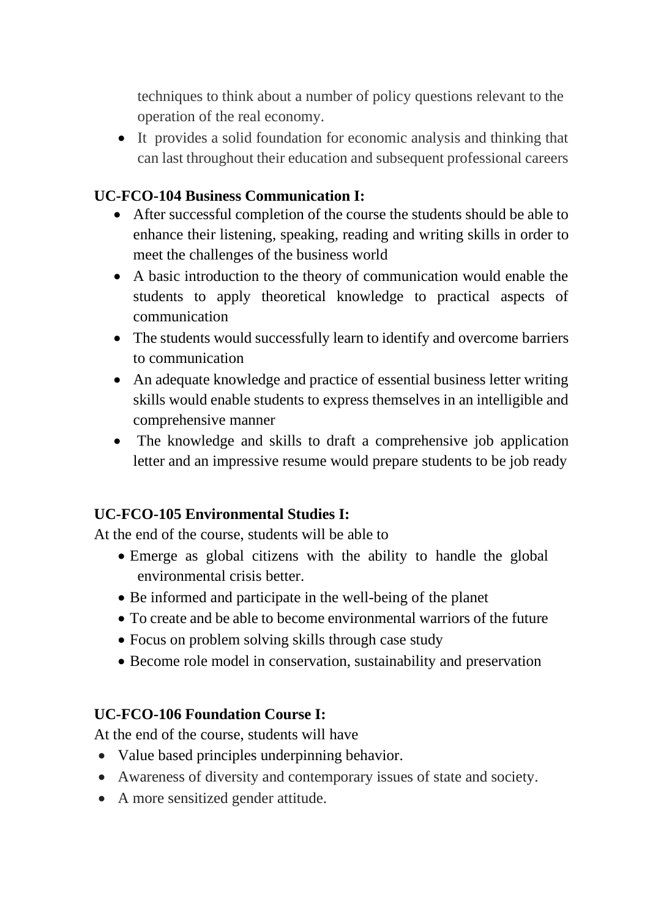techniques to think about a number of policy questions relevant to the operation of the real economy.

- It provides a solid foundation for economic analysis and thinking that can last throughout their education and subsequent professional careers

**UC-FCO-104 Business Communication I:**

- After successful completion of the course the students should be able to enhance their listening, speaking, reading and writing skills in order to meet the challenges of the business world
- A basic introduction to the theory of communication would enable the students to apply theoretical knowledge to practical aspects of communication
- The students would successfully learn to identify and overcome barriers to communication
- An adequate knowledge and practice of essential business letter writing skills would enable students to express themselves in an intelligible and comprehensive manner
- The knowledge and skills to draft a comprehensive job application letter and an impressive resume would prepare students to be job ready

**UC-FCO-105 Environmental Studies I:**

At the end of the course, students will be able to

- Emerge as global citizens with the ability to handle the global environmental crisis better.
- Be informed and participate in the well-being of the planet
- To create and be able to become environmental warriors of the future
- Focus on problem solving skills through case study
- Become role model in conservation, sustainability and preservation

**UC-FCO-106 Foundation Course I:**

At the end of the course, students will have

- Value based principles underpinning behavior.
- Awareness of diversity and contemporary issues of state and society.
- A more sensitized gender attitude.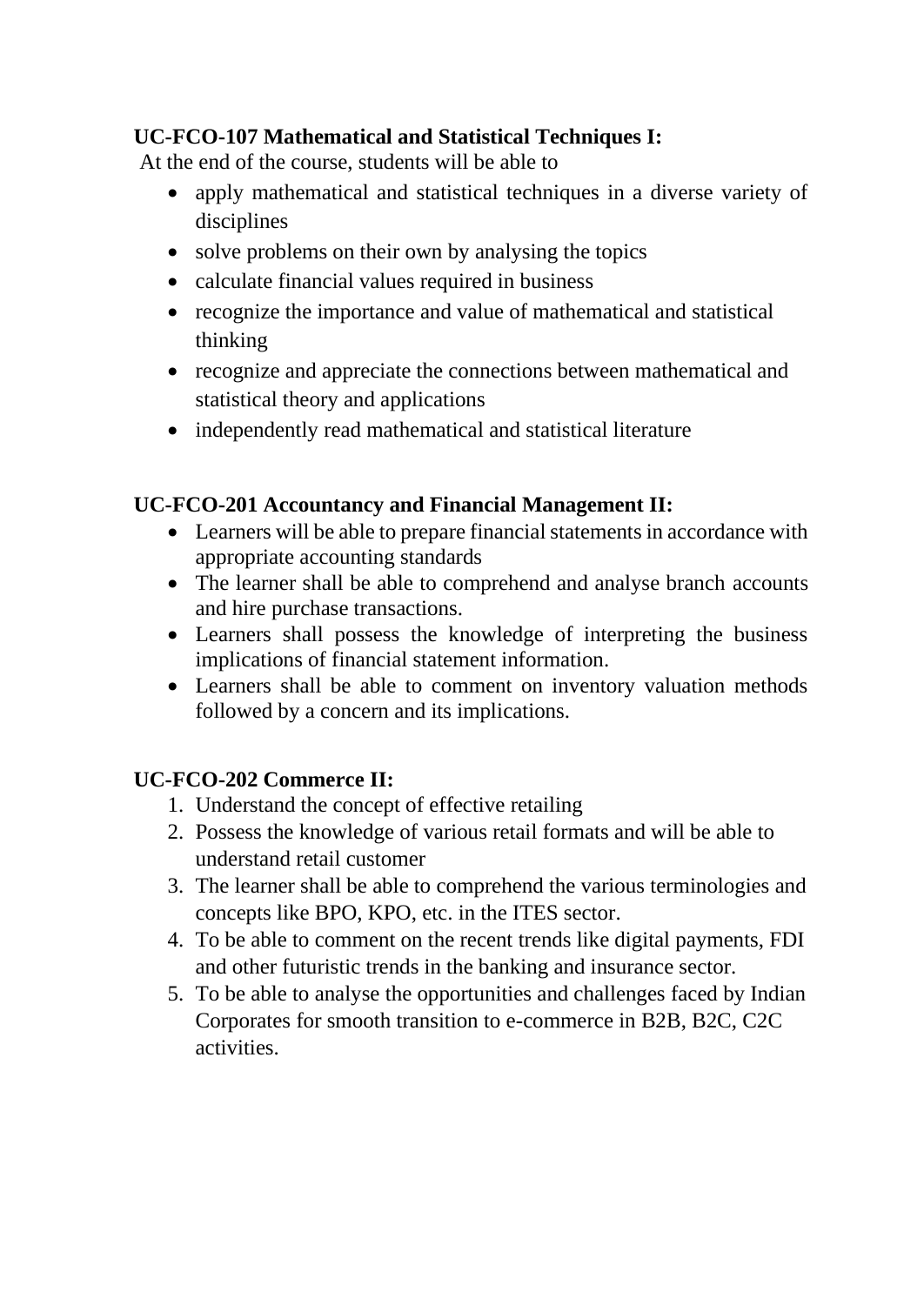**UC-FCO-107 Mathematical and Statistical Techniques I:**

At the end of the course, students will be able to

- apply mathematical and statistical techniques in a diverse variety of disciplines
- solve problems on their own by analysing the topics
- calculate financial values required in business
- recognize the importance and value of mathematical and statistical thinking
- recognize and appreciate the connections between mathematical and statistical theory and applications
- independently read mathematical and statistical literature

**UC-FCO-201 Accountancy and Financial Management II:**

- Learners will be able to prepare financial statements in accordance with appropriate accounting standards
- The learner shall be able to comprehend and analyse branch accounts and hire purchase transactions.
- Learners shall possess the knowledge of interpreting the business implications of financial statement information.
- Learners shall be able to comment on inventory valuation methods followed by a concern and its implications.

**UC-FCO-202 Commerce II:**

1. Understand the concept of effective retailing
2. Possess the knowledge of various retail formats and will be able to understand retail customer
3. The learner shall be able to comprehend the various terminologies and concepts like BPO, KPO, etc. in the ITES sector.
4. To be able to comment on the recent trends like digital payments, FDI and other futuristic trends in the banking and insurance sector.
5. To be able to analyse the opportunities and challenges faced by Indian Corporates for smooth transition to e-commerce in B2B, B2C, C2C activities.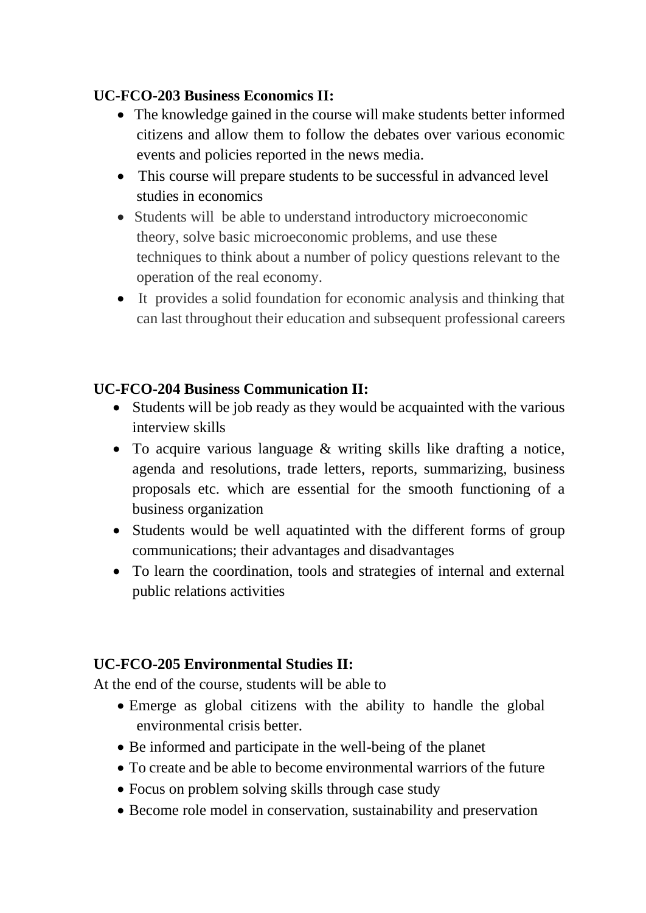**UC-FCO-203 Business Economics II:**

- The knowledge gained in the course will make students better informed citizens and allow them to follow the debates over various economic events and policies reported in the news media.
- This course will prepare students to be successful in advanced level studies in economics
- Students will be able to understand introductory microeconomic theory, solve basic microeconomic problems, and use these techniques to think about a number of policy questions relevant to the operation of the real economy.
- It provides a solid foundation for economic analysis and thinking that can last throughout their education and subsequent professional careers

**UC-FCO-204 Business Communication II:**

- Students will be job ready as they would be acquainted with the various interview skills
- To acquire various language & writing skills like drafting a notice, agenda and resolutions, trade letters, reports, summarizing, business proposals etc. which are essential for the smooth functioning of a business organization
- Students would be well aquatinted with the different forms of group communications; their advantages and disadvantages
- To learn the coordination, tools and strategies of internal and external public relations activities

**UC-FCO-205 Environmental Studies II:**

At the end of the course, students will be able to

- Emerge as global citizens with the ability to handle the global environmental crisis better.
- Be informed and participate in the well-being of the planet
- To create and be able to become environmental warriors of the future
- Focus on problem solving skills through case study
- Become role model in conservation, sustainability and preservation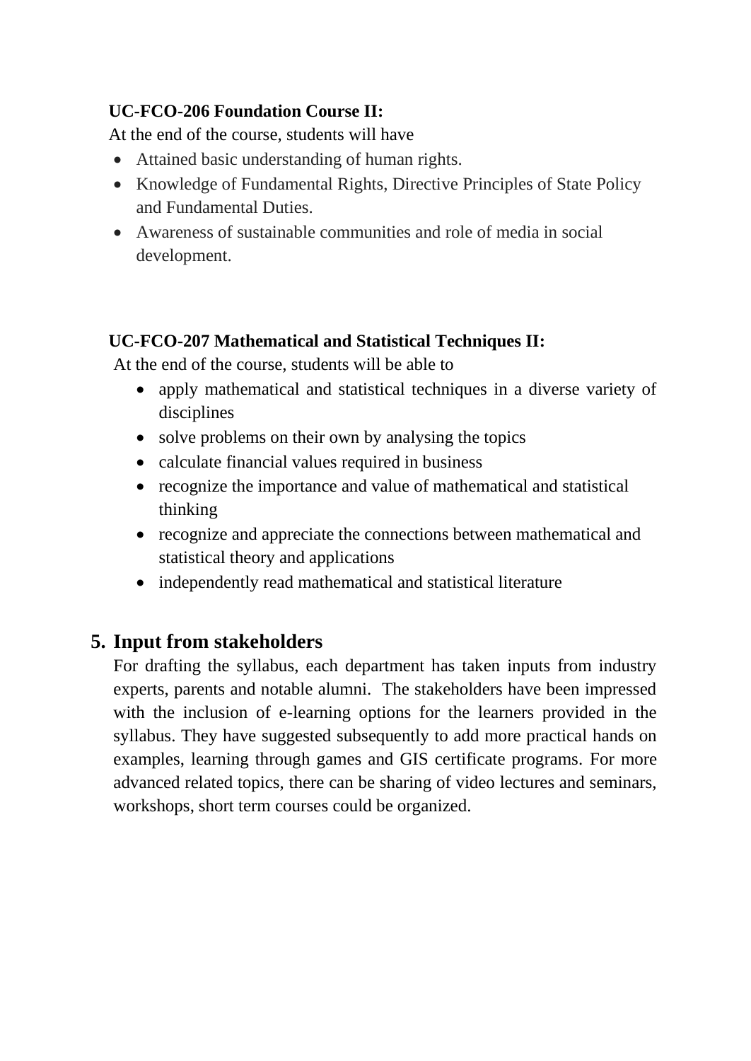**UC-FCO-206 Foundation Course II:**

At the end of the course, students will have

- Attained basic understanding of human rights.
- Knowledge of Fundamental Rights, Directive Principles of State Policy and Fundamental Duties.
- Awareness of sustainable communities and role of media in social development.

**UC-FCO-207 Mathematical and Statistical Techniques II:**

At the end of the course, students will be able to

- apply mathematical and statistical techniques in a diverse variety of disciplines
- solve problems on their own by analysing the topics
- calculate financial values required in business
- recognize the importance and value of mathematical and statistical thinking
- recognize and appreciate the connections between mathematical and statistical theory and applications
- independently read mathematical and statistical literature

## 5. Input from stakeholders

For drafting the syllabus, each department has taken inputs from industry experts, parents and notable alumni. The stakeholders have been impressed with the inclusion of e-learning options for the learners provided in the syllabus. They have suggested subsequently to add more practical hands on examples, learning through games and GIS certificate programs. For more advanced related topics, there can be sharing of video lectures and seminars, workshops, short term courses could be organized.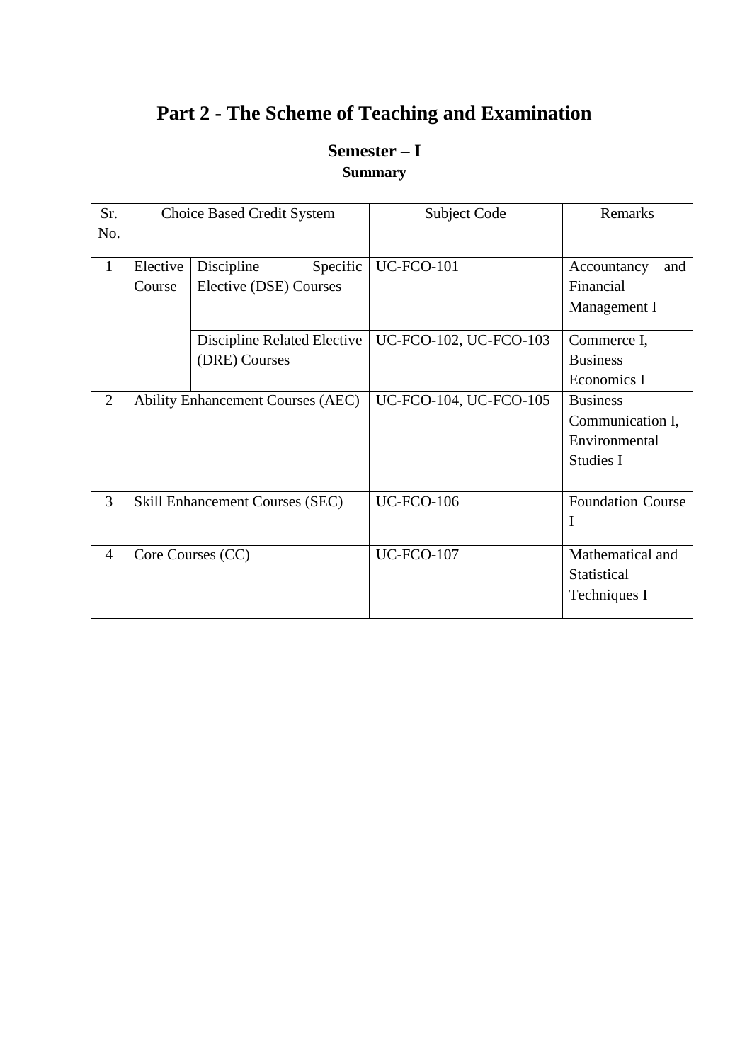# Part 2 - The Scheme of Teaching and Examination

## Semester – I

### Summary

| Sr. No. | Choice Based Credit System | | Subject Code | Remarks |
|---|---|---|---|---|
| 1 | Elective Course | Discipline Specific Elective (DSE) Courses | UC-FCO-101 | Accountancy and Financial Management I |
| | | Discipline Related Elective (DRE) Courses | UC-FCO-102, UC-FCO-103 | Commerce I, Business Economics I |
| 2 | Ability Enhancement Courses (AEC) | | UC-FCO-104, UC-FCO-105 | Business Communication I, Environmental Studies I |
| 3 | Skill Enhancement Courses (SEC) | | UC-FCO-106 | Foundation Course I |
| 4 | Core Courses (CC) | | UC-FCO-107 | Mathematical and Statistical Techniques I |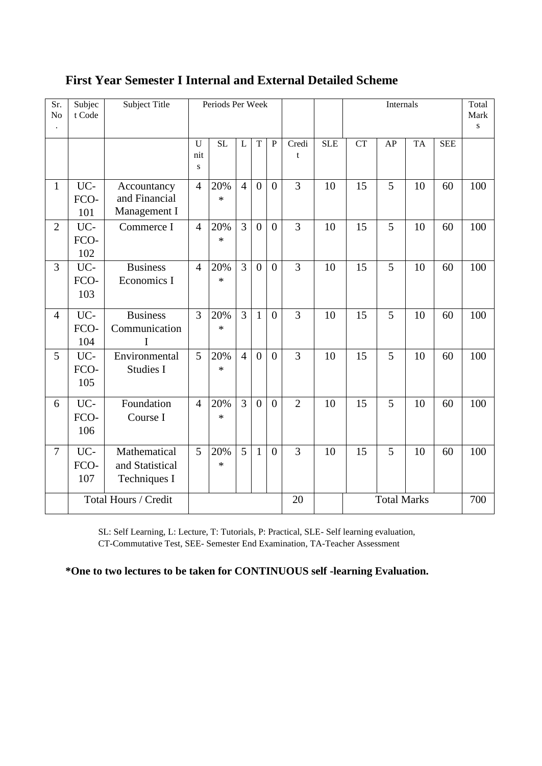## First Year Semester I Internal and External Detailed Scheme

| Sr. No. | Subject Code | Subject Title | Periods Per Week | | | | | | | Internals | | | | Total Marks |
|---|---|---|---|---|---|---|---|---|---|---|---|---|---|---|
| | | | Units | SL | L | T | P | Credit | SLE | CT | AP | TA | SEE | |
| 1 | UC-FCO-101 | Accountancy and Financial Management I | 4 | 20%* | 4 | 0 | 0 | 3 | 10 | 15 | 5 | 10 | 60 | 100 |
| 2 | UC-FCO-102 | Commerce I | 4 | 20%* | 3 | 0 | 0 | 3 | 10 | 15 | 5 | 10 | 60 | 100 |
| 3 | UC-FCO-103 | Business Economics I | 4 | 20%* | 3 | 0 | 0 | 3 | 10 | 15 | 5 | 10 | 60 | 100 |
| 4 | UC-FCO-104 | Business Communication I | 3 | 20%* | 3 | 1 | 0 | 3 | 10 | 15 | 5 | 10 | 60 | 100 |
| 5 | UC-FCO-105 | Environmental Studies I | 5 | 20%* | 4 | 0 | 0 | 3 | 10 | 15 | 5 | 10 | 60 | 100 |
| 6 | UC-FCO-106 | Foundation Course I | 4 | 20%* | 3 | 0 | 0 | 2 | 10 | 15 | 5 | 10 | 60 | 100 |
| 7 | UC-FCO-107 | Mathematical and Statistical Techniques I | 5 | 20%* | 5 | 1 | 0 | 3 | 10 | 15 | 5 | 10 | 60 | 100 |
| | Total Hours / Credit | | | | | | | 20 | | Total Marks | | | | 700 |

SL: Self Learning, L: Lecture, T: Tutorials, P: Practical, SLE- Self learning evaluation, CT-Commutative Test, SEE- Semester End Examination, TA-Teacher Assessment

**\*One to two lectures to be taken for CONTINUOUS self -learning Evaluation.**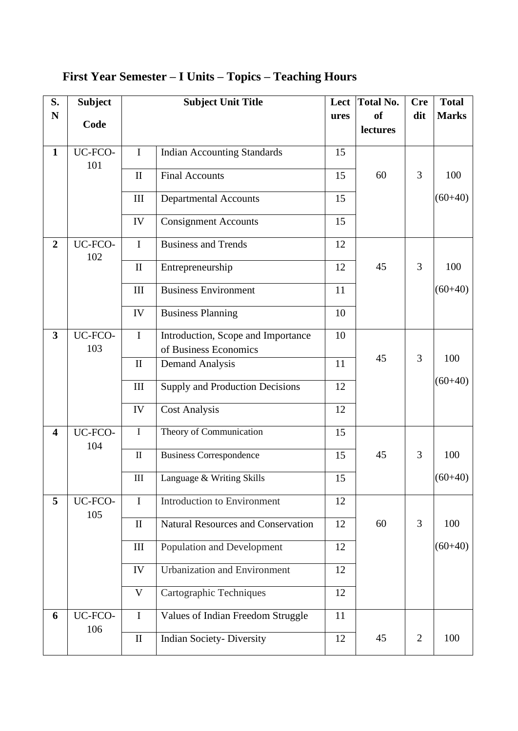## First Year Semester – I Units – Topics – Teaching Hours

| S. N | Subject Code | Subject Unit Title | | Lectures | Total No. of lectures | Credit | Total Marks |
|---|---|---|---|---|---|---|---|
| **1** | UC-FCO-101 | I | Indian Accounting Standards | 15 | 60 | 3 | 100 (60+40) |
| | | II | Final Accounts | 15 | | | |
| | | III | Departmental Accounts | 15 | | | |
| | | IV | Consignment Accounts | 15 | | | |
| **2** | UC-FCO-102 | I | Business and Trends | 12 | 45 | 3 | 100 (60+40) |
| | | II | Entrepreneurship | 12 | | | |
| | | III | Business Environment | 11 | | | |
| | | IV | Business Planning | 10 | | | |
| **3** | UC-FCO-103 | I | Introduction, Scope and Importance of Business Economics | 10 | 45 | 3 | 100 (60+40) |
| | | II | Demand Analysis | 11 | | | |
| | | III | Supply and Production Decisions | 12 | | | |
| | | IV | Cost Analysis | 12 | | | |
| **4** | UC-FCO-104 | I | Theory of Communication | 15 | 45 | 3 | 100 (60+40) |
| | | II | Business Correspondence | 15 | | | |
| | | III | Language & Writing Skills | 15 | | | |
| **5** | UC-FCO-105 | I | Introduction to Environment | 12 | 60 | 3 | 100 (60+40) |
| | | II | Natural Resources and Conservation | 12 | | | |
| | | III | Population and Development | 12 | | | |
| | | IV | Urbanization and Environment | 12 | | | |
| | | V | Cartographic Techniques | 12 | | | |
| **6** | UC-FCO-106 | I | Values of Indian Freedom Struggle | 11 | 45 | 2 | 100 |
| | | II | Indian Society- Diversity | 12 | | | |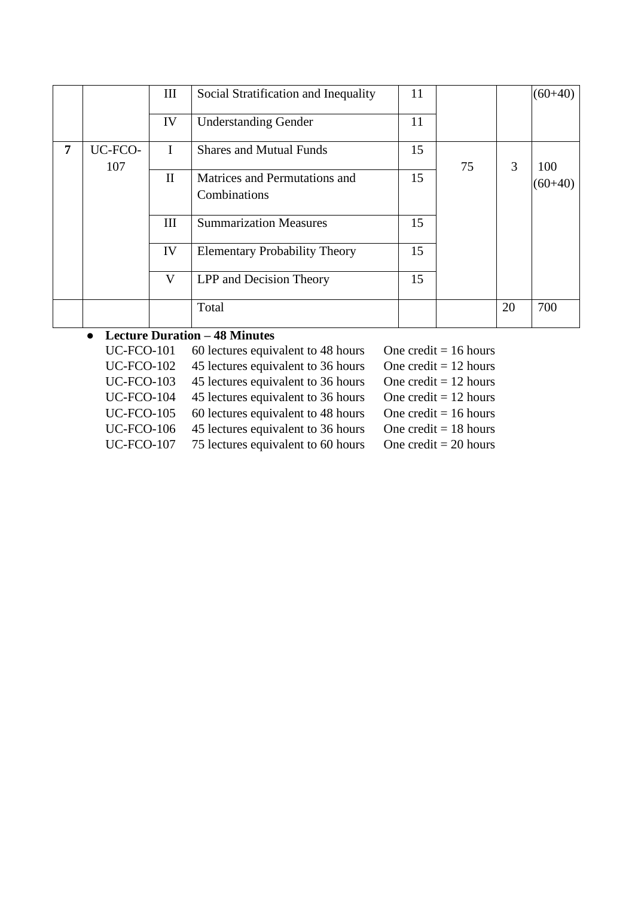| | | III | Social Stratification and Inequality | 11 | | | (60+40) |
|---|---|---|---|---|---|---|---|
| | | IV | Understanding Gender | 11 | | | |
| **7** | UC-FCO-107 | I | Shares and Mutual Funds | 15 | 75 | 3 | 100 (60+40) |
| | | II | Matrices and Permutations and Combinations | 15 | | | |
| | | III | Summarization Measures | 15 | | | |
| | | IV | Elementary Probability Theory | 15 | | | |
| | | V | LPP and Decision Theory | 15 | | | |
| | | | Total | | | 20 | 700 |

- **Lecture Duration – 48 Minutes**

  UC-FCO-101 60 lectures equivalent to 48 hours One credit = 16 hours
  UC-FCO-102 45 lectures equivalent to 36 hours One credit = 12 hours
  UC-FCO-103 45 lectures equivalent to 36 hours One credit = 12 hours
  UC-FCO-104 45 lectures equivalent to 36 hours One credit = 12 hours
  UC-FCO-105 60 lectures equivalent to 48 hours One credit = 16 hours
  UC-FCO-106 45 lectures equivalent to 36 hours One credit = 18 hours
  UC-FCO-107 75 lectures equivalent to 60 hours One credit = 20 hours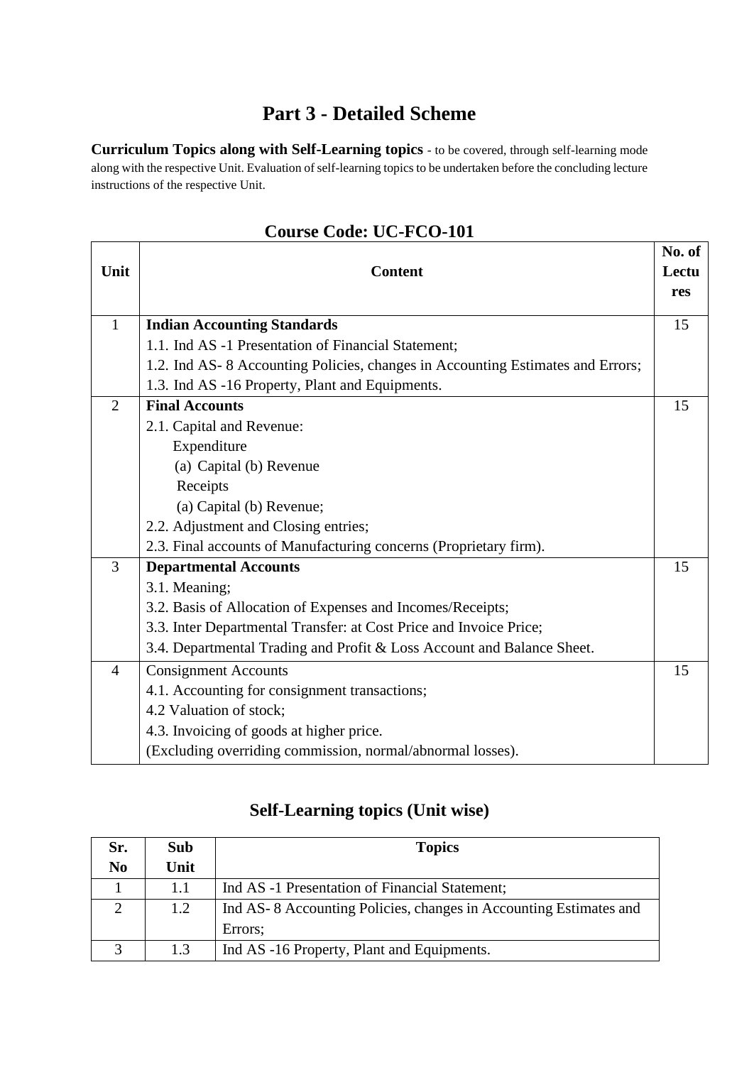# Part 3 - Detailed Scheme

**Curriculum Topics along with Self-Learning topics** - to be covered, through self-learning mode along with the respective Unit. Evaluation of self-learning topics to be undertaken before the concluding lecture instructions of the respective Unit.

## Course Code: UC-FCO-101

| Unit | Content | No. of Lectures |
|---|---|---|
| 1 | **Indian Accounting Standards**<br>1.1. Ind AS -1 Presentation of Financial Statement;<br>1.2. Ind AS- 8 Accounting Policies, changes in Accounting Estimates and Errors;<br>1.3. Ind AS -16 Property, Plant and Equipments. | 15 |
| 2 | **Final Accounts**<br>2.1. Capital and Revenue:<br>Expenditure<br>(a) Capital (b) Revenue<br>Receipts<br>(a) Capital (b) Revenue;<br>2.2. Adjustment and Closing entries;<br>2.3. Final accounts of Manufacturing concerns (Proprietary firm). | 15 |
| 3 | **Departmental Accounts**<br>3.1. Meaning;<br>3.2. Basis of Allocation of Expenses and Incomes/Receipts;<br>3.3. Inter Departmental Transfer: at Cost Price and Invoice Price;<br>3.4. Departmental Trading and Profit & Loss Account and Balance Sheet. | 15 |
| 4 | Consignment Accounts<br>4.1. Accounting for consignment transactions;<br>4.2 Valuation of stock;<br>4.3. Invoicing of goods at higher price.<br>(Excluding overriding commission, normal/abnormal losses). | 15 |

## Self-Learning topics (Unit wise)

| Sr. No | Sub Unit | Topics |
|---|---|---|
| 1 | 1.1 | Ind AS -1 Presentation of Financial Statement; |
| 2 | 1.2 | Ind AS- 8 Accounting Policies, changes in Accounting Estimates and Errors; |
| 3 | 1.3 | Ind AS -16 Property, Plant and Equipments. |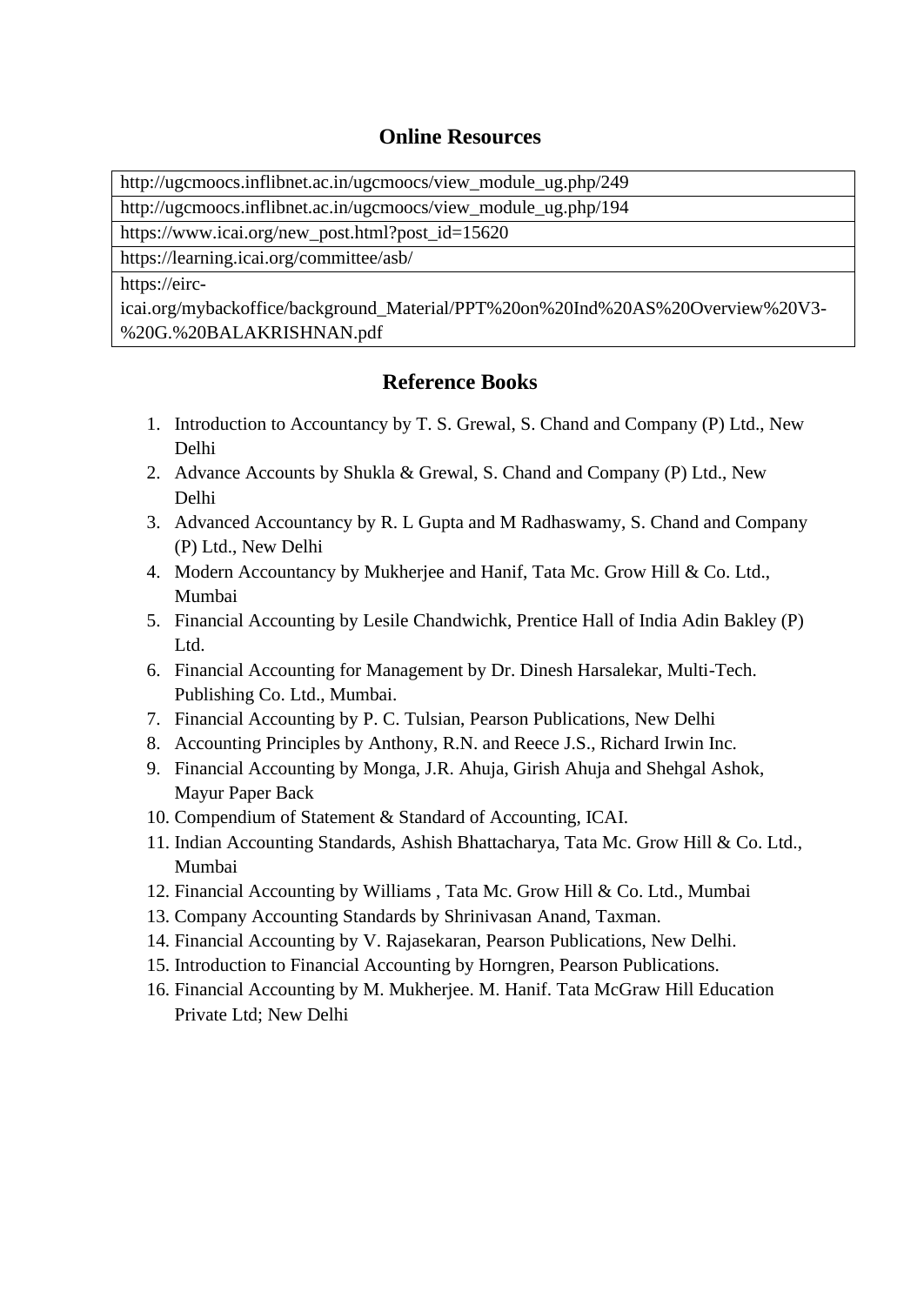## Online Resources

| |
|---|
| http://ugcmoocs.inflibnet.ac.in/ugcmoocs/view_module_ug.php/249 |
| http://ugcmoocs.inflibnet.ac.in/ugcmoocs/view_module_ug.php/194 |
| https://www.icai.org/new_post.html?post_id=15620 |
| https://learning.icai.org/committee/asb/ |
| https://eirc-icai.org/mybackoffice/background_Material/PPT%20on%20Ind%20AS%20Overview%20V3-%20G.%20BALAKRISHNAN.pdf |

## Reference Books

1. Introduction to Accountancy by T. S. Grewal, S. Chand and Company (P) Ltd., New Delhi
2. Advance Accounts by Shukla & Grewal, S. Chand and Company (P) Ltd., New Delhi
3. Advanced Accountancy by R. L Gupta and M Radhaswamy, S. Chand and Company (P) Ltd., New Delhi
4. Modern Accountancy by Mukherjee and Hanif, Tata Mc. Grow Hill & Co. Ltd., Mumbai
5. Financial Accounting by Lesile Chandwichk, Prentice Hall of India Adin Bakley (P) Ltd.
6. Financial Accounting for Management by Dr. Dinesh Harsalekar, Multi-Tech. Publishing Co. Ltd., Mumbai.
7. Financial Accounting by P. C. Tulsian, Pearson Publications, New Delhi
8. Accounting Principles by Anthony, R.N. and Reece J.S., Richard Irwin Inc.
9. Financial Accounting by Monga, J.R. Ahuja, Girish Ahuja and Shehgal Ashok, Mayur Paper Back
10. Compendium of Statement & Standard of Accounting, ICAI.
11. Indian Accounting Standards, Ashish Bhattacharya, Tata Mc. Grow Hill & Co. Ltd., Mumbai
12. Financial Accounting by Williams , Tata Mc. Grow Hill & Co. Ltd., Mumbai
13. Company Accounting Standards by Shrinivasan Anand, Taxman.
14. Financial Accounting by V. Rajasekaran, Pearson Publications, New Delhi.
15. Introduction to Financial Accounting by Horngren, Pearson Publications.
16. Financial Accounting by M. Mukherjee. M. Hanif. Tata McGraw Hill Education Private Ltd; New Delhi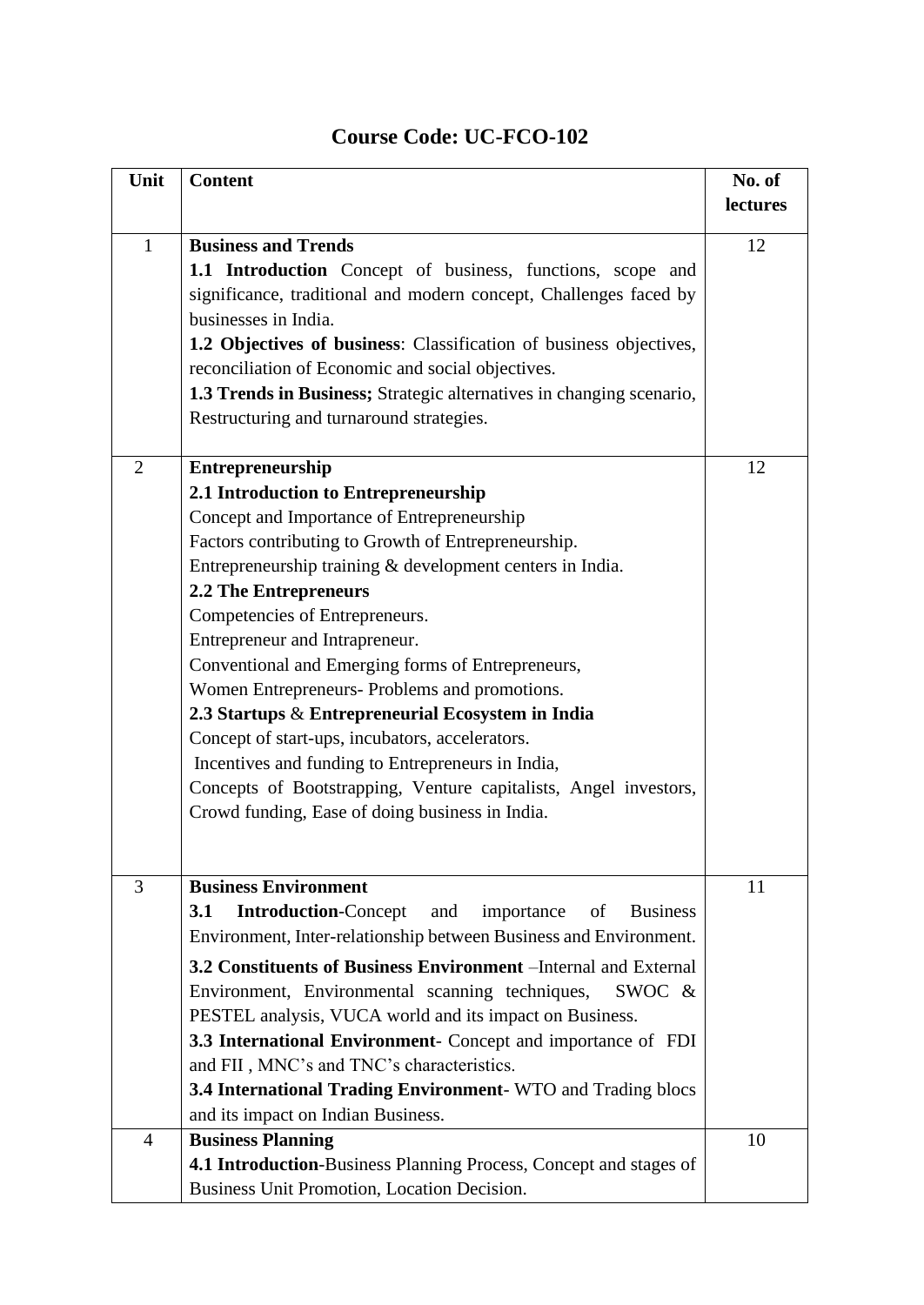# Course Code: UC-FCO-102

| Unit | Content | No. of lectures |
|---|---|---|
| 1 | **Business and Trends**<br>**1.1 Introduction** Concept of business, functions, scope and significance, traditional and modern concept, Challenges faced by businesses in India.<br>**1.2 Objectives of business**: Classification of business objectives, reconciliation of Economic and social objectives.<br>**1.3 Trends in Business;** Strategic alternatives in changing scenario, Restructuring and turnaround strategies. | 12 |
| 2 | **Entrepreneurship**<br>**2.1 Introduction to Entrepreneurship**<br>Concept and Importance of Entrepreneurship<br>Factors contributing to Growth of Entrepreneurship.<br>Entrepreneurship training & development centers in India.<br>**2.2 The Entrepreneurs**<br>Competencies of Entrepreneurs.<br>Entrepreneur and Intrapreneur.<br>Conventional and Emerging forms of Entrepreneurs,<br>Women Entrepreneurs- Problems and promotions.<br>**2.3 Startups & Entrepreneurial Ecosystem in India**<br>Concept of start-ups, incubators, accelerators.<br>Incentives and funding to Entrepreneurs in India,<br>Concepts of Bootstrapping, Venture capitalists, Angel investors, Crowd funding, Ease of doing business in India. | 12 |
| 3 | **Business Environment**<br>**3.1 Introduction**-Concept and importance of Business Environment, Inter-relationship between Business and Environment.<br>**3.2 Constituents of Business Environment** –Internal and External Environment, Environmental scanning techniques, SWOC & PESTEL analysis, VUCA world and its impact on Business.<br>**3.3 International Environment**- Concept and importance of FDI and FII , MNC's and TNC's characteristics.<br>**3.4 International Trading Environment**- WTO and Trading blocs and its impact on Indian Business. | 11 |
| 4 | **Business Planning**<br>**4.1 Introduction**-Business Planning Process, Concept and stages of Business Unit Promotion, Location Decision. | 10 |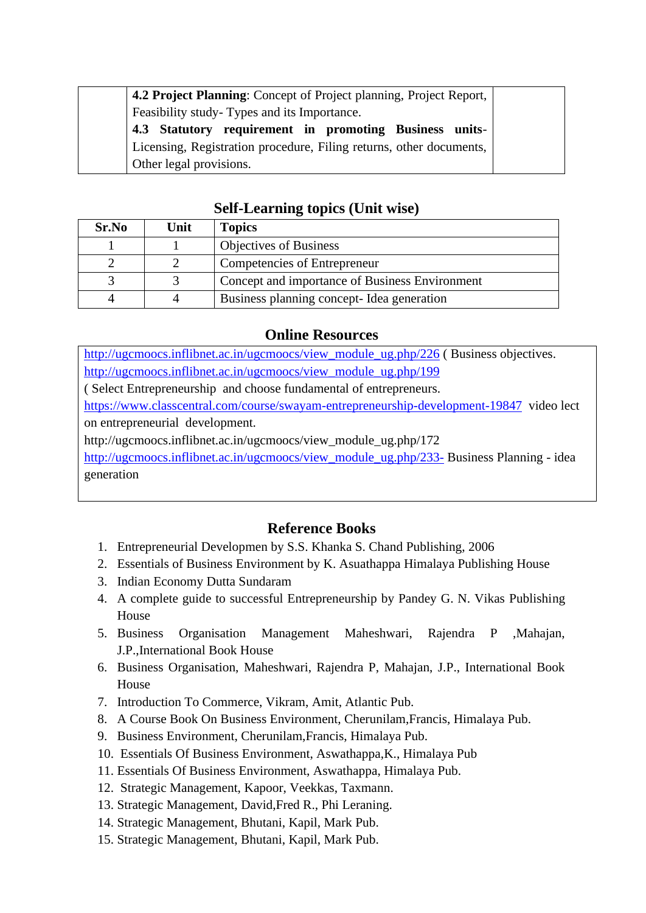| | **4.2 Project Planning**: Concept of Project planning, Project Report, Feasibility study- Types and its Importance.<br>**4.3 Statutory requirement in promoting Business units**- Licensing, Registration procedure, Filing returns, other documents, Other legal provisions. | |
|---|---|---|

## Self-Learning topics (Unit wise)

| Sr.No | Unit | Topics |
|---|---|---|
| 1 | 1 | Objectives of Business |
| 2 | 2 | Competencies of Entrepreneur |
| 3 | 3 | Concept and importance of Business Environment |
| 4 | 4 | Business planning concept- Idea generation |

## Online Resources

http://ugcmoocs.inflibnet.ac.in/ugcmoocs/view_module_ug.php/226 ( Business objectives.
http://ugcmoocs.inflibnet.ac.in/ugcmoocs/view_module_ug.php/199
( Select Entrepreneurship and choose fundamental of entrepreneurs.
https://www.classcentral.com/course/swayam-entrepreneurship-development-19847 video lect on entrepreneurial development.
http://ugcmoocs.inflibnet.ac.in/ugcmoocs/view_module_ug.php/172
http://ugcmoocs.inflibnet.ac.in/ugcmoocs/view_module_ug.php/233- Business Planning - idea generation

## Reference Books

1. Entrepreneurial Developmen by S.S. Khanka S. Chand Publishing, 2006
2. Essentials of Business Environment by K. Asuathappa Himalaya Publishing House
3. Indian Economy Dutta Sundaram
4. A complete guide to successful Entrepreneurship by Pandey G. N. Vikas Publishing House
5. Business Organisation Management Maheshwari, Rajendra P ,Mahajan, J.P.,International Book House
6. Business Organisation, Maheshwari, Rajendra P, Mahajan, J.P., International Book House
7. Introduction To Commerce, Vikram, Amit, Atlantic Pub.
8. A Course Book On Business Environment, Cherunilam,Francis, Himalaya Pub.
9. Business Environment, Cherunilam,Francis, Himalaya Pub.
10. Essentials Of Business Environment, Aswathappa,K., Himalaya Pub
11. Essentials Of Business Environment, Aswathappa, Himalaya Pub.
12. Strategic Management, Kapoor, Veekkas, Taxmann.
13. Strategic Management, David,Fred R., Phi Leraning.
14. Strategic Management, Bhutani, Kapil, Mark Pub.
15. Strategic Management, Bhutani, Kapil, Mark Pub.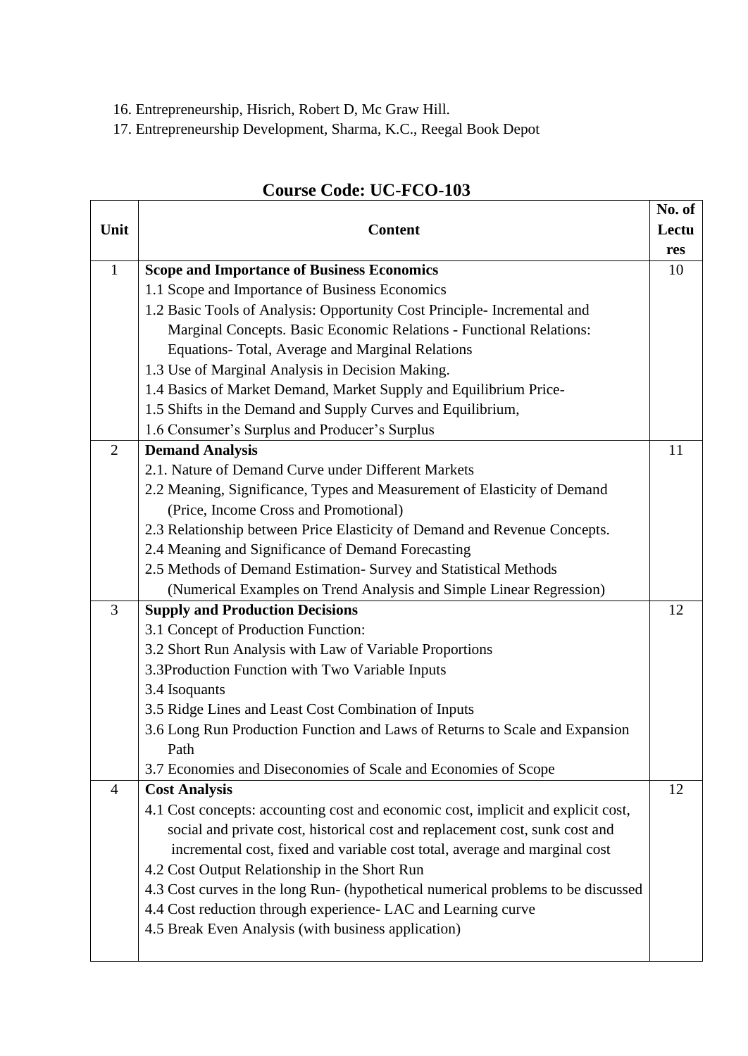16. Entrepreneurship, Hisrich, Robert D, Mc Graw Hill.
17. Entrepreneurship Development, Sharma, K.C., Reegal Book Depot

## Course Code: UC-FCO-103

| Unit | Content | No. of Lectures |
|---|---|---|
| 1 | **Scope and Importance of Business Economics**<br>1.1 Scope and Importance of Business Economics<br>1.2 Basic Tools of Analysis: Opportunity Cost Principle- Incremental and Marginal Concepts. Basic Economic Relations - Functional Relations: Equations- Total, Average and Marginal Relations<br>1.3 Use of Marginal Analysis in Decision Making.<br>1.4 Basics of Market Demand, Market Supply and Equilibrium Price-<br>1.5 Shifts in the Demand and Supply Curves and Equilibrium,<br>1.6 Consumer's Surplus and Producer's Surplus | 10 |
| 2 | **Demand Analysis**<br>2.1. Nature of Demand Curve under Different Markets<br>2.2 Meaning, Significance, Types and Measurement of Elasticity of Demand (Price, Income Cross and Promotional)<br>2.3 Relationship between Price Elasticity of Demand and Revenue Concepts.<br>2.4 Meaning and Significance of Demand Forecasting<br>2.5 Methods of Demand Estimation- Survey and Statistical Methods (Numerical Examples on Trend Analysis and Simple Linear Regression) | 11 |
| 3 | **Supply and Production Decisions**<br>3.1 Concept of Production Function:<br>3.2 Short Run Analysis with Law of Variable Proportions<br>3.3Production Function with Two Variable Inputs<br>3.4 Isoquants<br>3.5 Ridge Lines and Least Cost Combination of Inputs<br>3.6 Long Run Production Function and Laws of Returns to Scale and Expansion Path<br>3.7 Economies and Diseconomies of Scale and Economies of Scope | 12 |
| 4 | **Cost Analysis**<br>4.1 Cost concepts: accounting cost and economic cost, implicit and explicit cost, social and private cost, historical cost and replacement cost, sunk cost and incremental cost, fixed and variable cost total, average and marginal cost<br>4.2 Cost Output Relationship in the Short Run<br>4.3 Cost curves in the long Run- (hypothetical numerical problems to be discussed<br>4.4 Cost reduction through experience- LAC and Learning curve<br>4.5 Break Even Analysis (with business application) | 12 |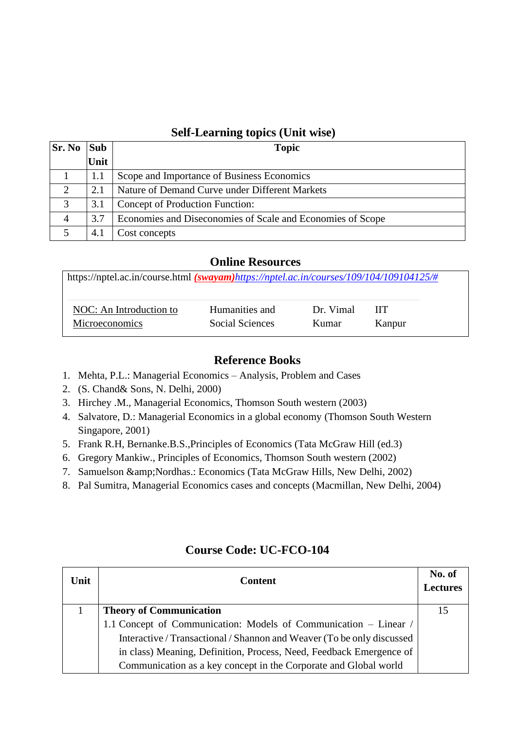## Self-Learning topics (Unit wise)

| Sr. No | Sub Unit | Topic |
|---|---|---|
| 1 | 1.1 | Scope and Importance of Business Economics |
| 2 | 2.1 | Nature of Demand Curve under Different Markets |
| 3 | 3.1 | Concept of Production Function: |
| 4 | 3.7 | Economies and Diseconomies of Scale and Economies of Scope |
| 5 | 4.1 | Cost concepts |

## Online Resources

https://nptel.ac.in/course.html ***(swayam)****https://nptel.ac.in/courses/109/104/109104125/#*

| NOC: An Introduction to Microeconomics | Humanities and Social Sciences | Dr. Vimal Kumar | IIT Kanpur |
|---|---|---|---|

## Reference Books

1. Mehta, P.L.: Managerial Economics – Analysis, Problem and Cases
2. (S. Chand& Sons, N. Delhi, 2000)
3. Hirchey .M., Managerial Economics, Thomson South western (2003)
4. Salvatore, D.: Managerial Economics in a global economy (Thomson South Western Singapore, 2001)
5. Frank R.H, Bernanke.B.S.,Principles of Economics (Tata McGraw Hill (ed.3)
6. Gregory Mankiw., Principles of Economics, Thomson South western (2002)
7. Samuelson &amp;Nordhas.: Economics (Tata McGraw Hills, New Delhi, 2002)
8. Pal Sumitra, Managerial Economics cases and concepts (Macmillan, New Delhi, 2004)

## Course Code: UC-FCO-104

| Unit | Content | No. of Lectures |
|---|---|---|
| 1 | **Theory of Communication**<br>1.1 Concept of Communication: Models of Communication – Linear / Interactive / Transactional / Shannon and Weaver (To be only discussed in class) Meaning, Definition, Process, Need, Feedback Emergence of Communication as a key concept in the Corporate and Global world | 15 |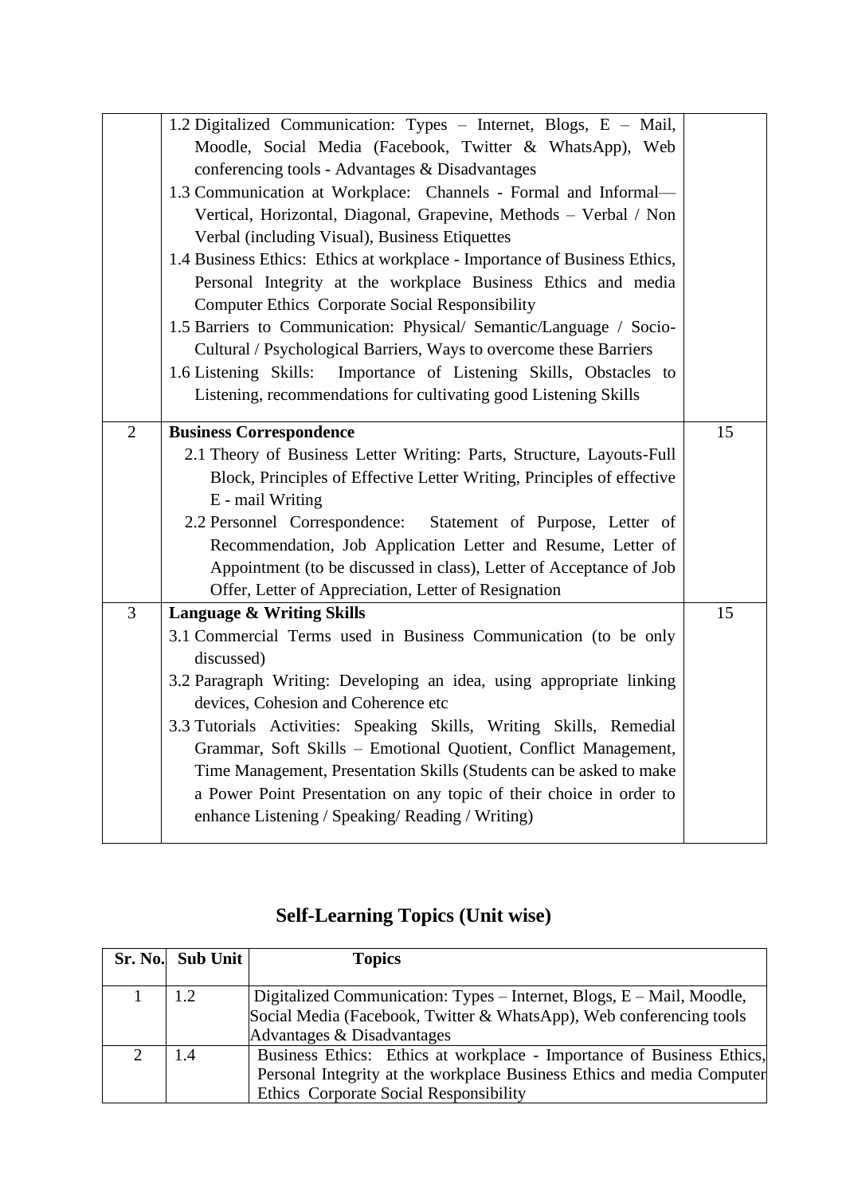| | | |
|---|---|---|
| | 1.2 Digitalized Communication: Types – Internet, Blogs, E – Mail, Moodle, Social Media (Facebook, Twitter & WhatsApp), Web conferencing tools - Advantages & Disadvantages<br>1.3 Communication at Workplace: Channels - Formal and Informal—Vertical, Horizontal, Diagonal, Grapevine, Methods – Verbal / Non Verbal (including Visual), Business Etiquettes<br>1.4 Business Ethics: Ethics at workplace - Importance of Business Ethics, Personal Integrity at the workplace Business Ethics and media Computer Ethics Corporate Social Responsibility<br>1.5 Barriers to Communication: Physical/ Semantic/Language / Socio-Cultural / Psychological Barriers, Ways to overcome these Barriers<br>1.6 Listening Skills: Importance of Listening Skills, Obstacles to Listening, recommendations for cultivating good Listening Skills | |
| 2 | **Business Correspondence**<br>2.1 Theory of Business Letter Writing: Parts, Structure, Layouts-Full Block, Principles of Effective Letter Writing, Principles of effective E - mail Writing<br>2.2 Personnel Correspondence: Statement of Purpose, Letter of Recommendation, Job Application Letter and Resume, Letter of Appointment (to be discussed in class), Letter of Acceptance of Job Offer, Letter of Appreciation, Letter of Resignation | 15 |
| 3 | **Language & Writing Skills**<br>3.1 Commercial Terms used in Business Communication (to be only discussed)<br>3.2 Paragraph Writing: Developing an idea, using appropriate linking devices, Cohesion and Coherence etc<br>3.3 Tutorials Activities: Speaking Skills, Writing Skills, Remedial Grammar, Soft Skills – Emotional Quotient, Conflict Management, Time Management, Presentation Skills (Students can be asked to make a Power Point Presentation on any topic of their choice in order to enhance Listening / Speaking/ Reading / Writing) | 15 |

## Self-Learning Topics (Unit wise)

| Sr. No. | Sub Unit | Topics |
|---|---|---|
| 1 | 1.2 | Digitalized Communication: Types – Internet, Blogs, E – Mail, Moodle, Social Media (Facebook, Twitter & WhatsApp), Web conferencing tools Advantages & Disadvantages |
| 2 | 1.4 | Business Ethics: Ethics at workplace - Importance of Business Ethics, Personal Integrity at the workplace Business Ethics and media Computer Ethics Corporate Social Responsibility |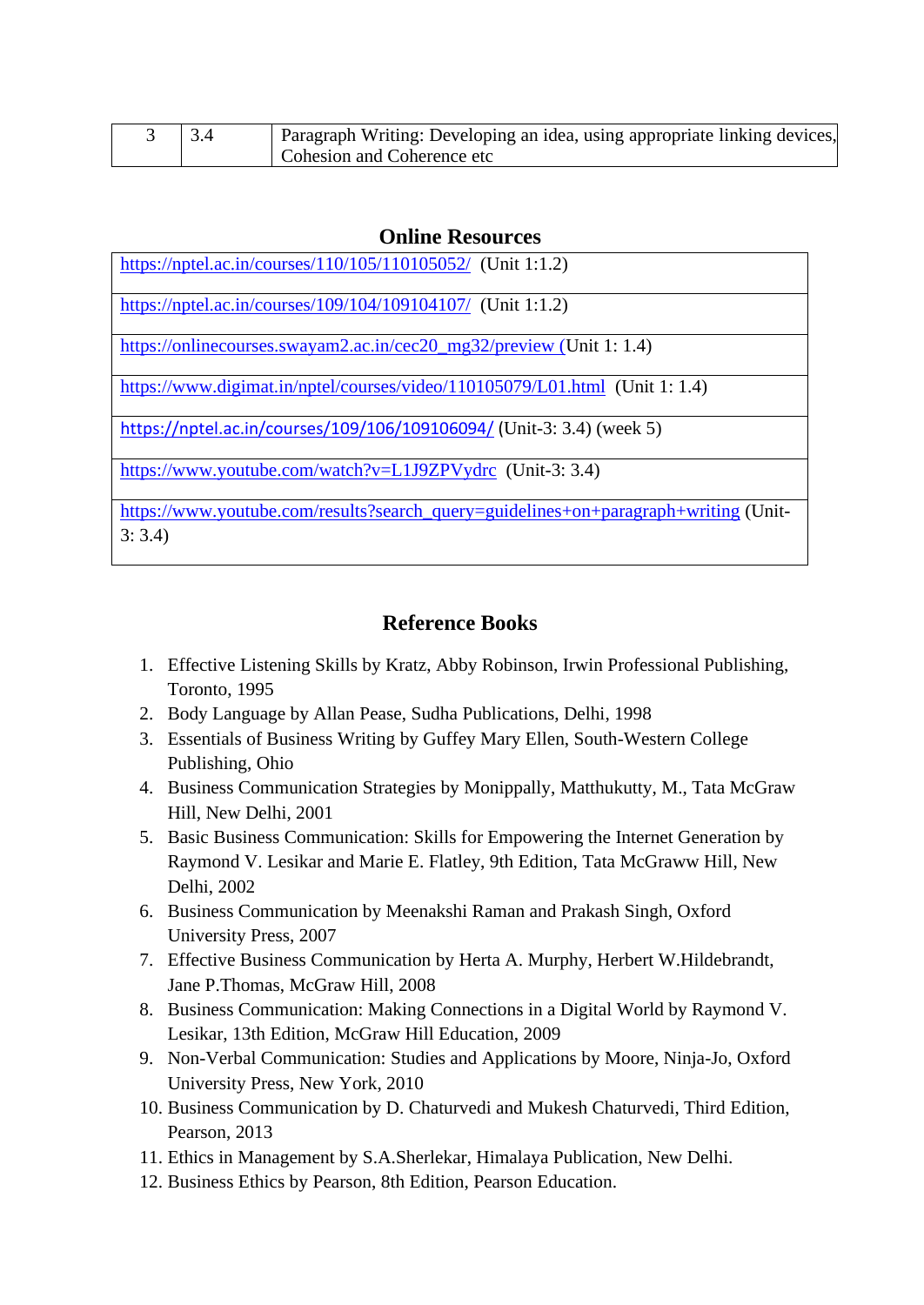| 3 | 3.4 | Paragraph Writing: Developing an idea, using appropriate linking devices, Cohesion and Coherence etc |
|---|---|---|

## Online Resources

| |
|---|
| https://nptel.ac.in/courses/110/105/110105052/ (Unit 1:1.2) |
| https://nptel.ac.in/courses/109/104/109104107/ (Unit 1:1.2) |
| https://onlinecourses.swayam2.ac.in/cec20_mg32/preview (Unit 1: 1.4) |
| https://www.digimat.in/nptel/courses/video/110105079/L01.html (Unit 1: 1.4) |
| https://nptel.ac.in/courses/109/106/109106094/ (Unit-3: 3.4) (week 5) |
| https://www.youtube.com/watch?v=L1J9ZPVydrc (Unit-3: 3.4) |
| https://www.youtube.com/results?search_query=guidelines+on+paragraph+writing (Unit-3: 3.4) |

## Reference Books

1. Effective Listening Skills by Kratz, Abby Robinson, Irwin Professional Publishing, Toronto, 1995
2. Body Language by Allan Pease, Sudha Publications, Delhi, 1998
3. Essentials of Business Writing by Guffey Mary Ellen, South-Western College Publishing, Ohio
4. Business Communication Strategies by Monippally, Matthukutty, M., Tata McGraw Hill, New Delhi, 2001
5. Basic Business Communication: Skills for Empowering the Internet Generation by Raymond V. Lesikar and Marie E. Flatley, 9th Edition, Tata McGraww Hill, New Delhi, 2002
6. Business Communication by Meenakshi Raman and Prakash Singh, Oxford University Press, 2007
7. Effective Business Communication by Herta A. Murphy, Herbert W.Hildebrandt, Jane P.Thomas, McGraw Hill, 2008
8. Business Communication: Making Connections in a Digital World by Raymond V. Lesikar, 13th Edition, McGraw Hill Education, 2009
9. Non-Verbal Communication: Studies and Applications by Moore, Ninja-Jo, Oxford University Press, New York, 2010
10. Business Communication by D. Chaturvedi and Mukesh Chaturvedi, Third Edition, Pearson, 2013
11. Ethics in Management by S.A.Sherlekar, Himalaya Publication, New Delhi.
12. Business Ethics by Pearson, 8th Edition, Pearson Education.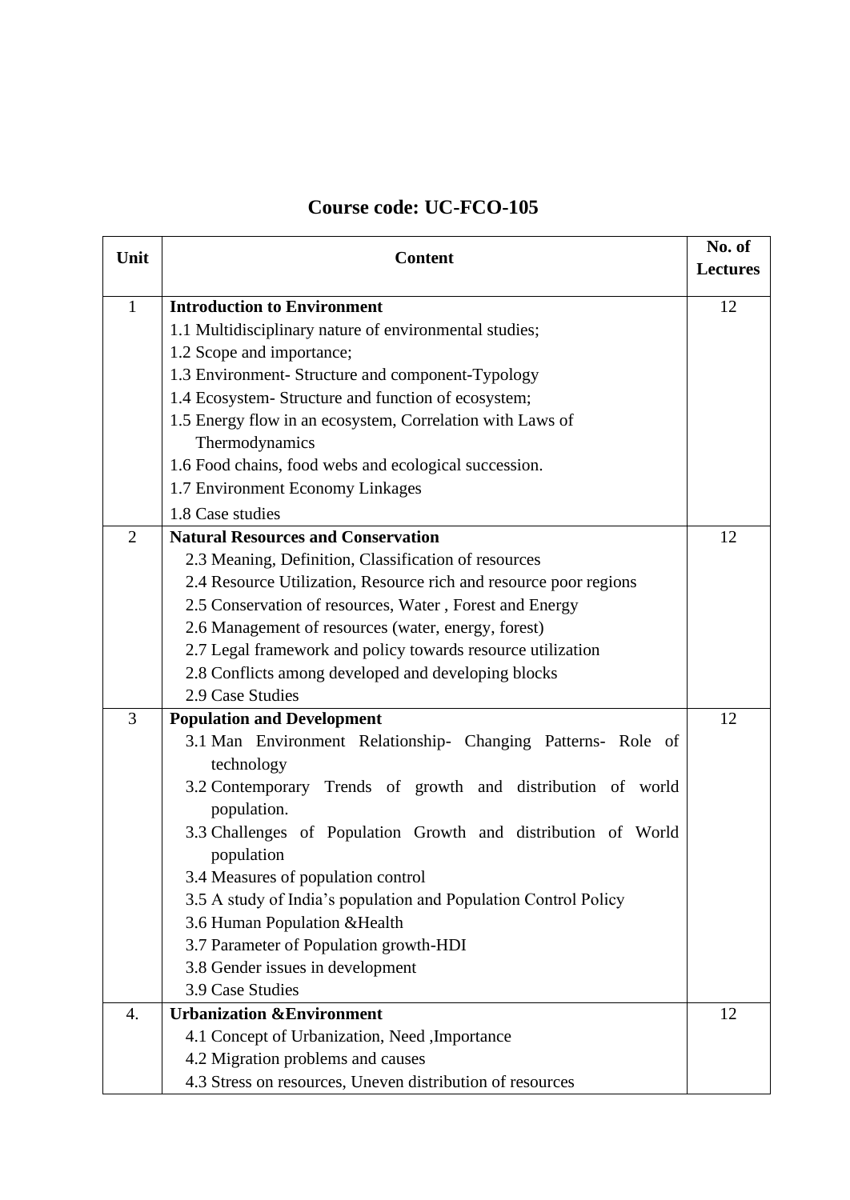## Course code: UC-FCO-105

| Unit | Content | No. of Lectures |
|---|---|---|
| 1 | **Introduction to Environment**<br>1.1 Multidisciplinary nature of environmental studies;<br>1.2 Scope and importance;<br>1.3 Environment- Structure and component-Typology<br>1.4 Ecosystem- Structure and function of ecosystem;<br>1.5 Energy flow in an ecosystem, Correlation with Laws of Thermodynamics<br>1.6 Food chains, food webs and ecological succession.<br>1.7 Environment Economy Linkages<br>1.8 Case studies | 12 |
| 2 | **Natural Resources and Conservation**<br>2.3 Meaning, Definition, Classification of resources<br>2.4 Resource Utilization, Resource rich and resource poor regions<br>2.5 Conservation of resources, Water , Forest and Energy<br>2.6 Management of resources (water, energy, forest)<br>2.7 Legal framework and policy towards resource utilization<br>2.8 Conflicts among developed and developing blocks<br>2.9 Case Studies | 12 |
| 3 | **Population and Development**<br>3.1 Man Environment Relationship- Changing Patterns- Role of technology<br>3.2 Contemporary Trends of growth and distribution of world population.<br>3.3 Challenges of Population Growth and distribution of World population<br>3.4 Measures of population control<br>3.5 A study of India's population and Population Control Policy<br>3.6 Human Population &Health<br>3.7 Parameter of Population growth-HDI<br>3.8 Gender issues in development<br>3.9 Case Studies | 12 |
| 4. | **Urbanization &Environment**<br>4.1 Concept of Urbanization, Need ,Importance<br>4.2 Migration problems and causes<br>4.3 Stress on resources, Uneven distribution of resources | 12 |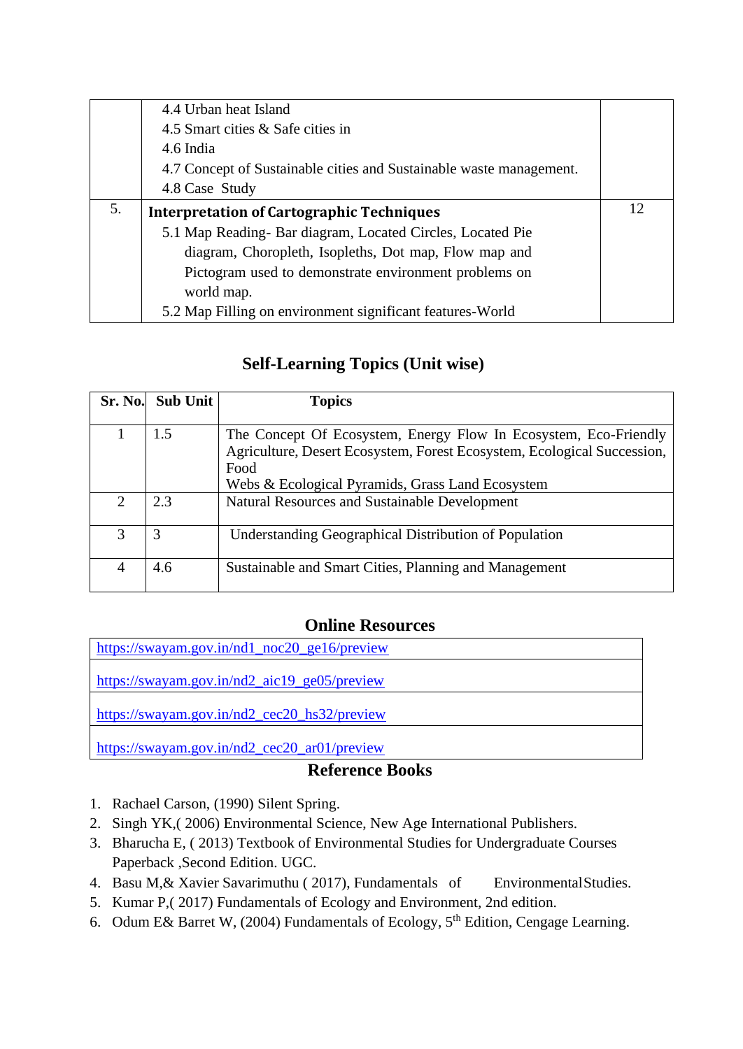| | | |
|---|---|---|
| | 4.4 Urban heat Island<br>4.5 Smart cities & Safe cities in<br>4.6 India<br>4.7 Concept of Sustainable cities and Sustainable waste management.<br>4.8 Case Study | |
| 5. | **Interpretation of Cartographic Techniques**<br>5.1 Map Reading- Bar diagram, Located Circles, Located Pie diagram, Choropleth, Isopleths, Dot map, Flow map and Pictogram used to demonstrate environment problems on world map.<br>5.2 Map Filling on environment significant features-World | 12 |

## Self-Learning Topics (Unit wise)

| Sr. No. | Sub Unit | Topics |
|---|---|---|
| 1 | 1.5 | The Concept Of Ecosystem, Energy Flow In Ecosystem, Eco-Friendly Agriculture, Desert Ecosystem, Forest Ecosystem, Ecological Succession, Food Webs & Ecological Pyramids, Grass Land Ecosystem |
| 2 | 2.3 | Natural Resources and Sustainable Development |
| 3 | 3 | Understanding Geographical Distribution of Population |
| 4 | 4.6 | Sustainable and Smart Cities, Planning and Management |

## Online Resources

| |
|---|
| https://swayam.gov.in/nd1_noc20_ge16/preview |
| https://swayam.gov.in/nd2_aic19_ge05/preview |
| https://swayam.gov.in/nd2_cec20_hs32/preview |
| https://swayam.gov.in/nd2_cec20_ar01/preview |

## Reference Books

1. Rachael Carson, (1990) Silent Spring.
2. Singh YK,( 2006) Environmental Science, New Age International Publishers.
3. Bharucha E, ( 2013) Textbook of Environmental Studies for Undergraduate Courses Paperback ,Second Edition. UGC.
4. Basu M,& Xavier Savarimuthu ( 2017), Fundamentals of Environmental Studies.
5. Kumar P,( 2017) Fundamentals of Ecology and Environment, 2nd edition.
6. Odum E& Barret W, (2004) Fundamentals of Ecology, 5th Edition, Cengage Learning.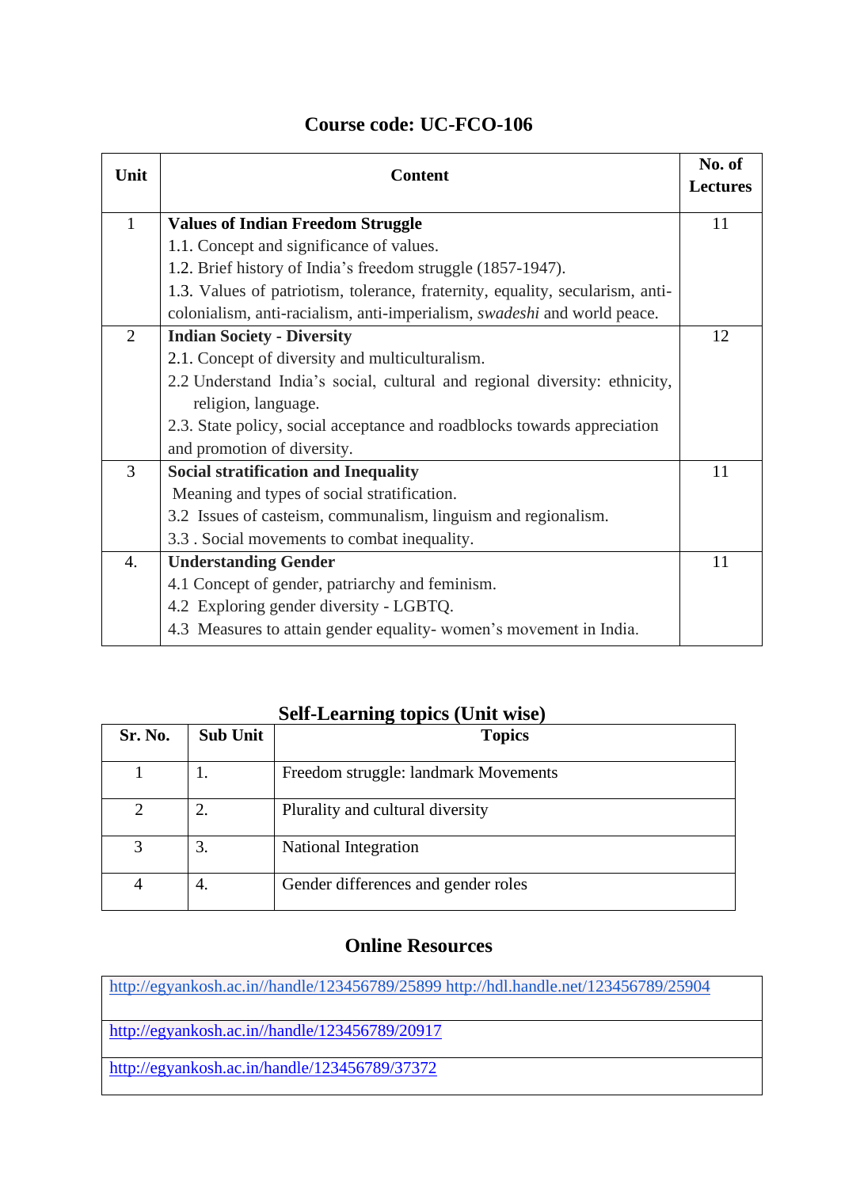## Course code: UC-FCO-106

| Unit | Content | No. of Lectures |
|---|---|---|
| 1 | **Values of Indian Freedom Struggle**<br>1.1. Concept and significance of values.<br>1.2. Brief history of India's freedom struggle (1857-1947).<br>1.3. Values of patriotism, tolerance, fraternity, equality, secularism, anti-colonialism, anti-racialism, anti-imperialism, *swadeshi* and world peace. | 11 |
| 2 | **Indian Society - Diversity**<br>2.1. Concept of diversity and multiculturalism.<br>2.2 Understand India's social, cultural and regional diversity: ethnicity, religion, language.<br>2.3. State policy, social acceptance and roadblocks towards appreciation and promotion of diversity. | 12 |
| 3 | **Social stratification and Inequality**<br>Meaning and types of social stratification.<br>3.2 Issues of casteism, communalism, linguism and regionalism.<br>3.3 . Social movements to combat inequality. | 11 |
| 4. | **Understanding Gender**<br>4.1 Concept of gender, patriarchy and feminism.<br>4.2 Exploring gender diversity - LGBTQ.<br>4.3 Measures to attain gender equality- women's movement in India. | 11 |

## Self-Learning topics (Unit wise)

| Sr. No. | Sub Unit | Topics |
|---|---|---|
| 1 | 1. | Freedom struggle: landmark Movements |
| 2 | 2. | Plurality and cultural diversity |
| 3 | 3. | National Integration |
| 4 | 4. | Gender differences and gender roles |

## Online Resources

| |
|---|
| http://egyankosh.ac.in//handle/123456789/25899 http://hdl.handle.net/123456789/25904 |
| http://egyankosh.ac.in//handle/123456789/20917 |
| http://egyankosh.ac.in/handle/123456789/37372 |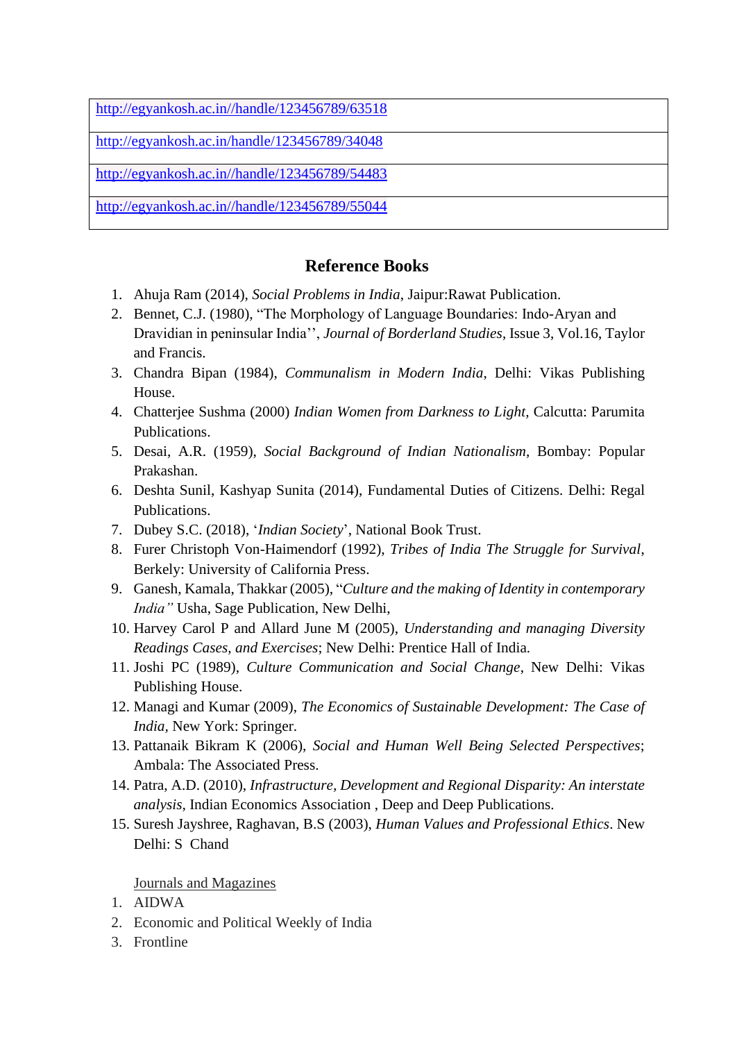| http://egyankosh.ac.in//handle/123456789/63518 |
|---|
| http://egyankosh.ac.in/handle/123456789/34048 |
| http://egyankosh.ac.in//handle/123456789/54483 |
| http://egyankosh.ac.in//handle/123456789/55044 |

## Reference Books

1. Ahuja Ram (2014), *Social Problems in India*, Jaipur:Rawat Publication.
2. Bennet, C.J. (1980), "The Morphology of Language Boundaries: Indo-Aryan and Dravidian in peninsular India'', *Journal of Borderland Studies*, Issue 3, Vol.16, Taylor and Francis.
3. Chandra Bipan (1984), *Communalism in Modern India*, Delhi: Vikas Publishing House.
4. Chatterjee Sushma (2000) *Indian Women from Darkness to Light*, Calcutta: Parumita Publications.
5. Desai, A.R. (1959), *Social Background of Indian Nationalism*, Bombay: Popular Prakashan.
6. Deshta Sunil, Kashyap Sunita (2014), Fundamental Duties of Citizens. Delhi: Regal Publications.
7. Dubey S.C. (2018), '*Indian Society*', National Book Trust.
8. Furer Christoph Von-Haimendorf (1992), *Tribes of India The Struggle for Survival*, Berkely: University of California Press.
9. Ganesh, Kamala, Thakkar (2005), "*Culture and the making of Identity in contemporary India"* Usha, Sage Publication, New Delhi,
10. Harvey Carol P and Allard June M (2005), *Understanding and managing Diversity Readings Cases, and Exercises*; New Delhi: Prentice Hall of India.
11. Joshi PC (1989), *Culture Communication and Social Change*, New Delhi: Vikas Publishing House.
12. Managi and Kumar (2009), *The Economics of Sustainable Development: The Case of India*, New York: Springer.
13. Pattanaik Bikram K (2006), *Social and Human Well Being Selected Perspectives*; Ambala: The Associated Press.
14. Patra, A.D. (2010), *Infrastructure, Development and Regional Disparity: An interstate analysis,* Indian Economics Association , Deep and Deep Publications.
15. Suresh Jayshree, Raghavan, B.S (2003), *Human Values and Professional Ethics*. New Delhi: S Chand

Journals and Magazines

1. AIDWA
2. Economic and Political Weekly of India
3. Frontline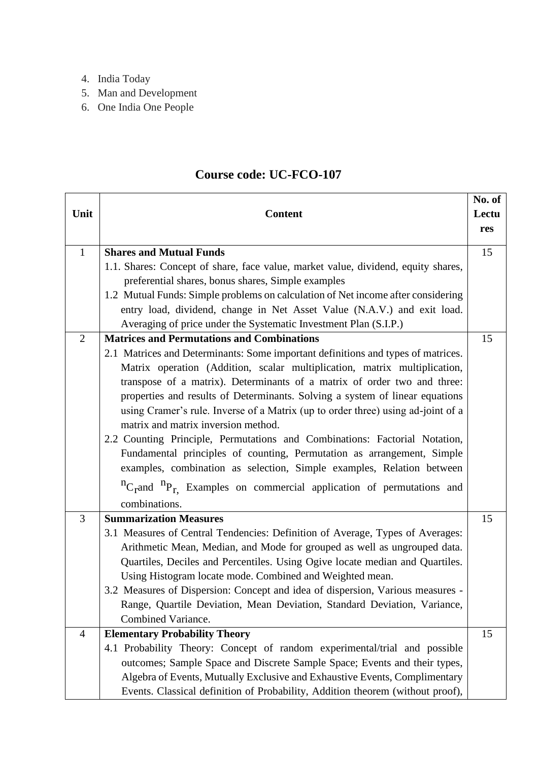4. India Today
5. Man and Development
6. One India One People

## Course code: UC-FCO-107

| Unit | Content | No. of Lectures |
|---|---|---|
| 1 | **Shares and Mutual Funds**<br>1.1. Shares: Concept of share, face value, market value, dividend, equity shares, preferential shares, bonus shares, Simple examples<br>1.2 Mutual Funds: Simple problems on calculation of Net income after considering entry load, dividend, change in Net Asset Value (N.A.V.) and exit load. Averaging of price under the Systematic Investment Plan (S.I.P.) | 15 |
| 2 | **Matrices and Permutations and Combinations**<br>2.1 Matrices and Determinants: Some important definitions and types of matrices. Matrix operation (Addition, scalar multiplication, matrix multiplication, transpose of a matrix). Determinants of a matrix of order two and three: properties and results of Determinants. Solving a system of linear equations using Cramer's rule. Inverse of a Matrix (up to order three) using ad-joint of a matrix and matrix inversion method.<br>2.2 Counting Principle, Permutations and Combinations: Factorial Notation, Fundamental principles of counting, Permutation as arrangement, Simple examples, combination as selection, Simple examples, Relation between ${}^{n}C_{r}$ and ${}^{n}P_{r}$, Examples on commercial application of permutations and combinations. | 15 |
| 3 | **Summarization Measures**<br>3.1 Measures of Central Tendencies: Definition of Average, Types of Averages: Arithmetic Mean, Median, and Mode for grouped as well as ungrouped data. Quartiles, Deciles and Percentiles. Using Ogive locate median and Quartiles. Using Histogram locate mode. Combined and Weighted mean.<br>3.2 Measures of Dispersion: Concept and idea of dispersion, Various measures - Range, Quartile Deviation, Mean Deviation, Standard Deviation, Variance, Combined Variance. | 15 |
| 4 | **Elementary Probability Theory**<br>4.1 Probability Theory: Concept of random experimental/trial and possible outcomes; Sample Space and Discrete Sample Space; Events and their types, Algebra of Events, Mutually Exclusive and Exhaustive Events, Complimentary Events. Classical definition of Probability, Addition theorem (without proof), | 15 |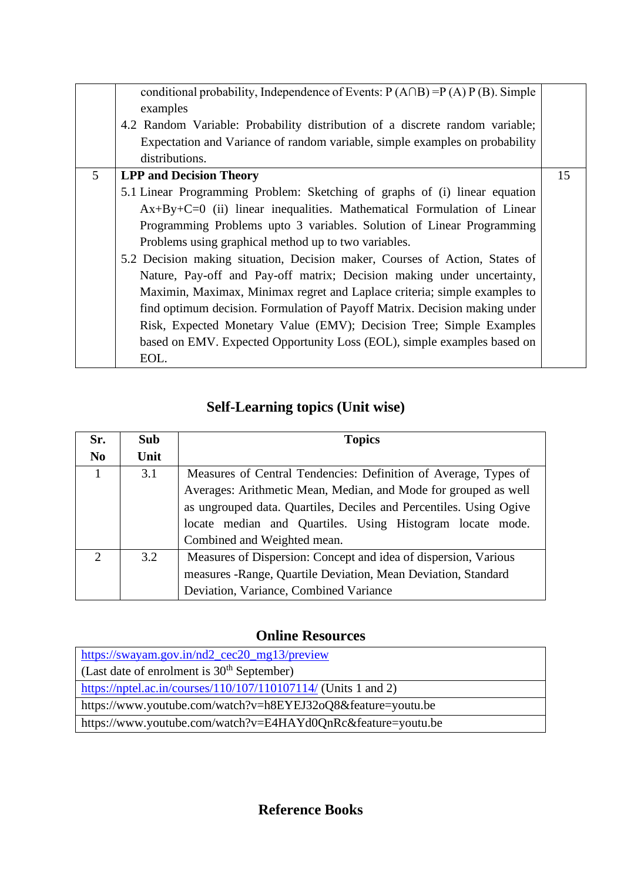| | | |
|---|---|---|
| | conditional probability, Independence of Events: P (A∩B) =P (A) P (B). Simple examples<br>4.2 Random Variable: Probability distribution of a discrete random variable; Expectation and Variance of random variable, simple examples on probability distributions. | |
| 5 | **LPP and Decision Theory**<br>5.1 Linear Programming Problem: Sketching of graphs of (i) linear equation Ax+By+C=0 (ii) linear inequalities. Mathematical Formulation of Linear Programming Problems upto 3 variables. Solution of Linear Programming Problems using graphical method up to two variables.<br>5.2 Decision making situation, Decision maker, Courses of Action, States of Nature, Pay-off and Pay-off matrix; Decision making under uncertainty, Maximin, Maximax, Minimax regret and Laplace criteria; simple examples to find optimum decision. Formulation of Payoff Matrix. Decision making under Risk, Expected Monetary Value (EMV); Decision Tree; Simple Examples based on EMV. Expected Opportunity Loss (EOL), simple examples based on EOL. | 15 |

## Self-Learning topics (Unit wise)

| Sr. No | Sub Unit | Topics |
|---|---|---|
| 1 | 3.1 | Measures of Central Tendencies: Definition of Average, Types of Averages: Arithmetic Mean, Median, and Mode for grouped as well as ungrouped data. Quartiles, Deciles and Percentiles. Using Ogive locate median and Quartiles. Using Histogram locate mode. Combined and Weighted mean. |
| 2 | 3.2 | Measures of Dispersion: Concept and idea of dispersion, Various measures -Range, Quartile Deviation, Mean Deviation, Standard Deviation, Variance, Combined Variance |

## Online Resources

| |
|---|
| https://swayam.gov.in/nd2_cec20_mg13/preview<br>(Last date of enrolment is 30th September) |
| https://nptel.ac.in/courses/110/107/110107114/ (Units 1 and 2) |
| https://www.youtube.com/watch?v=h8EYEJ32oQ8&feature=youtu.be |
| https://www.youtube.com/watch?v=E4HAYd0QnRc&feature=youtu.be |

## Reference Books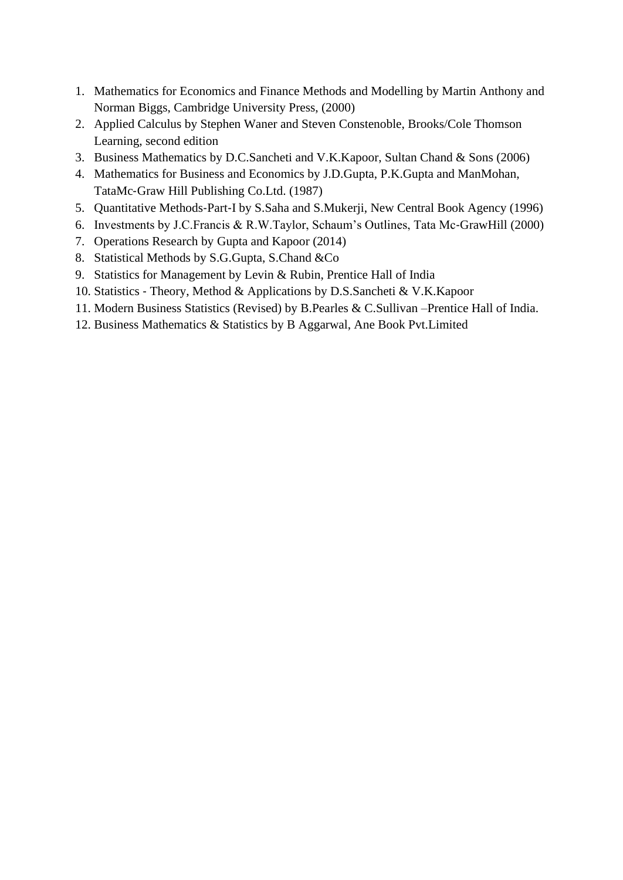1. Mathematics for Economics and Finance Methods and Modelling by Martin Anthony and Norman Biggs, Cambridge University Press, (2000)
2. Applied Calculus by Stephen Waner and Steven Constenoble, Brooks/Cole Thomson Learning, second edition
3. Business Mathematics by D.C.Sancheti and V.K.Kapoor, Sultan Chand & Sons (2006)
4. Mathematics for Business and Economics by J.D.Gupta, P.K.Gupta and ManMohan, TataMc-Graw Hill Publishing Co.Ltd. (1987)
5. Quantitative Methods-Part-I by S.Saha and S.Mukerji, New Central Book Agency (1996)
6. Investments by J.C.Francis & R.W.Taylor, Schaum's Outlines, Tata Mc-GrawHill (2000)
7. Operations Research by Gupta and Kapoor (2014)
8. Statistical Methods by S.G.Gupta, S.Chand &Co
9. Statistics for Management by Levin & Rubin, Prentice Hall of India
10. Statistics - Theory, Method & Applications by D.S.Sancheti & V.K.Kapoor
11. Modern Business Statistics (Revised) by B.Pearles & C.Sullivan –Prentice Hall of India.
12. Business Mathematics & Statistics by B Aggarwal, Ane Book Pvt.Limited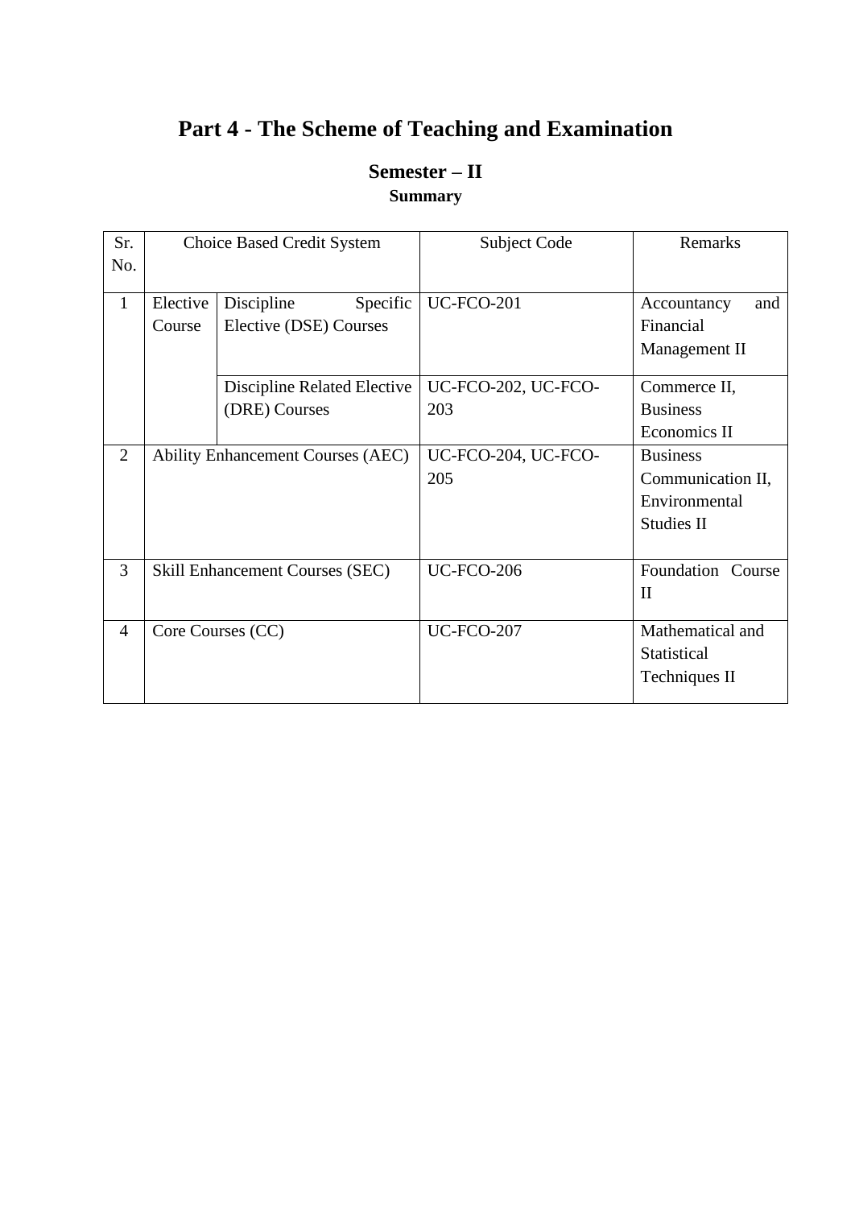# Part 4 - The Scheme of Teaching and Examination

## Semester – II

### Summary

| Sr. No. | Choice Based Credit System | | Subject Code | Remarks |
|---|---|---|---|---|
| 1 | Elective Course | Discipline Specific Elective (DSE) Courses | UC-FCO-201 | Accountancy and Financial Management II |
| | | Discipline Related Elective (DRE) Courses | UC-FCO-202, UC-FCO-203 | Commerce II, Business Economics II |
| 2 | Ability Enhancement Courses (AEC) | | UC-FCO-204, UC-FCO-205 | Business Communication II, Environmental Studies II |
| 3 | Skill Enhancement Courses (SEC) | | UC-FCO-206 | Foundation Course II |
| 4 | Core Courses (CC) | | UC-FCO-207 | Mathematical and Statistical Techniques II |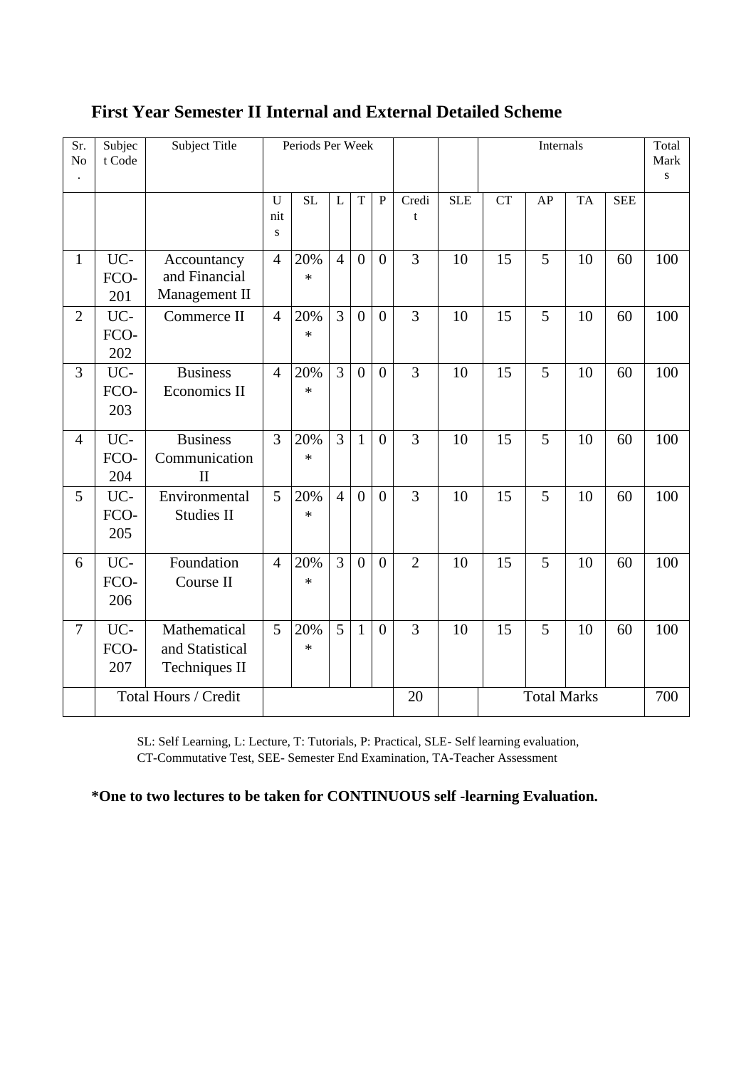## First Year Semester II Internal and External Detailed Scheme

| Sr. No. | Subject Code | Subject Title | Periods Per Week | | | | | | | Internals | | | | Total Marks |
|---|---|---|---|---|---|---|---|---|---|---|---|---|---|---|
| | | | Units | SL | L | T | P | Credit | SLE | CT | AP | TA | SEE | |
| 1 | UC-FCO-201 | Accountancy and Financial Management II | 4 | 20% * | 4 | 0 | 0 | 3 | 10 | 15 | 5 | 10 | 60 | 100 |
| 2 | UC-FCO-202 | Commerce II | 4 | 20% * | 3 | 0 | 0 | 3 | 10 | 15 | 5 | 10 | 60 | 100 |
| 3 | UC-FCO-203 | Business Economics II | 4 | 20% * | 3 | 0 | 0 | 3 | 10 | 15 | 5 | 10 | 60 | 100 |
| 4 | UC-FCO-204 | Business Communication II | 3 | 20% * | 3 | 1 | 0 | 3 | 10 | 15 | 5 | 10 | 60 | 100 |
| 5 | UC-FCO-205 | Environmental Studies II | 5 | 20% * | 4 | 0 | 0 | 3 | 10 | 15 | 5 | 10 | 60 | 100 |
| 6 | UC-FCO-206 | Foundation Course II | 4 | 20% * | 3 | 0 | 0 | 2 | 10 | 15 | 5 | 10 | 60 | 100 |
| 7 | UC-FCO-207 | Mathematical and Statistical Techniques II | 5 | 20% * | 5 | 1 | 0 | 3 | 10 | 15 | 5 | 10 | 60 | 100 |
| | Total Hours / Credit | | | | | | | 20 | | Total Marks | | | | 700 |

SL: Self Learning, L: Lecture, T: Tutorials, P: Practical, SLE- Self learning evaluation, CT-Commutative Test, SEE- Semester End Examination, TA-Teacher Assessment

**\*One to two lectures to be taken for CONTINUOUS self -learning Evaluation.**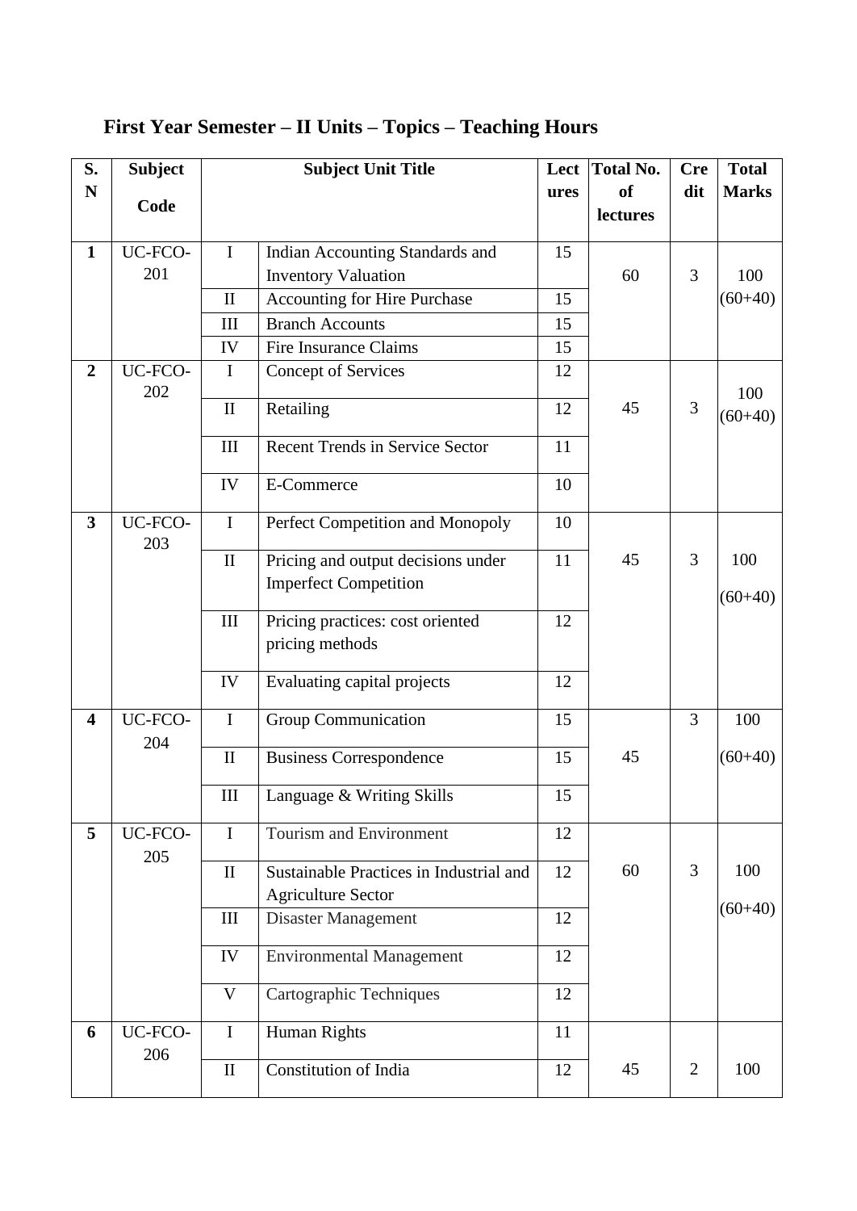## First Year Semester – II Units – Topics – Teaching Hours

| S. N | Subject Code | Subject Unit Title | | Lectures | Total No. of lectures | Credit | Total Marks |
|---|---|---|---|---|---|---|---|
| **1** | UC-FCO-201 | I | Indian Accounting Standards and Inventory Valuation | 15 | 60 | 3 | 100 (60+40) |
| | | II | Accounting for Hire Purchase | 15 | | | |
| | | III | Branch Accounts | 15 | | | |
| | | IV | Fire Insurance Claims | 15 | | | |
| **2** | UC-FCO-202 | I | Concept of Services | 12 | 45 | 3 | 100 (60+40) |
| | | II | Retailing | 12 | | | |
| | | III | Recent Trends in Service Sector | 11 | | | |
| | | IV | E-Commerce | 10 | | | |
| **3** | UC-FCO-203 | I | Perfect Competition and Monopoly | 10 | 45 | 3 | 100 (60+40) |
| | | II | Pricing and output decisions under Imperfect Competition | 11 | | | |
| | | III | Pricing practices: cost oriented pricing methods | 12 | | | |
| | | IV | Evaluating capital projects | 12 | | | |
| **4** | UC-FCO-204 | I | Group Communication | 15 | 45 | 3 | 100 (60+40) |
| | | II | Business Correspondence | 15 | | | |
| | | III | Language & Writing Skills | 15 | | | |
| **5** | UC-FCO-205 | I | Tourism and Environment | 12 | 60 | 3 | 100 (60+40) |
| | | II | Sustainable Practices in Industrial and Agriculture Sector | 12 | | | |
| | | III | Disaster Management | 12 | | | |
| | | IV | Environmental Management | 12 | | | |
| | | V | Cartographic Techniques | 12 | | | |
| **6** | UC-FCO-206 | I | Human Rights | 11 | 45 | 2 | 100 |
| | | II | Constitution of India | 12 | | | |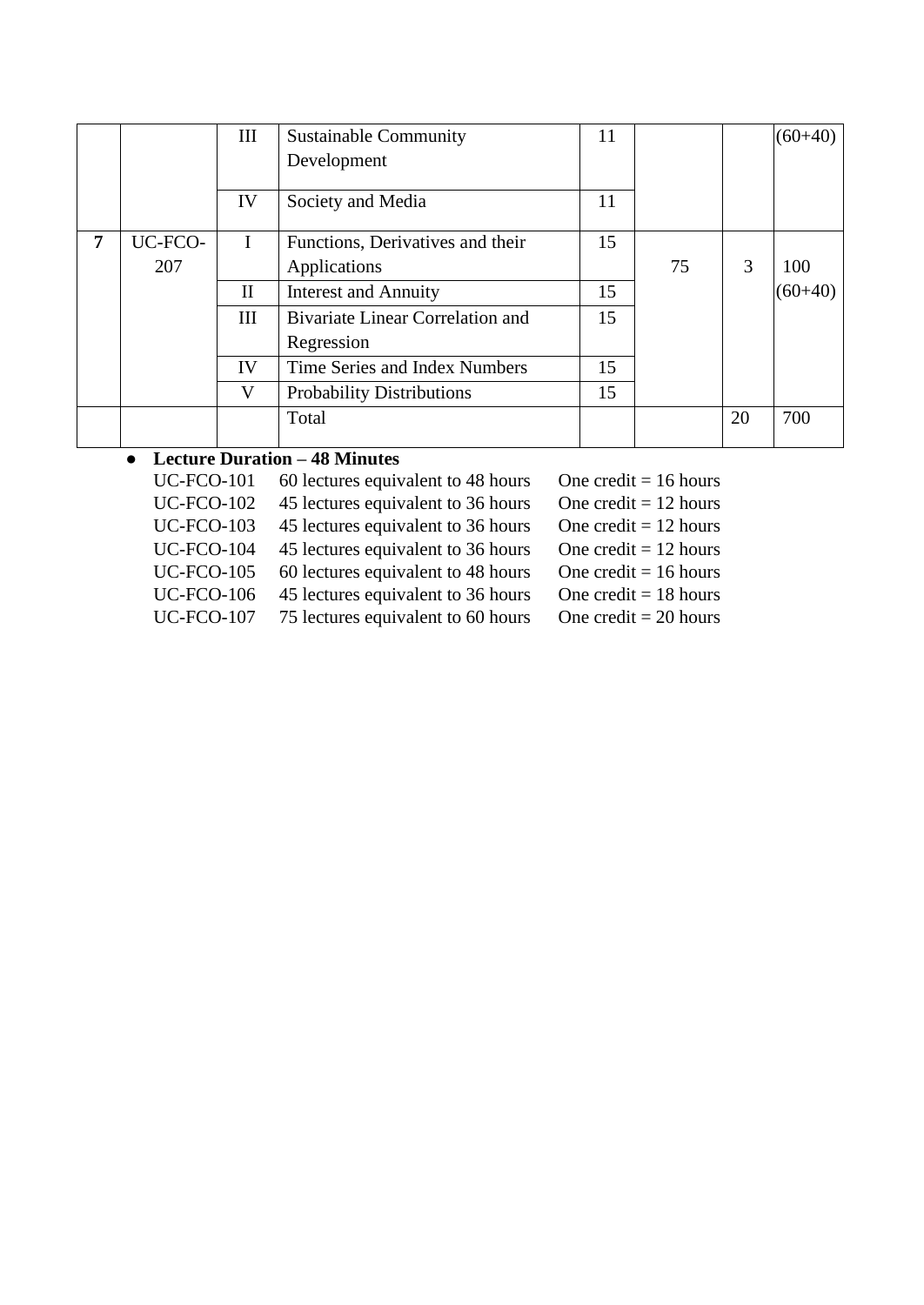| | | | | | | | |
|---|---|---|---|---|---|---|---|
| | | III | Sustainable Community Development | 11 | | | (60+40) |
| | | IV | Society and Media | 11 | | | |
| **7** | UC-FCO-207 | I | Functions, Derivatives and their Applications | 15 | 75 | 3 | 100 (60+40) |
| | | II | Interest and Annuity | 15 | | | |
| | | III | Bivariate Linear Correlation and Regression | 15 | | | |
| | | IV | Time Series and Index Numbers | 15 | | | |
| | | V | Probability Distributions | 15 | | | |
| | | | Total | | | 20 | 700 |

- **Lecture Duration – 48 Minutes**

  UC-FCO-101 60 lectures equivalent to 48 hours One credit = 16 hours
  UC-FCO-102 45 lectures equivalent to 36 hours One credit = 12 hours
  UC-FCO-103 45 lectures equivalent to 36 hours One credit = 12 hours
  UC-FCO-104 45 lectures equivalent to 36 hours One credit = 12 hours
  UC-FCO-105 60 lectures equivalent to 48 hours One credit = 16 hours
  UC-FCO-106 45 lectures equivalent to 36 hours One credit = 18 hours
  UC-FCO-107 75 lectures equivalent to 60 hours One credit = 20 hours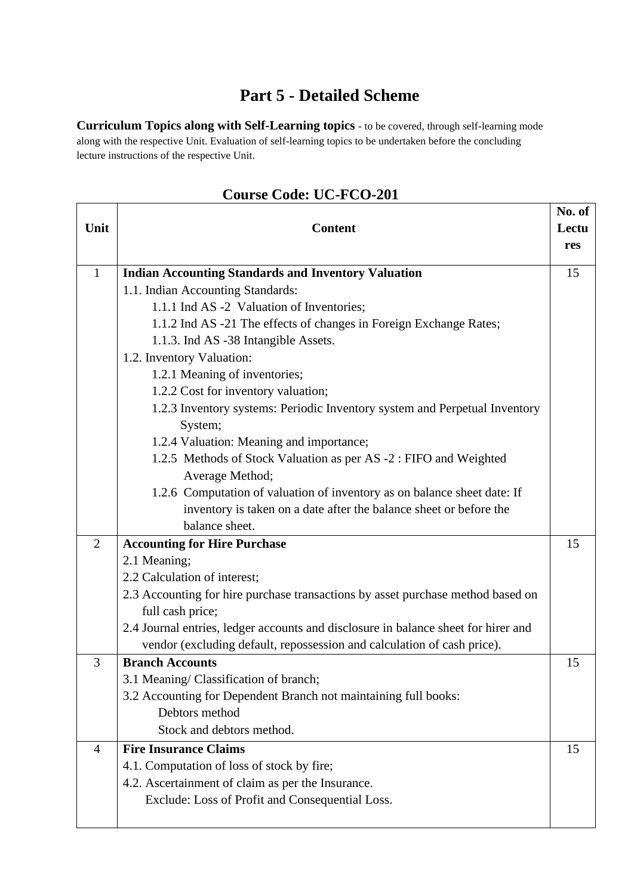# Part 5 - Detailed Scheme

**Curriculum Topics along with Self-Learning topics** - to be covered, through self-learning mode along with the respective Unit. Evaluation of self-learning topics to be undertaken before the concluding lecture instructions of the respective Unit.

## Course Code: UC-FCO-201

| Unit | Content | No. of Lectures |
|---|---|---|
| 1 | **Indian Accounting Standards and Inventory Valuation**<br>1.1. Indian Accounting Standards:<br>1.1.1 Ind AS -2 Valuation of Inventories;<br>1.1.2 Ind AS -21 The effects of changes in Foreign Exchange Rates;<br>1.1.3. Ind AS -38 Intangible Assets.<br>1.2. Inventory Valuation:<br>1.2.1 Meaning of inventories;<br>1.2.2 Cost for inventory valuation;<br>1.2.3 Inventory systems: Periodic Inventory system and Perpetual Inventory System;<br>1.2.4 Valuation: Meaning and importance;<br>1.2.5 Methods of Stock Valuation as per AS -2 : FIFO and Weighted Average Method;<br>1.2.6 Computation of valuation of inventory as on balance sheet date: If inventory is taken on a date after the balance sheet or before the balance sheet. | 15 |
| 2 | **Accounting for Hire Purchase**<br>2.1 Meaning;<br>2.2 Calculation of interest;<br>2.3 Accounting for hire purchase transactions by asset purchase method based on full cash price;<br>2.4 Journal entries, ledger accounts and disclosure in balance sheet for hirer and vendor (excluding default, repossession and calculation of cash price). | 15 |
| 3 | **Branch Accounts**<br>3.1 Meaning/ Classification of branch;<br>3.2 Accounting for Dependent Branch not maintaining full books:<br>Debtors method<br>Stock and debtors method. | 15 |
| 4 | **Fire Insurance Claims**<br>4.1. Computation of loss of stock by fire;<br>4.2. Ascertainment of claim as per the Insurance.<br>Exclude: Loss of Profit and Consequential Loss. | 15 |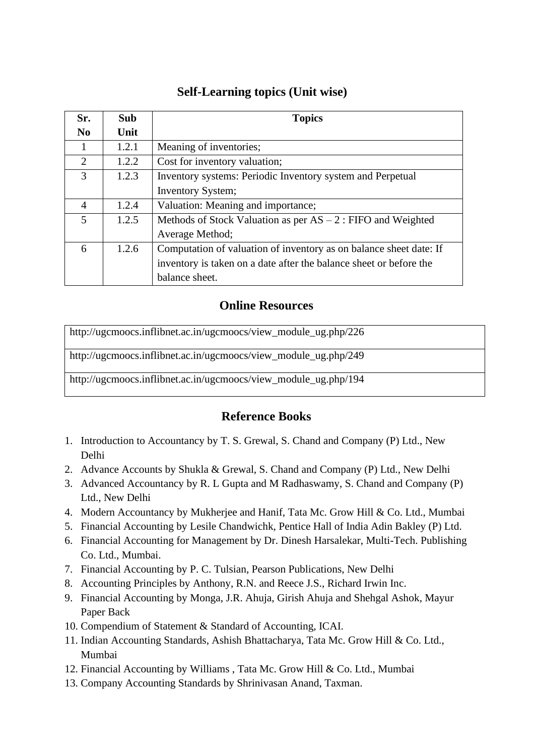## Self-Learning topics (Unit wise)

| Sr. No | Sub Unit | Topics |
|---|---|---|
| 1 | 1.2.1 | Meaning of inventories; |
| 2 | 1.2.2 | Cost for inventory valuation; |
| 3 | 1.2.3 | Inventory systems: Periodic Inventory system and Perpetual Inventory System; |
| 4 | 1.2.4 | Valuation: Meaning and importance; |
| 5 | 1.2.5 | Methods of Stock Valuation as per AS – 2 : FIFO and Weighted Average Method; |
| 6 | 1.2.6 | Computation of valuation of inventory as on balance sheet date: If inventory is taken on a date after the balance sheet or before the balance sheet. |

## Online Resources

| |
|---|
| http://ugcmoocs.inflibnet.ac.in/ugcmoocs/view_module_ug.php/226 |
| http://ugcmoocs.inflibnet.ac.in/ugcmoocs/view_module_ug.php/249 |
| http://ugcmoocs.inflibnet.ac.in/ugcmoocs/view_module_ug.php/194 |

## Reference Books

1. Introduction to Accountancy by T. S. Grewal, S. Chand and Company (P) Ltd., New Delhi
2. Advance Accounts by Shukla & Grewal, S. Chand and Company (P) Ltd., New Delhi
3. Advanced Accountancy by R. L Gupta and M Radhaswamy, S. Chand and Company (P) Ltd., New Delhi
4. Modern Accountancy by Mukherjee and Hanif, Tata Mc. Grow Hill & Co. Ltd., Mumbai
5. Financial Accounting by Lesile Chandwichk, Pentice Hall of India Adin Bakley (P) Ltd.
6. Financial Accounting for Management by Dr. Dinesh Harsalekar, Multi-Tech. Publishing Co. Ltd., Mumbai.
7. Financial Accounting by P. C. Tulsian, Pearson Publications, New Delhi
8. Accounting Principles by Anthony, R.N. and Reece J.S., Richard Irwin Inc.
9. Financial Accounting by Monga, J.R. Ahuja, Girish Ahuja and Shehgal Ashok, Mayur Paper Back
10. Compendium of Statement & Standard of Accounting, ICAI.
11. Indian Accounting Standards, Ashish Bhattacharya, Tata Mc. Grow Hill & Co. Ltd., Mumbai
12. Financial Accounting by Williams , Tata Mc. Grow Hill & Co. Ltd., Mumbai
13. Company Accounting Standards by Shrinivasan Anand, Taxman.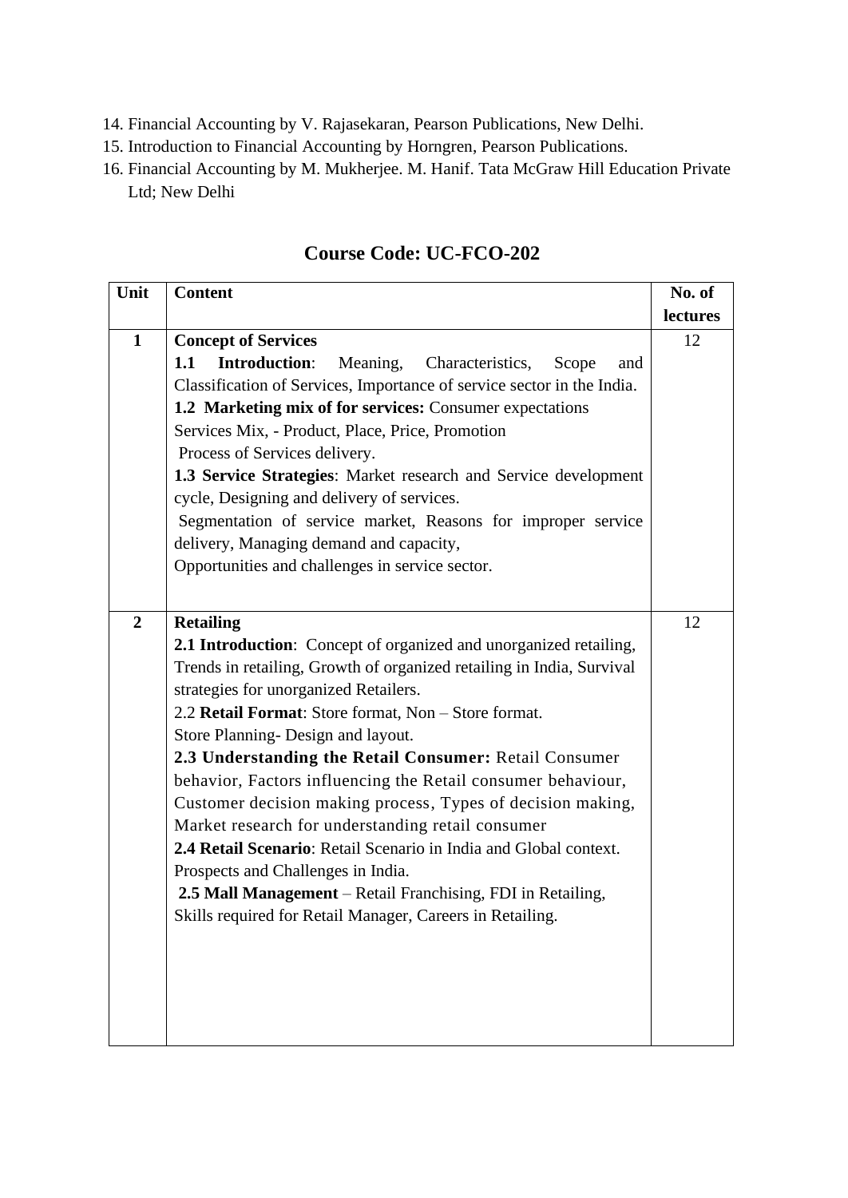14. Financial Accounting by V. Rajasekaran, Pearson Publications, New Delhi.
15. Introduction to Financial Accounting by Horngren, Pearson Publications.
16. Financial Accounting by M. Mukherjee. M. Hanif. Tata McGraw Hill Education Private Ltd; New Delhi

## Course Code: UC-FCO-202

| Unit | Content | No. of lectures |
|---|---|---|
| 1 | **Concept of Services**<br>**1.1 Introduction**: Meaning, Characteristics, Scope and Classification of Services, Importance of service sector in the India.<br>**1.2 Marketing mix of for services:** Consumer expectations Services Mix, - Product, Place, Price, Promotion<br>Process of Services delivery.<br>**1.3 Service Strategies**: Market research and Service development cycle, Designing and delivery of services.<br>Segmentation of service market, Reasons for improper service delivery, Managing demand and capacity,<br>Opportunities and challenges in service sector. | 12 |
| 2 | **Retailing**<br>**2.1 Introduction**: Concept of organized and unorganized retailing, Trends in retailing, Growth of organized retailing in India, Survival strategies for unorganized Retailers.<br>2.2 **Retail Format**: Store format, Non – Store format.<br>Store Planning- Design and layout.<br>**2.3 Understanding the Retail Consumer:** Retail Consumer behavior, Factors influencing the Retail consumer behaviour, Customer decision making process, Types of decision making, Market research for understanding retail consumer<br>**2.4 Retail Scenario**: Retail Scenario in India and Global context. Prospects and Challenges in India.<br>**2.5 Mall Management** – Retail Franchising, FDI in Retailing, Skills required for Retail Manager, Careers in Retailing. | 12 |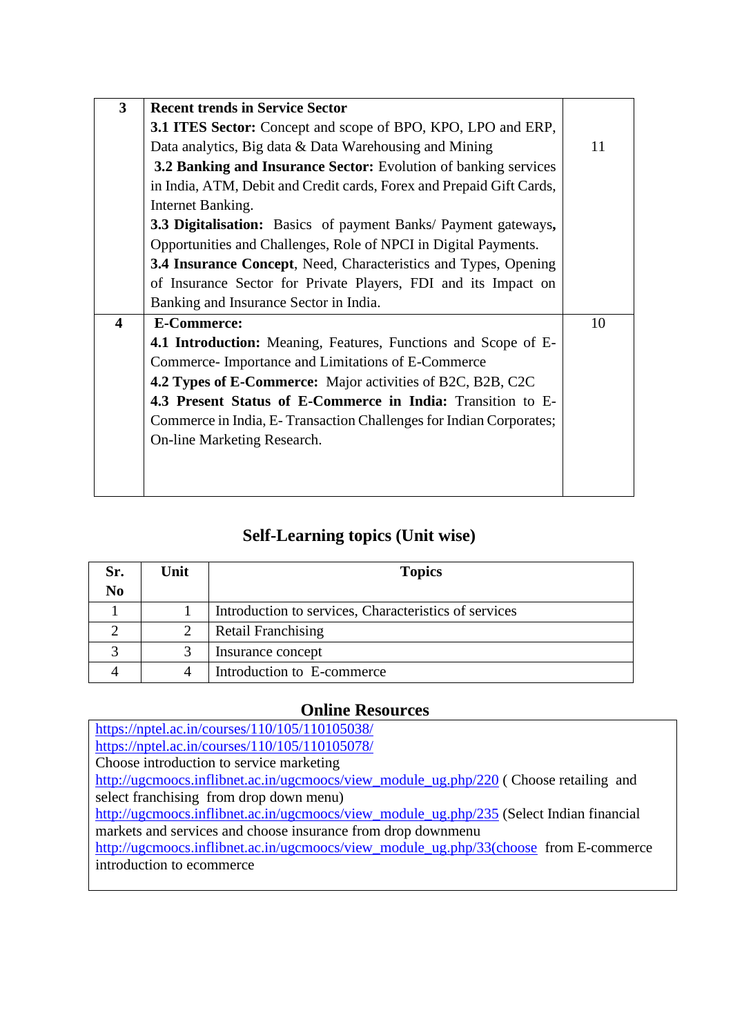| | | |
|---|---|---|
| **3** | **Recent trends in Service Sector**<br>**3.1 ITES Sector:** Concept and scope of BPO, KPO, LPO and ERP, Data analytics, Big data & Data Warehousing and Mining<br>**3.2 Banking and Insurance Sector:** Evolution of banking services in India, ATM, Debit and Credit cards, Forex and Prepaid Gift Cards, Internet Banking.<br>**3.3 Digitalisation:** Basics of payment Banks/ Payment gateways**,** Opportunities and Challenges, Role of NPCI in Digital Payments.<br>**3.4 Insurance Concept**, Need, Characteristics and Types, Opening of Insurance Sector for Private Players, FDI and its Impact on Banking and Insurance Sector in India. | 11 |
| **4** | **E-Commerce:**<br>**4.1 Introduction:** Meaning, Features, Functions and Scope of E-Commerce- Importance and Limitations of E-Commerce<br>**4.2 Types of E-Commerce:** Major activities of B2C, B2B, C2C<br>**4.3 Present Status of E-Commerce in India:** Transition to E-Commerce in India, E- Transaction Challenges for Indian Corporates; On-line Marketing Research. | 10 |

## Self-Learning topics (Unit wise)

| Sr. No | Unit | Topics |
|---|---|---|
| 1 | 1 | Introduction to services, Characteristics of services |
| 2 | 2 | Retail Franchising |
| 3 | 3 | Insurance concept |
| 4 | 4 | Introduction to E-commerce |

## Online Resources

https://nptel.ac.in/courses/110/105/110105038/
https://nptel.ac.in/courses/110/105/110105078/
Choose introduction to service marketing
http://ugcmoocs.inflibnet.ac.in/ugcmoocs/view_module_ug.php/220 ( Choose retailing and select franchising from drop down menu)
http://ugcmoocs.inflibnet.ac.in/ugcmoocs/view_module_ug.php/235 (Select Indian financial markets and services and choose insurance from drop downmenu
http://ugcmoocs.inflibnet.ac.in/ugcmoocs/view_module_ug.php/33(choose from E-commerce introduction to ecommerce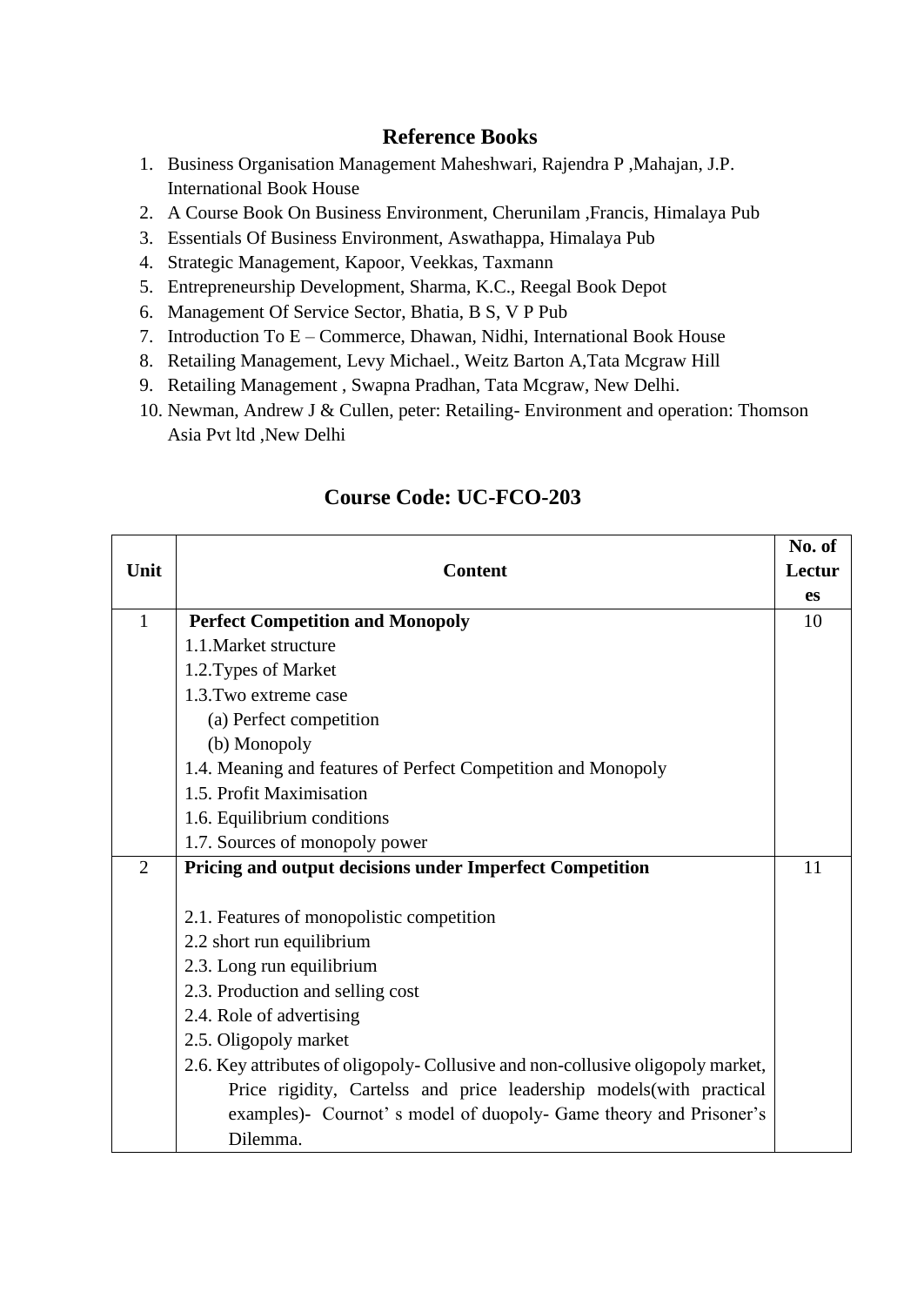## Reference Books

1. Business Organisation Management Maheshwari, Rajendra P ,Mahajan, J.P. International Book House
2. A Course Book On Business Environment, Cherunilam ,Francis, Himalaya Pub
3. Essentials Of Business Environment, Aswathappa, Himalaya Pub
4. Strategic Management, Kapoor, Veekkas, Taxmann
5. Entrepreneurship Development, Sharma, K.C., Reegal Book Depot
6. Management Of Service Sector, Bhatia, B S, V P Pub
7. Introduction To E – Commerce, Dhawan, Nidhi, International Book House
8. Retailing Management, Levy Michael., Weitz Barton A,Tata Mcgraw Hill
9. Retailing Management , Swapna Pradhan, Tata Mcgraw, New Delhi.
10. Newman, Andrew J & Cullen, peter: Retailing- Environment and operation: Thomson Asia Pvt ltd ,New Delhi

## Course Code: UC-FCO-203

| Unit | Content | No. of Lectures |
|---|---|---|
| 1 | **Perfect Competition and Monopoly**<br>1.1.Market structure<br>1.2.Types of Market<br>1.3.Two extreme case<br>(a) Perfect competition<br>(b) Monopoly<br>1.4. Meaning and features of Perfect Competition and Monopoly<br>1.5. Profit Maximisation<br>1.6. Equilibrium conditions<br>1.7. Sources of monopoly power | 10 |
| 2 | **Pricing and output decisions under Imperfect Competition**<br><br>2.1. Features of monopolistic competition<br>2.2 short run equilibrium<br>2.3. Long run equilibrium<br>2.3. Production and selling cost<br>2.4. Role of advertising<br>2.5. Oligopoly market<br>2.6. Key attributes of oligopoly- Collusive and non-collusive oligopoly market, Price rigidity, Cartelss and price leadership models(with practical examples)- Cournot' s model of duopoly- Game theory and Prisoner's Dilemma. | 11 |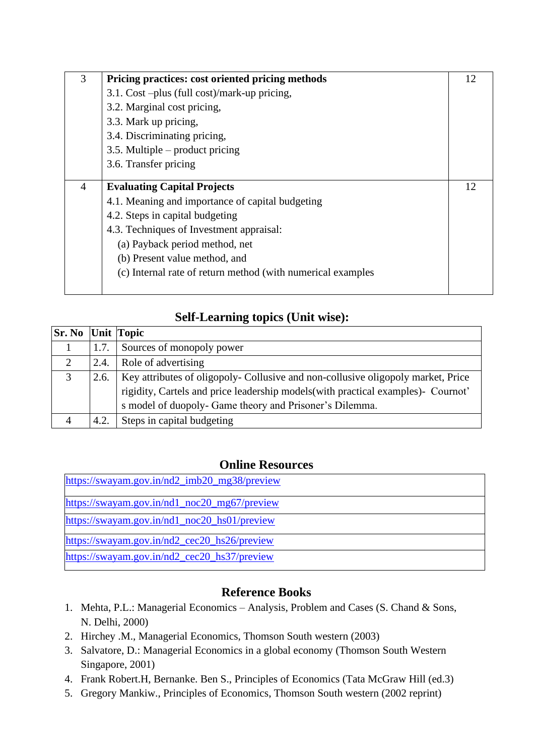| | | |
|---|---|---|
| 3 | **Pricing practices: cost oriented pricing methods**<br>3.1. Cost –plus (full cost)/mark-up pricing,<br>3.2. Marginal cost pricing,<br>3.3. Mark up pricing,<br>3.4. Discriminating pricing,<br>3.5. Multiple – product pricing<br>3.6. Transfer pricing | 12 |
| 4 | **Evaluating Capital Projects**<br>4.1. Meaning and importance of capital budgeting<br>4.2. Steps in capital budgeting<br>4.3. Techniques of Investment appraisal:<br>(a) Payback period method, net<br>(b) Present value method, and<br>(c) Internal rate of return method (with numerical examples | 12 |

## Self-Learning topics (Unit wise):

| Sr. No | Unit | Topic |
|---|---|---|
| 1 | 1.7. | Sources of monopoly power |
| 2 | 2.4. | Role of advertising |
| 3 | 2.6. | Key attributes of oligopoly- Collusive and non-collusive oligopoly market, Price rigidity, Cartels and price leadership models(with practical examples)- Cournot' s model of duopoly- Game theory and Prisoner's Dilemma. |
| 4 | 4.2. | Steps in capital budgeting |

## Online Resources

| |
|---|
| https://swayam.gov.in/nd2_imb20_mg38/preview |
| https://swayam.gov.in/nd1_noc20_mg67/preview |
| https://swayam.gov.in/nd1_noc20_hs01/preview |
| https://swayam.gov.in/nd2_cec20_hs26/preview |
| https://swayam.gov.in/nd2_cec20_hs37/preview |

## Reference Books

1. Mehta, P.L.: Managerial Economics – Analysis, Problem and Cases (S. Chand & Sons, N. Delhi, 2000)
2. Hirchey .M., Managerial Economics, Thomson South western (2003)
3. Salvatore, D.: Managerial Economics in a global economy (Thomson South Western Singapore, 2001)
4. Frank Robert.H, Bernanke. Ben S., Principles of Economics (Tata McGraw Hill (ed.3)
5. Gregory Mankiw., Principles of Economics, Thomson South western (2002 reprint)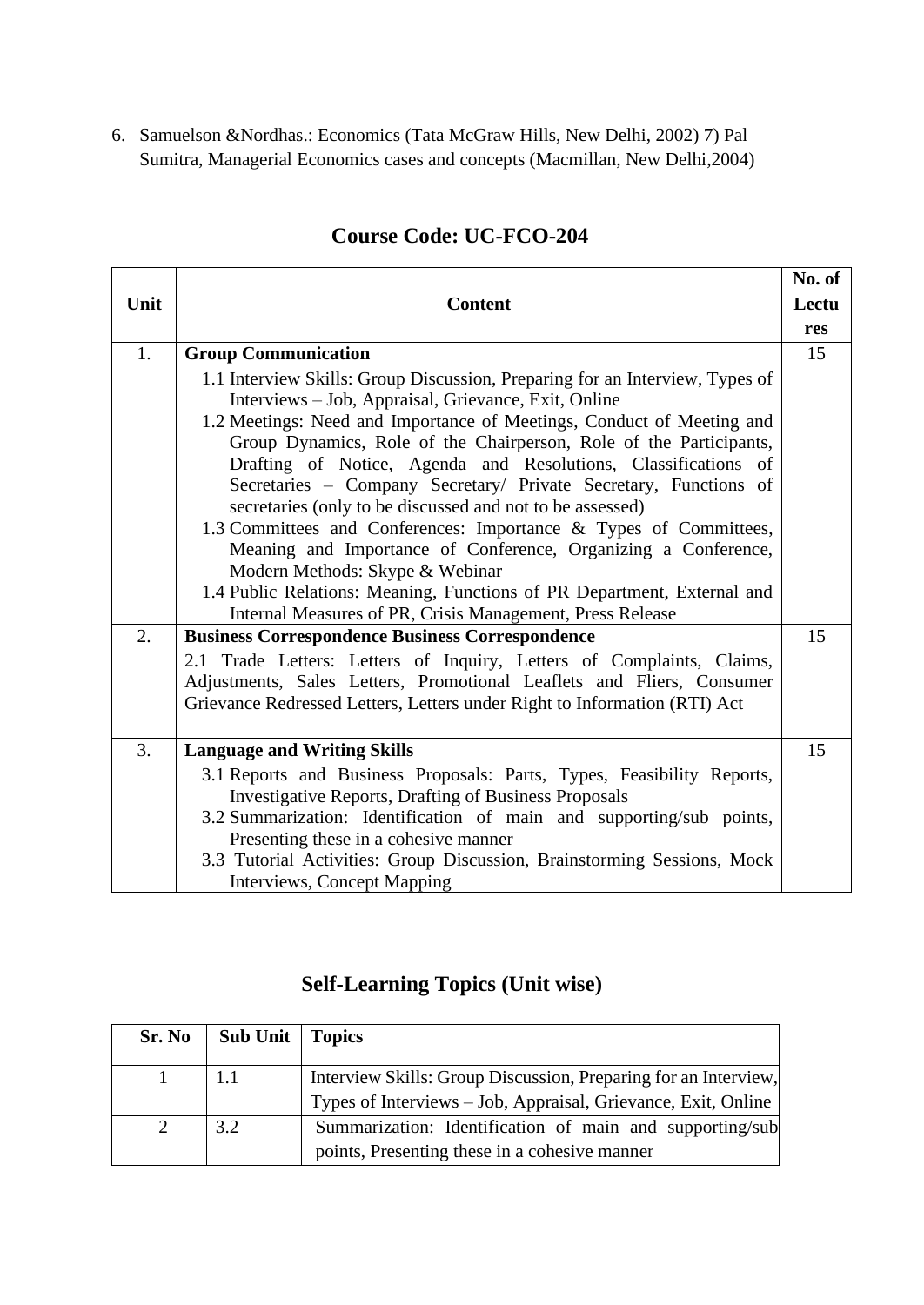6. Samuelson &Nordhas.: Economics (Tata McGraw Hills, New Delhi, 2002) 7) Pal Sumitra, Managerial Economics cases and concepts (Macmillan, New Delhi,2004)

## Course Code: UC-FCO-204

| Unit | Content | No. of Lectures |
|---|---|---|
| 1. | **Group Communication**<br>1.1 Interview Skills: Group Discussion, Preparing for an Interview, Types of Interviews – Job, Appraisal, Grievance, Exit, Online<br>1.2 Meetings: Need and Importance of Meetings, Conduct of Meeting and Group Dynamics, Role of the Chairperson, Role of the Participants, Drafting of Notice, Agenda and Resolutions, Classifications of Secretaries – Company Secretary/ Private Secretary, Functions of secretaries (only to be discussed and not to be assessed)<br>1.3 Committees and Conferences: Importance & Types of Committees, Meaning and Importance of Conference, Organizing a Conference, Modern Methods: Skype & Webinar<br>1.4 Public Relations: Meaning, Functions of PR Department, External and Internal Measures of PR, Crisis Management, Press Release | 15 |
| 2. | **Business Correspondence Business Correspondence**<br>2.1 Trade Letters: Letters of Inquiry, Letters of Complaints, Claims, Adjustments, Sales Letters, Promotional Leaflets and Fliers, Consumer Grievance Redressed Letters, Letters under Right to Information (RTI) Act | 15 |
| 3. | **Language and Writing Skills**<br>3.1 Reports and Business Proposals: Parts, Types, Feasibility Reports, Investigative Reports, Drafting of Business Proposals<br>3.2 Summarization: Identification of main and supporting/sub points, Presenting these in a cohesive manner<br>3.3 Tutorial Activities: Group Discussion, Brainstorming Sessions, Mock Interviews, Concept Mapping | 15 |

## Self-Learning Topics (Unit wise)

| Sr. No | Sub Unit | Topics |
|---|---|---|
| 1 | 1.1 | Interview Skills: Group Discussion, Preparing for an Interview, Types of Interviews – Job, Appraisal, Grievance, Exit, Online |
| 2 | 3.2 | Summarization: Identification of main and supporting/sub points, Presenting these in a cohesive manner |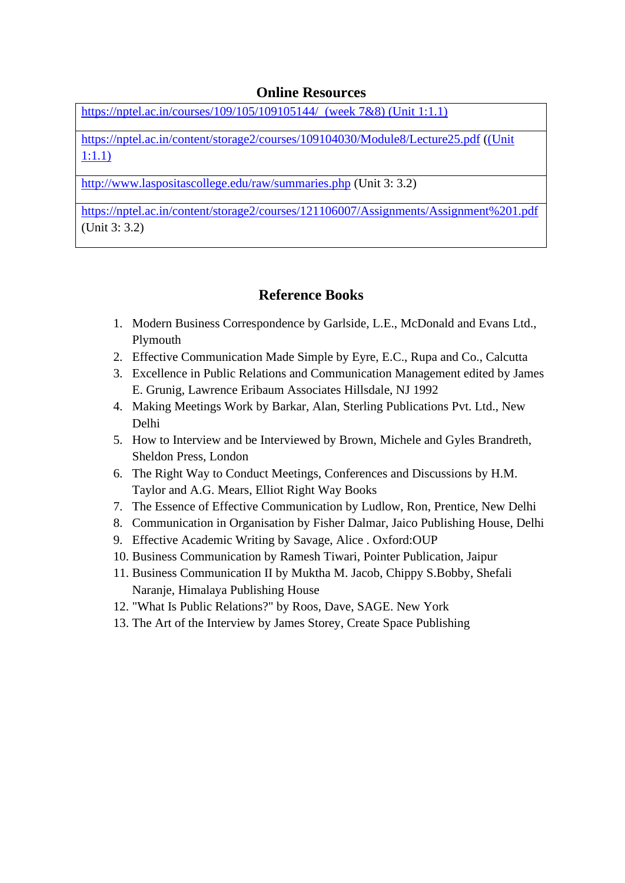## Online Resources

| |
|---|
| https://nptel.ac.in/courses/109/105/109105144/ (week 7&8) (Unit 1:1.1) |
| https://nptel.ac.in/content/storage2/courses/109104030/Module8/Lecture25.pdf ((Unit 1:1.1) |
| http://www.laspositascollege.edu/raw/summaries.php (Unit 3: 3.2) |
| https://nptel.ac.in/content/storage2/courses/121106007/Assignments/Assignment%201.pdf (Unit 3: 3.2) |

## Reference Books

1. Modern Business Correspondence by Garlside, L.E., McDonald and Evans Ltd., Plymouth
2. Effective Communication Made Simple by Eyre, E.C., Rupa and Co., Calcutta
3. Excellence in Public Relations and Communication Management edited by James E. Grunig, Lawrence Eribaum Associates Hillsdale, NJ 1992
4. Making Meetings Work by Barkar, Alan, Sterling Publications Pvt. Ltd., New Delhi
5. How to Interview and be Interviewed by Brown, Michele and Gyles Brandreth, Sheldon Press, London
6. The Right Way to Conduct Meetings, Conferences and Discussions by H.M. Taylor and A.G. Mears, Elliot Right Way Books
7. The Essence of Effective Communication by Ludlow, Ron, Prentice, New Delhi
8. Communication in Organisation by Fisher Dalmar, Jaico Publishing House, Delhi
9. Effective Academic Writing by Savage, Alice . Oxford:OUP
10. Business Communication by Ramesh Tiwari, Pointer Publication, Jaipur
11. Business Communication II by Muktha M. Jacob, Chippy S.Bobby, Shefali Naranje, Himalaya Publishing House
12. "What Is Public Relations?" by Roos, Dave, SAGE. New York
13. The Art of the Interview by James Storey, Create Space Publishing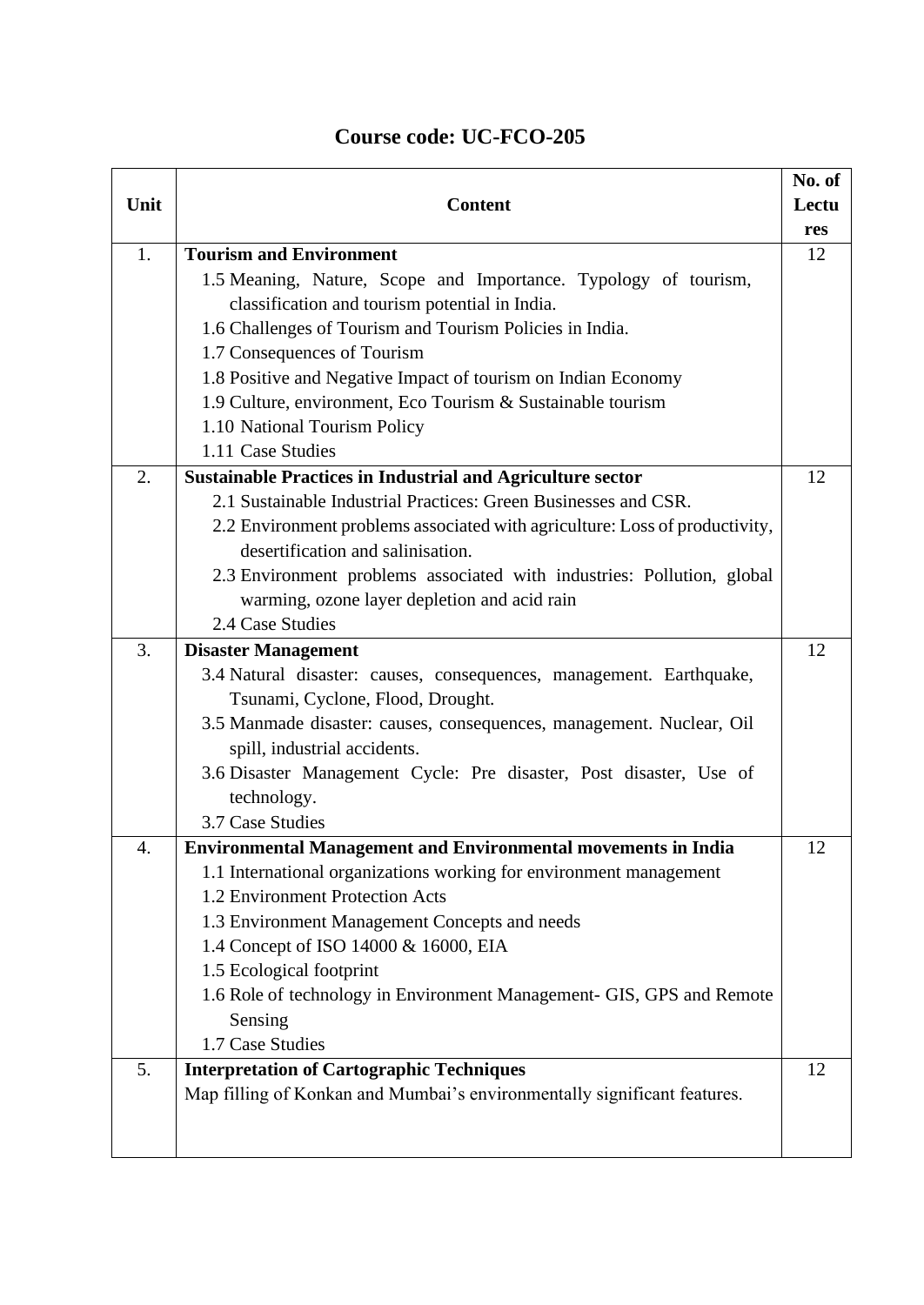## Course code: UC-FCO-205

| Unit | Content | No. of Lectures |
|---|---|---|
| 1. | **Tourism and Environment**<br>1.5 Meaning, Nature, Scope and Importance. Typology of tourism, classification and tourism potential in India.<br>1.6 Challenges of Tourism and Tourism Policies in India.<br>1.7 Consequences of Tourism<br>1.8 Positive and Negative Impact of tourism on Indian Economy<br>1.9 Culture, environment, Eco Tourism & Sustainable tourism<br>1.10 National Tourism Policy<br>1.11 Case Studies | 12 |
| 2. | **Sustainable Practices in Industrial and Agriculture sector**<br>2.1 Sustainable Industrial Practices: Green Businesses and CSR.<br>2.2 Environment problems associated with agriculture: Loss of productivity, desertification and salinisation.<br>2.3 Environment problems associated with industries: Pollution, global warming, ozone layer depletion and acid rain<br>2.4 Case Studies | 12 |
| 3. | **Disaster Management**<br>3.4 Natural disaster: causes, consequences, management. Earthquake, Tsunami, Cyclone, Flood, Drought.<br>3.5 Manmade disaster: causes, consequences, management. Nuclear, Oil spill, industrial accidents.<br>3.6 Disaster Management Cycle: Pre disaster, Post disaster, Use of technology.<br>3.7 Case Studies | 12 |
| 4. | **Environmental Management and Environmental movements in India**<br>1.1 International organizations working for environment management<br>1.2 Environment Protection Acts<br>1.3 Environment Management Concepts and needs<br>1.4 Concept of ISO 14000 & 16000, EIA<br>1.5 Ecological footprint<br>1.6 Role of technology in Environment Management- GIS, GPS and Remote Sensing<br>1.7 Case Studies | 12 |
| 5. | **Interpretation of Cartographic Techniques**<br>Map filling of Konkan and Mumbai's environmentally significant features. | 12 |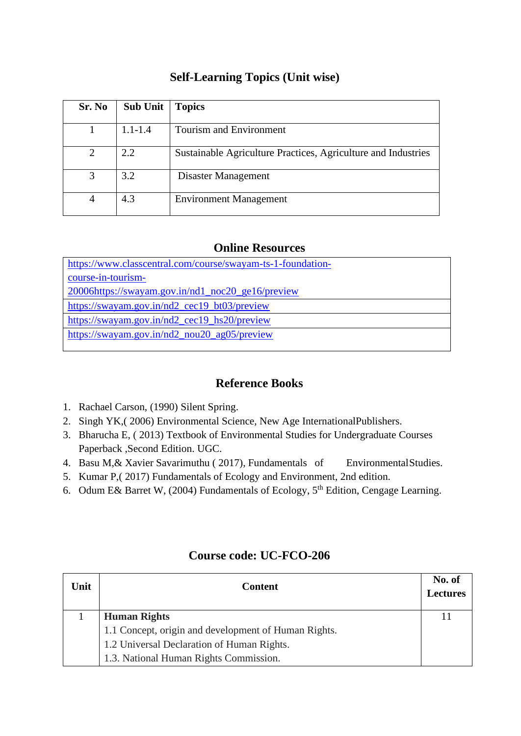## Self-Learning Topics (Unit wise)

| Sr. No | Sub Unit | Topics |
|---|---|---|
| 1 | 1.1-1.4 | Tourism and Environment |
| 2 | 2.2 | Sustainable Agriculture Practices, Agriculture and Industries |
| 3 | 3.2 | Disaster Management |
| 4 | 4.3 | Environment Management |

## Online Resources

| |
|---|
| https://www.classcentral.com/course/swayam-ts-1-foundation-course-in-tourism-20006https://swayam.gov.in/nd1_noc20_ge16/preview |
| https://swayam.gov.in/nd2_cec19_bt03/preview |
| https://swayam.gov.in/nd2_cec19_hs20/preview |
| https://swayam.gov.in/nd2_nou20_ag05/preview |

## Reference Books

1. Rachael Carson, (1990) Silent Spring.
2. Singh YK,( 2006) Environmental Science, New Age InternationalPublishers.
3. Bharucha E, ( 2013) Textbook of Environmental Studies for Undergraduate Courses Paperback ,Second Edition. UGC.
4. Basu M,& Xavier Savarimuthu ( 2017), Fundamentals of Environmental Studies.
5. Kumar P,( 2017) Fundamentals of Ecology and Environment, 2nd edition.
6. Odum E& Barret W, (2004) Fundamentals of Ecology, 5th Edition, Cengage Learning.

## Course code: UC-FCO-206

| Unit | Content | No. of Lectures |
|---|---|---|
| 1 | **Human Rights**<br>1.1 Concept, origin and development of Human Rights.<br>1.2 Universal Declaration of Human Rights.<br>1.3. National Human Rights Commission. | 11 |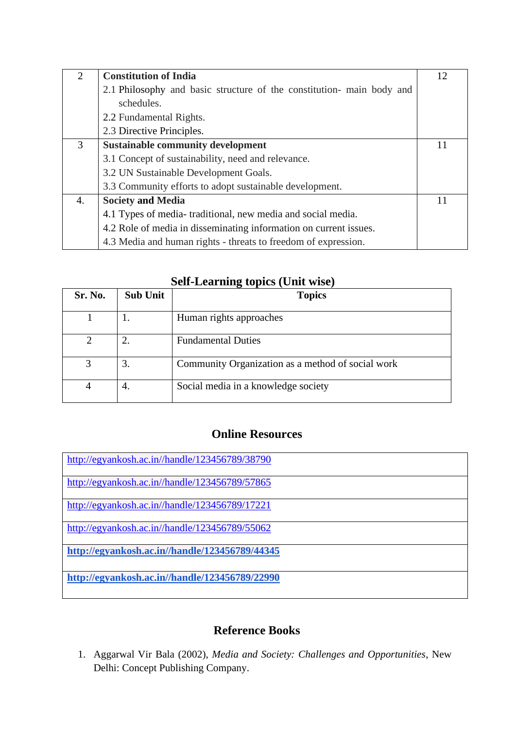| 2 | **Constitution of India**<br>2.1 Philosophy and basic structure of the constitution- main body and schedules.<br>2.2 Fundamental Rights.<br>2.3 Directive Principles. | 12 |
|---|---|---|
| 3 | **Sustainable community development**<br>3.1 Concept of sustainability, need and relevance.<br>3.2 UN Sustainable Development Goals.<br>3.3 Community efforts to adopt sustainable development. | 11 |
| 4. | **Society and Media**<br>4.1 Types of media- traditional, new media and social media.<br>4.2 Role of media in disseminating information on current issues.<br>4.3 Media and human rights - threats to freedom of expression. | 11 |

## Self-Learning topics (Unit wise)

| Sr. No. | Sub Unit | Topics |
|---|---|---|
| 1 | 1. | Human rights approaches |
| 2 | 2. | Fundamental Duties |
| 3 | 3. | Community Organization as a method of social work |
| 4 | 4. | Social media in a knowledge society |

## Online Resources

| |
|---|
| http://egyankosh.ac.in//handle/123456789/38790 |
| http://egyankosh.ac.in//handle/123456789/57865 |
| http://egyankosh.ac.in//handle/123456789/17221 |
| http://egyankosh.ac.in//handle/123456789/55062 |
| **http://egyankosh.ac.in//handle/123456789/44345** |
| **http://egyankosh.ac.in//handle/123456789/22990** |

## Reference Books

1. Aggarwal Vir Bala (2002), *Media and Society: Challenges and Opportunities*, New Delhi: Concept Publishing Company.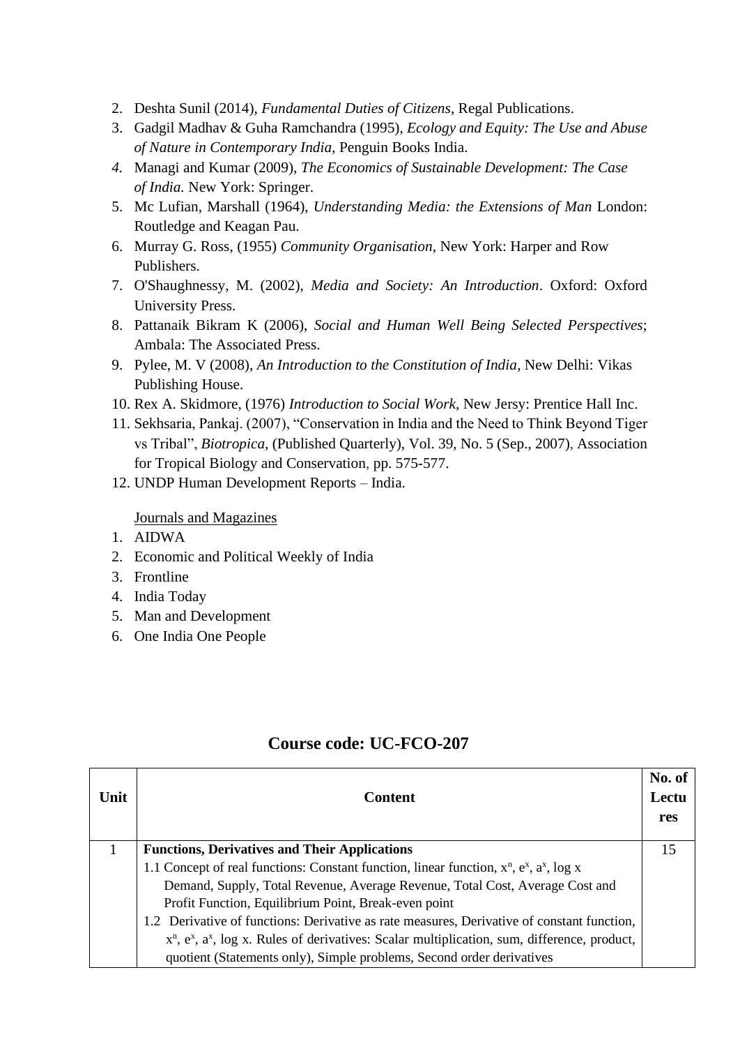2. Deshta Sunil (2014), *Fundamental Duties of Citizens*, Regal Publications.
3. Gadgil Madhav & Guha Ramchandra (1995), *Ecology and Equity: The Use and Abuse of Nature in Contemporary India*, Penguin Books India.
4. Managi and Kumar (2009), *The Economics of Sustainable Development: The Case of India.* New York: Springer.
5. Mc Lufian, Marshall (1964), *Understanding Media: the Extensions of Man* London: Routledge and Keagan Pau.
6. Murray G. Ross, (1955) *Community Organisation*, New York: Harper and Row Publishers.
7. O'Shaughnessy, M. (2002), *Media and Society: An Introduction*. Oxford: Oxford University Press.
8. Pattanaik Bikram K (2006), *Social and Human Well Being Selected Perspectives*; Ambala: The Associated Press.
9. Pylee, M. V (2008), *An Introduction to the Constitution of India*, New Delhi: Vikas Publishing House.
10. Rex A. Skidmore, (1976) *Introduction to Social Work*, New Jersy: Prentice Hall Inc.
11. Sekhsaria, Pankaj. (2007), "Conservation in India and the Need to Think Beyond Tiger vs Tribal", *Biotropica*, (Published Quarterly), Vol. 39, No. 5 (Sep., 2007), Association for Tropical Biology and Conservation, pp. 575-577.
12. UNDP Human Development Reports – India.

Journals and Magazines

1. AIDWA
2. Economic and Political Weekly of India
3. Frontline
4. India Today
5. Man and Development
6. One India One People

## Course code: UC-FCO-207

| Unit | Content | No. of Lectures |
|---|---|---|
| 1 | **Functions, Derivatives and Their Applications**<br>1.1 Concept of real functions: Constant function, linear function, $x^n$, $e^x$, $a^x$, log x Demand, Supply, Total Revenue, Average Revenue, Total Cost, Average Cost and Profit Function, Equilibrium Point, Break-even point<br>1.2 Derivative of functions: Derivative as rate measures, Derivative of constant function, $x^n$, $e^x$, $a^x$, log x. Rules of derivatives: Scalar multiplication, sum, difference, product, quotient (Statements only), Simple problems, Second order derivatives | 15 |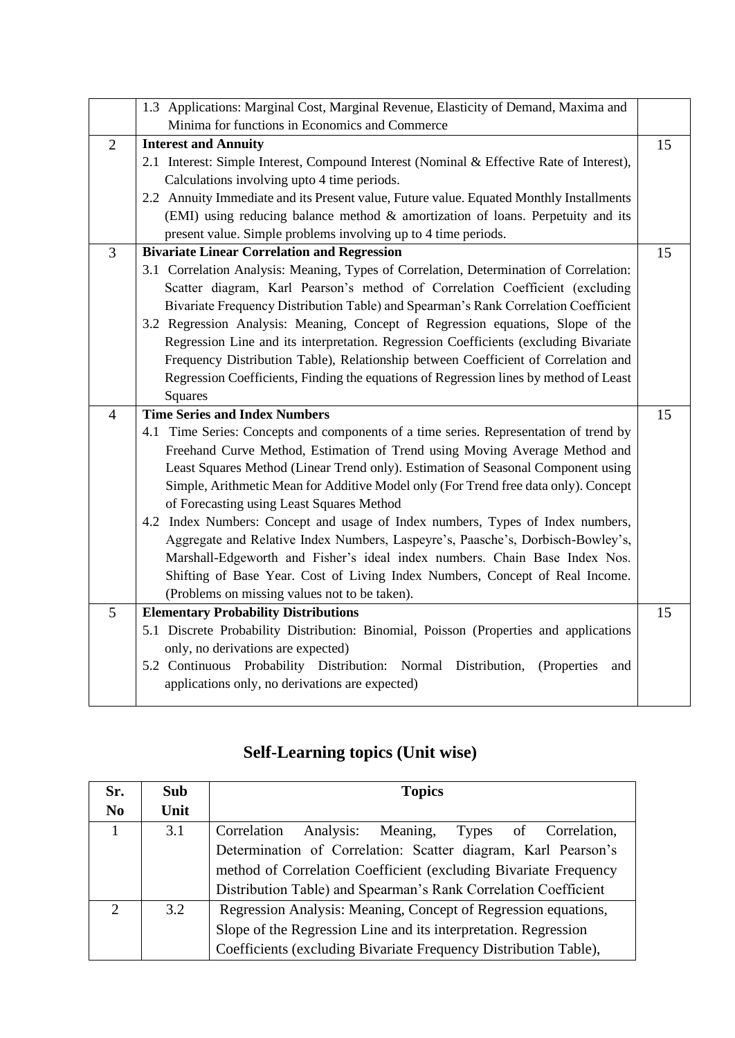| | | |
|---|---|---|
| | 1.3 Applications: Marginal Cost, Marginal Revenue, Elasticity of Demand, Maxima and Minima for functions in Economics and Commerce | |
| 2 | **Interest and Annuity**<br>2.1 Interest: Simple Interest, Compound Interest (Nominal & Effective Rate of Interest), Calculations involving upto 4 time periods.<br>2.2 Annuity Immediate and its Present value, Future value. Equated Monthly Installments (EMI) using reducing balance method & amortization of loans. Perpetuity and its present value. Simple problems involving up to 4 time periods. | 15 |
| 3 | **Bivariate Linear Correlation and Regression**<br>3.1 Correlation Analysis: Meaning, Types of Correlation, Determination of Correlation: Scatter diagram, Karl Pearson's method of Correlation Coefficient (excluding Bivariate Frequency Distribution Table) and Spearman's Rank Correlation Coefficient<br>3.2 Regression Analysis: Meaning, Concept of Regression equations, Slope of the Regression Line and its interpretation. Regression Coefficients (excluding Bivariate Frequency Distribution Table), Relationship between Coefficient of Correlation and Regression Coefficients, Finding the equations of Regression lines by method of Least Squares | 15 |
| 4 | **Time Series and Index Numbers**<br>4.1 Time Series: Concepts and components of a time series. Representation of trend by Freehand Curve Method, Estimation of Trend using Moving Average Method and Least Squares Method (Linear Trend only). Estimation of Seasonal Component using Simple, Arithmetic Mean for Additive Model only (For Trend free data only). Concept of Forecasting using Least Squares Method<br>4.2 Index Numbers: Concept and usage of Index numbers, Types of Index numbers, Aggregate and Relative Index Numbers, Laspeyre's, Paasche's, Dorbisch-Bowley's, Marshall-Edgeworth and Fisher's ideal index numbers. Chain Base Index Nos. Shifting of Base Year. Cost of Living Index Numbers, Concept of Real Income. (Problems on missing values not to be taken). | 15 |
| 5 | **Elementary Probability Distributions**<br>5.1 Discrete Probability Distribution: Binomial, Poisson (Properties and applications only, no derivations are expected)<br>5.2 Continuous Probability Distribution: Normal Distribution, (Properties and applications only, no derivations are expected) | 15 |

## Self-Learning topics (Unit wise)

| Sr. No | Sub Unit | Topics |
|---|---|---|
| 1 | 3.1 | Correlation Analysis: Meaning, Types of Correlation, Determination of Correlation: Scatter diagram, Karl Pearson's method of Correlation Coefficient (excluding Bivariate Frequency Distribution Table) and Spearman's Rank Correlation Coefficient |
| 2 | 3.2 | Regression Analysis: Meaning, Concept of Regression equations, Slope of the Regression Line and its interpretation. Regression Coefficients (excluding Bivariate Frequency Distribution Table), |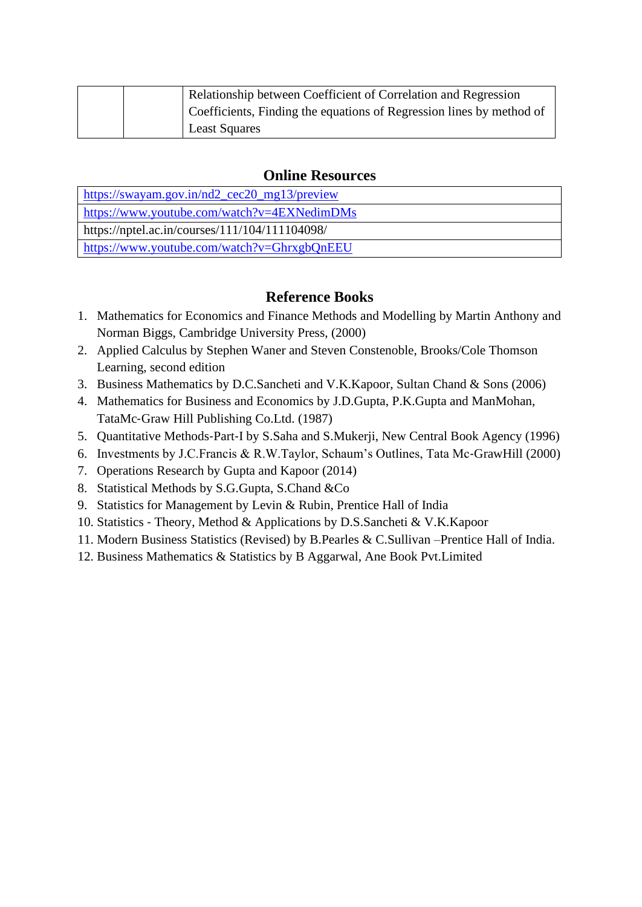| | | |
|---|---|---|
| | | Relationship between Coefficient of Correlation and Regression Coefficients, Finding the equations of Regression lines by method of Least Squares |

## Online Resources

| |
|---|
| https://swayam.gov.in/nd2_cec20_mg13/preview |
| https://www.youtube.com/watch?v=4EXNedimDMs |
| https://nptel.ac.in/courses/111/104/111104098/ |
| https://www.youtube.com/watch?v=GhrxgbQnEEU |

## Reference Books

1. Mathematics for Economics and Finance Methods and Modelling by Martin Anthony and Norman Biggs, Cambridge University Press, (2000)
2. Applied Calculus by Stephen Waner and Steven Constenoble, Brooks/Cole Thomson Learning, second edition
3. Business Mathematics by D.C.Sancheti and V.K.Kapoor, Sultan Chand & Sons (2006)
4. Mathematics for Business and Economics by J.D.Gupta, P.K.Gupta and ManMohan, TataMc-Graw Hill Publishing Co.Ltd. (1987)
5. Quantitative Methods-Part-I by S.Saha and S.Mukerji, New Central Book Agency (1996)
6. Investments by J.C.Francis & R.W.Taylor, Schaum's Outlines, Tata Mc-GrawHill (2000)
7. Operations Research by Gupta and Kapoor (2014)
8. Statistical Methods by S.G.Gupta, S.Chand &Co
9. Statistics for Management by Levin & Rubin, Prentice Hall of India
10. Statistics - Theory, Method & Applications by D.S.Sancheti & V.K.Kapoor
11. Modern Business Statistics (Revised) by B.Pearles & C.Sullivan –Prentice Hall of India.
12. Business Mathematics & Statistics by B Aggarwal, Ane Book Pvt.Limited